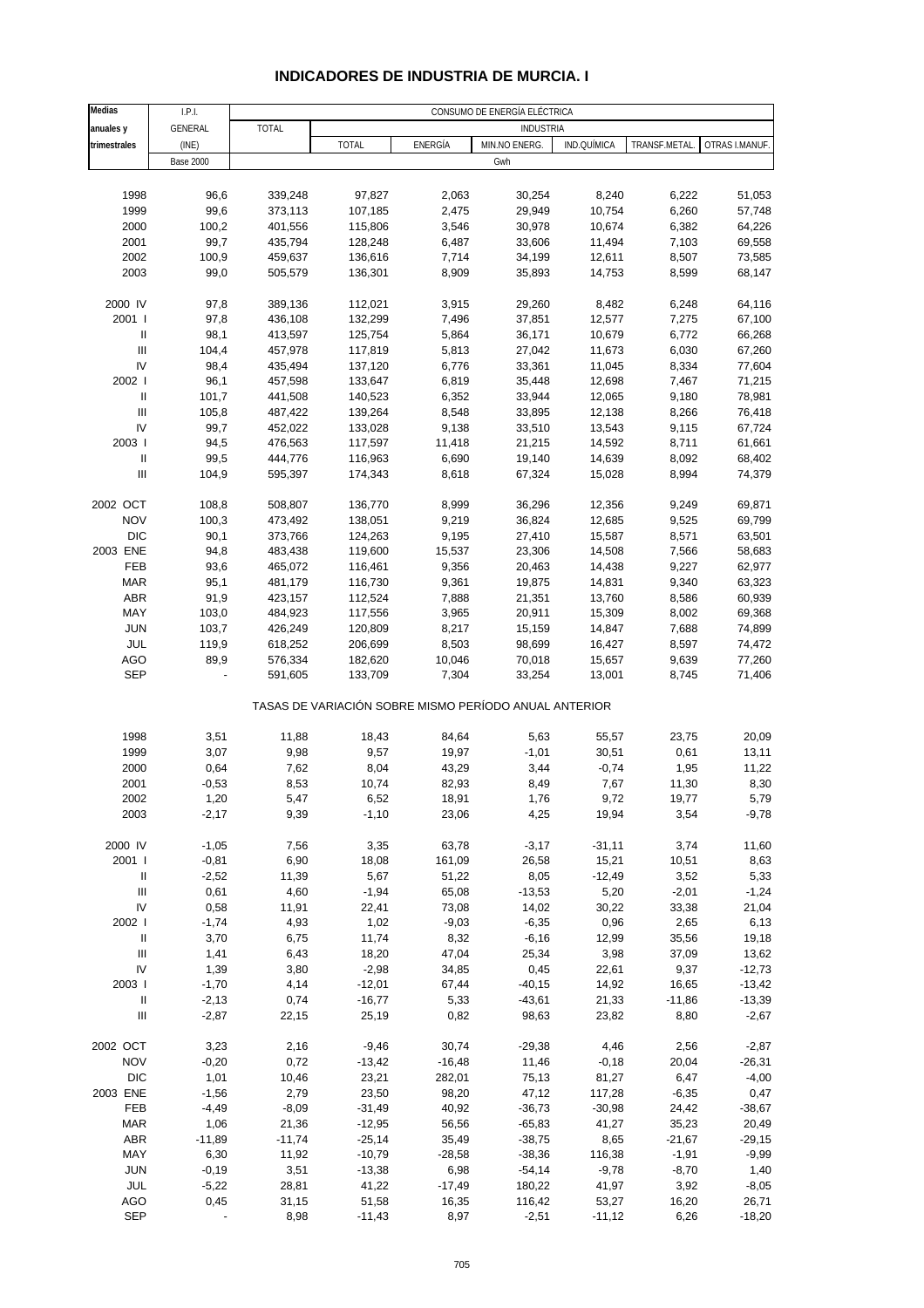# INDICADORES DE INDUSTRIA DE MURCIA. I

| Medias anuales y trimestrales | I.P.I. GENERAL (INE) | CONSUMO DE ENERGÍA ELÉCTRICA | | | | | | |
|---|---|---|---|---|---|---|---|---|
| | | TOTAL | INDUSTRIA | | | | | |
| | | | TOTAL | ENERGÍA | MIN.NO ENERG. | IND.QUÍMICA | TRANSF.METAL. | OTRAS I.MANUF. |
| | Base 2000 | Gwh | | | | | | |
| 1998 | 96,6 | 339,248 | 97,827 | 2,063 | 30,254 | 8,240 | 6,222 | 51,053 |
| 1999 | 99,6 | 373,113 | 107,185 | 2,475 | 29,949 | 10,754 | 6,260 | 57,748 |
| 2000 | 100,2 | 401,556 | 115,806 | 3,546 | 30,978 | 10,674 | 6,382 | 64,226 |
| 2001 | 99,7 | 435,794 | 128,248 | 6,487 | 33,606 | 11,494 | 7,103 | 69,558 |
| 2002 | 100,9 | 459,637 | 136,616 | 7,714 | 34,199 | 12,611 | 8,507 | 73,585 |
| 2003 | 99,0 | 505,579 | 136,301 | 8,909 | 35,893 | 14,753 | 8,599 | 68,147 |
| 2000 IV | 97,8 | 389,136 | 112,021 | 3,915 | 29,260 | 8,482 | 6,248 | 64,116 |
| 2001 I | 97,8 | 436,108 | 132,299 | 7,496 | 37,851 | 12,577 | 7,275 | 67,100 |
| II | 98,1 | 413,597 | 125,754 | 5,864 | 36,171 | 10,679 | 6,772 | 66,268 |
| III | 104,4 | 457,978 | 117,819 | 5,813 | 27,042 | 11,673 | 6,030 | 67,260 |
| IV | 98,4 | 435,494 | 137,120 | 6,776 | 33,361 | 11,045 | 8,334 | 77,604 |
| 2002 I | 96,1 | 457,598 | 133,647 | 6,819 | 35,448 | 12,698 | 7,467 | 71,215 |
| II | 101,7 | 441,508 | 140,523 | 6,352 | 33,944 | 12,065 | 9,180 | 78,981 |
| III | 105,8 | 487,422 | 139,264 | 8,548 | 33,895 | 12,138 | 8,266 | 76,418 |
| IV | 99,7 | 452,022 | 133,028 | 9,138 | 33,510 | 13,543 | 9,115 | 67,724 |
| 2003 I | 94,5 | 476,563 | 117,597 | 11,418 | 21,215 | 14,592 | 8,711 | 61,661 |
| II | 99,5 | 444,776 | 116,963 | 6,690 | 19,140 | 14,639 | 8,092 | 68,402 |
| III | 104,9 | 595,397 | 174,343 | 8,618 | 67,324 | 15,028 | 8,994 | 74,379 |
| 2002 OCT | 108,8 | 508,807 | 136,770 | 8,999 | 36,296 | 12,356 | 9,249 | 69,871 |
| NOV | 100,3 | 473,492 | 138,051 | 9,219 | 36,824 | 12,685 | 9,525 | 69,799 |
| DIC | 90,1 | 373,766 | 124,263 | 9,195 | 27,410 | 15,587 | 8,571 | 63,501 |
| 2003 ENE | 94,8 | 483,438 | 119,600 | 15,537 | 23,306 | 14,508 | 7,566 | 58,683 |
| FEB | 93,6 | 465,072 | 116,461 | 9,356 | 20,463 | 14,438 | 9,227 | 62,977 |
| MAR | 95,1 | 481,179 | 116,730 | 9,361 | 19,875 | 14,831 | 9,340 | 63,323 |
| ABR | 91,9 | 423,157 | 112,524 | 7,888 | 21,351 | 13,760 | 8,586 | 60,939 |
| MAY | 103,0 | 484,923 | 117,556 | 3,965 | 20,911 | 15,309 | 8,002 | 69,368 |
| JUN | 103,7 | 426,249 | 120,809 | 8,217 | 15,159 | 14,847 | 7,688 | 74,899 |
| JUL | 119,9 | 618,252 | 206,699 | 8,503 | 98,699 | 16,427 | 8,597 | 74,472 |
| AGO | 89,9 | 576,334 | 182,620 | 10,046 | 70,018 | 15,657 | 9,639 | 77,260 |
| SEP | - | 591,605 | 133,709 | 7,304 | 33,254 | 13,001 | 8,745 | 71,406 |
| TASAS DE VARIACIÓN SOBRE MISMO PERÍODO ANUAL ANTERIOR | | | | | | | | |
| 1998 | 3,51 | 11,88 | 18,43 | 84,64 | 5,63 | 55,57 | 23,75 | 20,09 |
| 1999 | 3,07 | 9,98 | 9,57 | 19,97 | -1,01 | 30,51 | 0,61 | 13,11 |
| 2000 | 0,64 | 7,62 | 8,04 | 43,29 | 3,44 | -0,74 | 1,95 | 11,22 |
| 2001 | -0,53 | 8,53 | 10,74 | 82,93 | 8,49 | 7,67 | 11,30 | 8,30 |
| 2002 | 1,20 | 5,47 | 6,52 | 18,91 | 1,76 | 9,72 | 19,77 | 5,79 |
| 2003 | -2,17 | 9,39 | -1,10 | 23,06 | 4,25 | 19,94 | 3,54 | -9,78 |
| 2000 IV | -1,05 | 7,56 | 3,35 | 63,78 | -3,17 | -31,11 | 3,74 | 11,60 |
| 2001 I | -0,81 | 6,90 | 18,08 | 161,09 | 26,58 | 15,21 | 10,51 | 8,63 |
| II | -2,52 | 11,39 | 5,67 | 51,22 | 8,05 | -12,49 | 3,52 | 5,33 |
| III | 0,61 | 4,60 | -1,94 | 65,08 | -13,53 | 5,20 | -2,01 | -1,24 |
| IV | 0,58 | 11,91 | 22,41 | 73,08 | 14,02 | 30,22 | 33,38 | 21,04 |
| 2002 I | -1,74 | 4,93 | 1,02 | -9,03 | -6,35 | 0,96 | 2,65 | 6,13 |
| II | 3,70 | 6,75 | 11,74 | 8,32 | -6,16 | 12,99 | 35,56 | 19,18 |
| III | 1,41 | 6,43 | 18,20 | 47,04 | 25,34 | 3,98 | 37,09 | 13,62 |
| IV | 1,39 | 3,80 | -2,98 | 34,85 | 0,45 | 22,61 | 9,37 | -12,73 |
| 2003 I | -1,70 | 4,14 | -12,01 | 67,44 | -40,15 | 14,92 | 16,65 | -13,42 |
| II | -2,13 | 0,74 | -16,77 | 5,33 | -43,61 | 21,33 | -11,86 | -13,39 |
| III | -2,87 | 22,15 | 25,19 | 0,82 | 98,63 | 23,82 | 8,80 | -2,67 |
| 2002 OCT | 3,23 | 2,16 | -9,46 | 30,74 | -29,38 | 4,46 | 2,56 | -2,87 |
| NOV | -0,20 | 0,72 | -13,42 | -16,48 | 11,46 | -0,18 | 20,04 | -26,31 |
| DIC | 1,01 | 10,46 | 23,21 | 282,01 | 75,13 | 81,27 | 6,47 | -4,00 |
| 2003 ENE | -1,56 | 2,79 | 23,50 | 98,20 | 47,12 | 117,28 | -6,35 | 0,47 |
| FEB | -4,49 | -8,09 | -31,49 | 40,92 | -36,73 | -30,98 | 24,42 | -38,67 |
| MAR | 1,06 | 21,36 | -12,95 | 56,56 | -65,83 | 41,27 | 35,23 | 20,49 |
| ABR | -11,89 | -11,74 | -25,14 | 35,49 | -38,75 | 8,65 | -21,67 | -29,15 |
| MAY | 6,30 | 11,92 | -10,79 | -28,58 | -38,36 | 116,38 | -1,91 | -9,99 |
| JUN | -0,19 | 3,51 | -13,38 | 6,98 | -54,14 | -9,78 | -8,70 | 1,40 |
| JUL | -5,22 | 28,81 | 41,22 | -17,49 | 180,22 | 41,97 | 3,92 | -8,05 |
| AGO | 0,45 | 31,15 | 51,58 | 16,35 | 116,42 | 53,27 | 16,20 | 26,71 |
| SEP | - | 8,98 | -11,43 | 8,97 | -2,51 | -11,12 | 6,26 | -18,20 |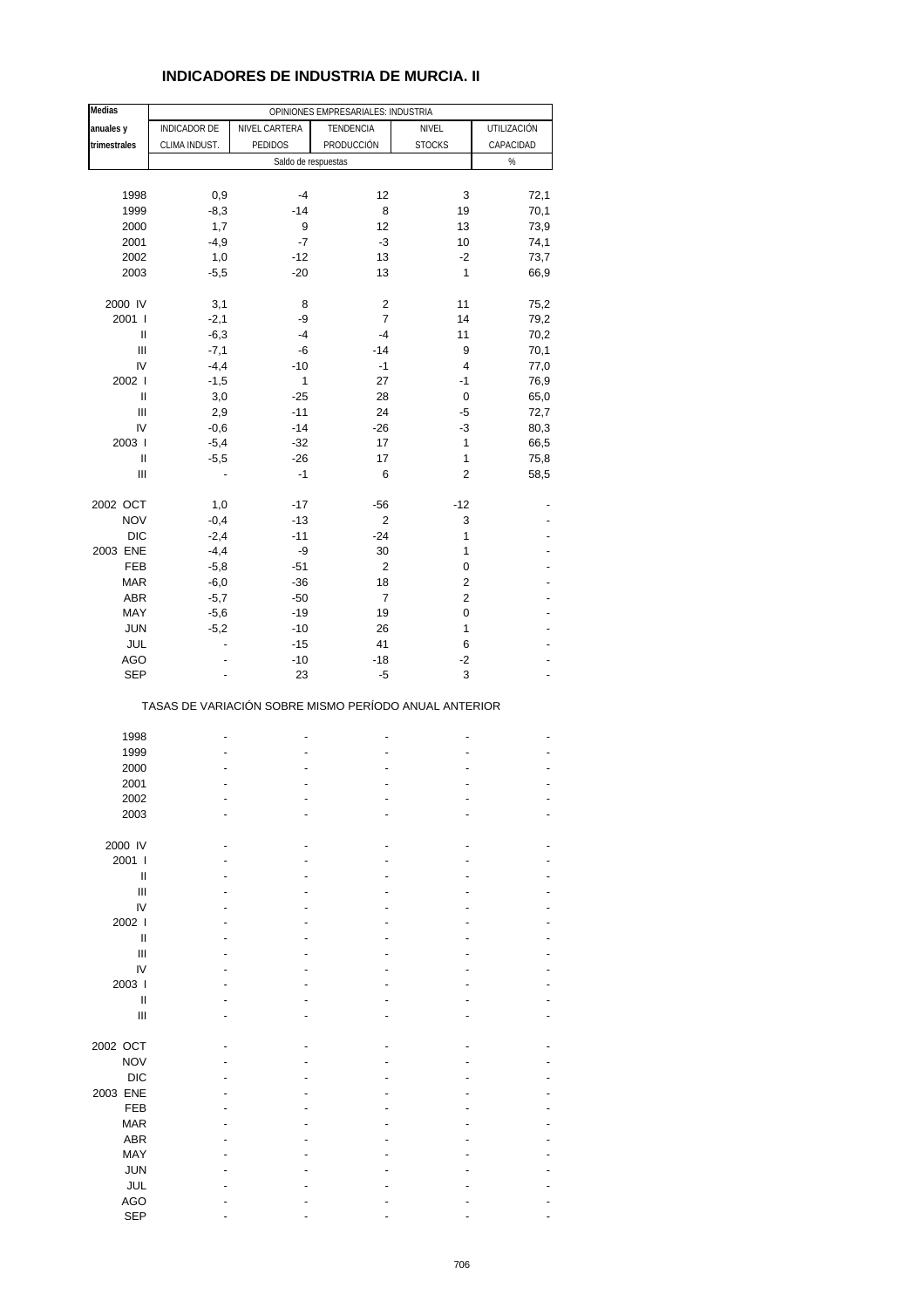# INDICADORES DE INDUSTRIA DE MURCIA. II

| Medias anuales y trimestrales | OPINIONES EMPRESARIALES: INDUSTRIA | | | | |
|---|---|---|---|---|---|
| | INDICADOR DE CLIMA INDUST. | NIVEL CARTERA PEDIDOS | TENDENCIA PRODUCCIÓN | NIVEL STOCKS | UTILIZACIÓN CAPACIDAD |
| | Saldo de respuestas | | | | % |
| 1998 | 0,9 | -4 | 12 | 3 | 72,1 |
| 1999 | -8,3 | -14 | 8 | 19 | 70,1 |
| 2000 | 1,7 | 9 | 12 | 13 | 73,9 |
| 2001 | -4,9 | -7 | -3 | 10 | 74,1 |
| 2002 | 1,0 | -12 | 13 | -2 | 73,7 |
| 2003 | -5,5 | -20 | 13 | 1 | 66,9 |
| 2000 IV | 3,1 | 8 | 2 | 11 | 75,2 |
| 2001 I | -2,1 | -9 | 7 | 14 | 79,2 |
| II | -6,3 | -4 | -4 | 11 | 70,2 |
| III | -7,1 | -6 | -14 | 9 | 70,1 |
| IV | -4,4 | -10 | -1 | 4 | 77,0 |
| 2002 I | -1,5 | 1 | 27 | -1 | 76,9 |
| II | 3,0 | -25 | 28 | 0 | 65,0 |
| III | 2,9 | -11 | 24 | -5 | 72,7 |
| IV | -0,6 | -14 | -26 | -3 | 80,3 |
| 2003 I | -5,4 | -32 | 17 | 1 | 66,5 |
| II | -5,5 | -26 | 17 | 1 | 75,8 |
| III | - | -1 | 6 | 2 | 58,5 |
| 2002 OCT | 1,0 | -17 | -56 | -12 | - |
| NOV | -0,4 | -13 | 2 | 3 | - |
| DIC | -2,4 | -11 | -24 | 1 | - |
| 2003 ENE | -4,4 | -9 | 30 | 1 | - |
| FEB | -5,8 | -51 | 2 | 0 | - |
| MAR | -6,0 | -36 | 18 | 2 | - |
| ABR | -5,7 | -50 | 7 | 2 | - |
| MAY | -5,6 | -19 | 19 | 0 | - |
| JUN | -5,2 | -10 | 26 | 1 | - |
| JUL | - | -15 | 41 | 6 | - |
| AGO | - | -10 | -18 | -2 | - |
| SEP | - | 23 | -5 | 3 | - |
| TASAS DE VARIACIÓN SOBRE MISMO PERÍODO ANUAL ANTERIOR | | | | | |
| 1998 | - | - | - | - | - |
| 1999 | - | - | - | - | - |
| 2000 | - | - | - | - | - |
| 2001 | - | - | - | - | - |
| 2002 | - | - | - | - | - |
| 2003 | - | - | - | - | - |
| 2000 IV | - | - | - | - | - |
| 2001 I | - | - | - | - | - |
| II | - | - | - | - | - |
| III | - | - | - | - | - |
| IV | - | - | - | - | - |
| 2002 I | - | - | - | - | - |
| II | - | - | - | - | - |
| III | - | - | - | - | - |
| IV | - | - | - | - | - |
| 2003 I | - | - | - | - | - |
| II | - | - | - | - | - |
| III | - | - | - | - | - |
| 2002 OCT | - | - | - | - | - |
| NOV | - | - | - | - | - |
| DIC | - | - | - | - | - |
| 2003 ENE | - | - | - | - | - |
| FEB | - | - | - | - | - |
| MAR | - | - | - | - | - |
| ABR | - | - | - | - | - |
| MAY | - | - | - | - | - |
| JUN | - | - | - | - | - |
| JUL | - | - | - | - | - |
| AGO | - | - | - | - | - |
| SEP | - | - | - | - | - |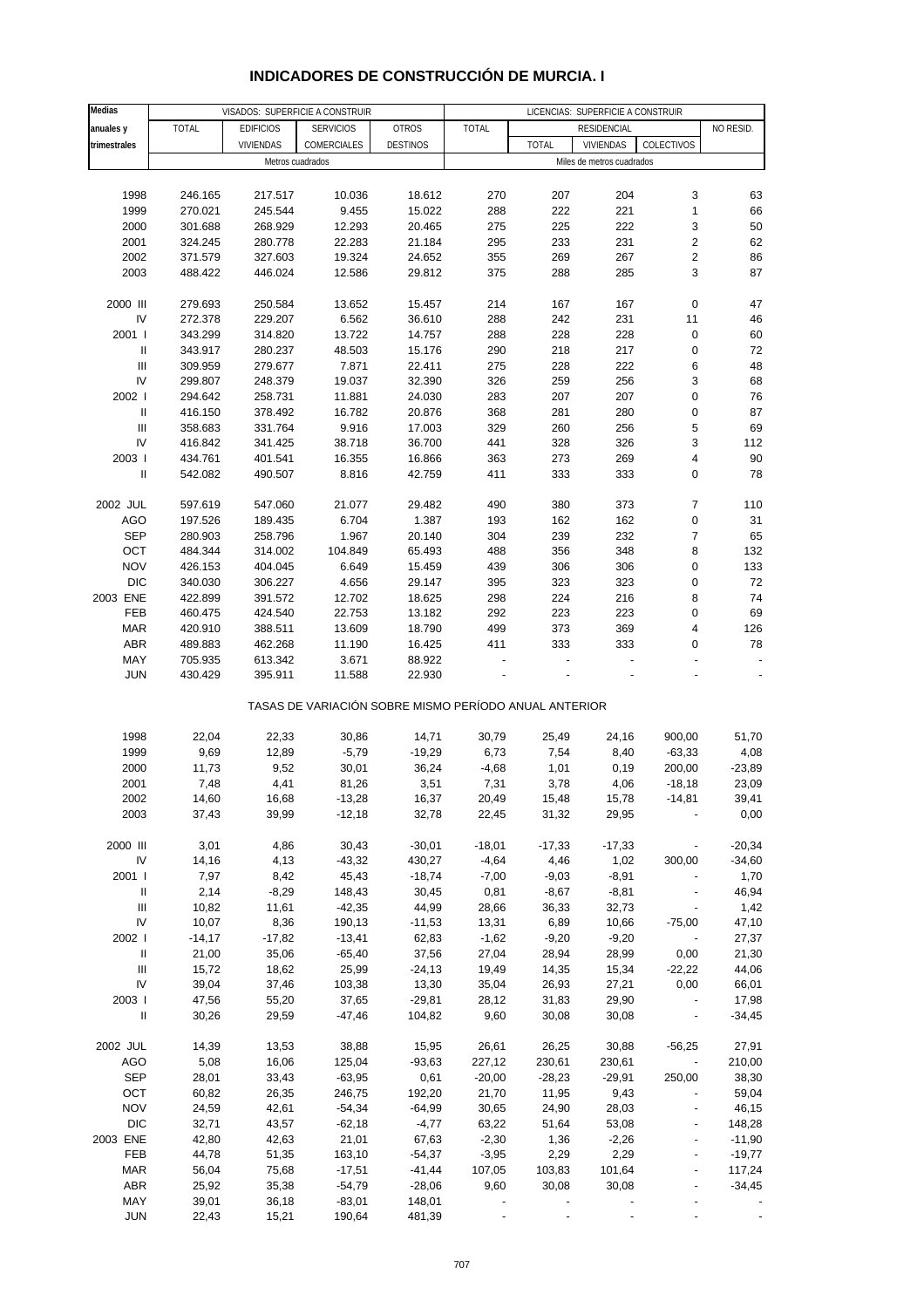# INDICADORES DE CONSTRUCCIÓN DE MURCIA. I

| Medias anuales y trimestrales | VISADOS: SUPERFICIE A CONSTRUIR | | | | LICENCIAS: SUPERFICIE A CONSTRUIR | | | | |
|---|---|---|---|---|---|---|---|---|---|
| | TOTAL | EDIFICIOS VIVIENDAS | SERVICIOS COMERCIALES | OTROS DESTINOS | TOTAL | RESIDENCIAL TOTAL | RESIDENCIAL VIVIENDAS | RESIDENCIAL COLECTIVOS | NO RESID. |
| | Metros cuadrados | | | | Miles de metros cuadrados | | | | |
| 1998 | 246.165 | 217.517 | 10.036 | 18.612 | 270 | 207 | 204 | 3 | 63 |
| 1999 | 270.021 | 245.544 | 9.455 | 15.022 | 288 | 222 | 221 | 1 | 66 |
| 2000 | 301.688 | 268.929 | 12.293 | 20.465 | 275 | 225 | 222 | 3 | 50 |
| 2001 | 324.245 | 280.778 | 22.283 | 21.184 | 295 | 233 | 231 | 2 | 62 |
| 2002 | 371.579 | 327.603 | 19.324 | 24.652 | 355 | 269 | 267 | 2 | 86 |
| 2003 | 488.422 | 446.024 | 12.586 | 29.812 | 375 | 288 | 285 | 3 | 87 |
| 2000 III | 279.693 | 250.584 | 13.652 | 15.457 | 214 | 167 | 167 | 0 | 47 |
| IV | 272.378 | 229.207 | 6.562 | 36.610 | 288 | 242 | 231 | 11 | 46 |
| 2001 I | 343.299 | 314.820 | 13.722 | 14.757 | 288 | 228 | 228 | 0 | 60 |
| II | 343.917 | 280.237 | 48.503 | 15.176 | 290 | 218 | 217 | 0 | 72 |
| III | 309.959 | 279.677 | 7.871 | 22.411 | 275 | 228 | 222 | 6 | 48 |
| IV | 299.807 | 248.379 | 19.037 | 32.390 | 326 | 259 | 256 | 3 | 68 |
| 2002 I | 294.642 | 258.731 | 11.881 | 24.030 | 283 | 207 | 207 | 0 | 76 |
| II | 416.150 | 378.492 | 16.782 | 20.876 | 368 | 281 | 280 | 0 | 87 |
| III | 358.683 | 331.764 | 9.916 | 17.003 | 329 | 260 | 256 | 5 | 69 |
| IV | 416.842 | 341.425 | 38.718 | 36.700 | 441 | 328 | 326 | 3 | 112 |
| 2003 I | 434.761 | 401.541 | 16.355 | 16.866 | 363 | 273 | 269 | 4 | 90 |
| II | 542.082 | 490.507 | 8.816 | 42.759 | 411 | 333 | 333 | 0 | 78 |
| 2002 JUL | 597.619 | 547.060 | 21.077 | 29.482 | 490 | 380 | 373 | 7 | 110 |
| AGO | 197.526 | 189.435 | 6.704 | 1.387 | 193 | 162 | 162 | 0 | 31 |
| SEP | 280.903 | 258.796 | 1.967 | 20.140 | 304 | 239 | 232 | 7 | 65 |
| OCT | 484.344 | 314.002 | 104.849 | 65.493 | 488 | 356 | 348 | 8 | 132 |
| NOV | 426.153 | 404.045 | 6.649 | 15.459 | 439 | 306 | 306 | 0 | 133 |
| DIC | 340.030 | 306.227 | 4.656 | 29.147 | 395 | 323 | 323 | 0 | 72 |
| 2003 ENE | 422.899 | 391.572 | 12.702 | 18.625 | 298 | 224 | 216 | 8 | 74 |
| FEB | 460.475 | 424.540 | 22.753 | 13.182 | 292 | 223 | 223 | 0 | 69 |
| MAR | 420.910 | 388.511 | 13.609 | 18.790 | 499 | 373 | 369 | 4 | 126 |
| ABR | 489.883 | 462.268 | 11.190 | 16.425 | 411 | 333 | 333 | 0 | 78 |
| MAY | 705.935 | 613.342 | 3.671 | 88.922 | - | - | - | - | - |
| JUN | 430.429 | 395.911 | 11.588 | 22.930 | - | - | - | - | - |
| | TASAS DE VARIACIÓN SOBRE MISMO PERÍODO ANUAL ANTERIOR | | | | | | | | |
| 1998 | 22,04 | 22,33 | 30,86 | 14,71 | 30,79 | 25,49 | 24,16 | 900,00 | 51,70 |
| 1999 | 9,69 | 12,89 | -5,79 | -19,29 | 6,73 | 7,54 | 8,40 | -63,33 | 4,08 |
| 2000 | 11,73 | 9,52 | 30,01 | 36,24 | -4,68 | 1,01 | 0,19 | 200,00 | -23,89 |
| 2001 | 7,48 | 4,41 | 81,26 | 3,51 | 7,31 | 3,78 | 4,06 | -18,18 | 23,09 |
| 2002 | 14,60 | 16,68 | -13,28 | 16,37 | 20,49 | 15,48 | 15,78 | -14,81 | 39,41 |
| 2003 | 37,43 | 39,99 | -12,18 | 32,78 | 22,45 | 31,32 | 29,95 | - | 0,00 |
| 2000 III | 3,01 | 4,86 | 30,43 | -30,01 | -18,01 | -17,33 | -17,33 | - | -20,34 |
| IV | 14,16 | 4,13 | -43,32 | 430,27 | -4,64 | 4,46 | 1,02 | 300,00 | -34,60 |
| 2001 I | 7,97 | 8,42 | 45,43 | -18,74 | -7,00 | -9,03 | -8,91 | - | 1,70 |
| II | 2,14 | -8,29 | 148,43 | 30,45 | 0,81 | -8,67 | -8,81 | - | 46,94 |
| III | 10,82 | 11,61 | -42,35 | 44,99 | 28,66 | 36,33 | 32,73 | - | 1,42 |
| IV | 10,07 | 8,36 | 190,13 | -11,53 | 13,31 | 6,89 | 10,66 | -75,00 | 47,10 |
| 2002 I | -14,17 | -17,82 | -13,41 | 62,83 | -1,62 | -9,20 | -9,20 | - | 27,37 |
| II | 21,00 | 35,06 | -65,40 | 37,56 | 27,04 | 28,94 | 28,99 | 0,00 | 21,30 |
| III | 15,72 | 18,62 | 25,99 | -24,13 | 19,49 | 14,35 | 15,34 | -22,22 | 44,06 |
| IV | 39,04 | 37,46 | 103,38 | 13,30 | 35,04 | 26,93 | 27,21 | 0,00 | 66,01 |
| 2003 I | 47,56 | 55,20 | 37,65 | -29,81 | 28,12 | 31,83 | 29,90 | - | 17,98 |
| II | 30,26 | 29,59 | -47,46 | 104,82 | 9,60 | 30,08 | 30,08 | - | -34,45 |
| 2002 JUL | 14,39 | 13,53 | 38,88 | 15,95 | 26,61 | 26,25 | 30,88 | -56,25 | 27,91 |
| AGO | 5,08 | 16,06 | 125,04 | -93,63 | 227,12 | 230,61 | 230,61 | - | 210,00 |
| SEP | 28,01 | 33,43 | -63,95 | 0,61 | -20,00 | -28,23 | -29,91 | 250,00 | 38,30 |
| OCT | 60,82 | 26,35 | 246,75 | 192,20 | 21,70 | 11,95 | 9,43 | - | 59,04 |
| NOV | 24,59 | 42,61 | -54,34 | -64,99 | 30,65 | 24,90 | 28,03 | - | 46,15 |
| DIC | 32,71 | 43,57 | -62,18 | -4,77 | 63,22 | 51,64 | 53,08 | - | 148,28 |
| 2003 ENE | 42,80 | 42,63 | 21,01 | 67,63 | -2,30 | 1,36 | -2,26 | - | -11,90 |
| FEB | 44,78 | 51,35 | 163,10 | -54,37 | -3,95 | 2,29 | 2,29 | - | -19,77 |
| MAR | 56,04 | 75,68 | -17,51 | -41,44 | 107,05 | 103,83 | 101,64 | - | 117,24 |
| ABR | 25,92 | 35,38 | -54,79 | -28,06 | 9,60 | 30,08 | 30,08 | - | -34,45 |
| MAY | 39,01 | 36,18 | -83,01 | 148,01 | - | - | - | - | - |
| JUN | 22,43 | 15,21 | 190,64 | 481,39 | - | - | - | - | - |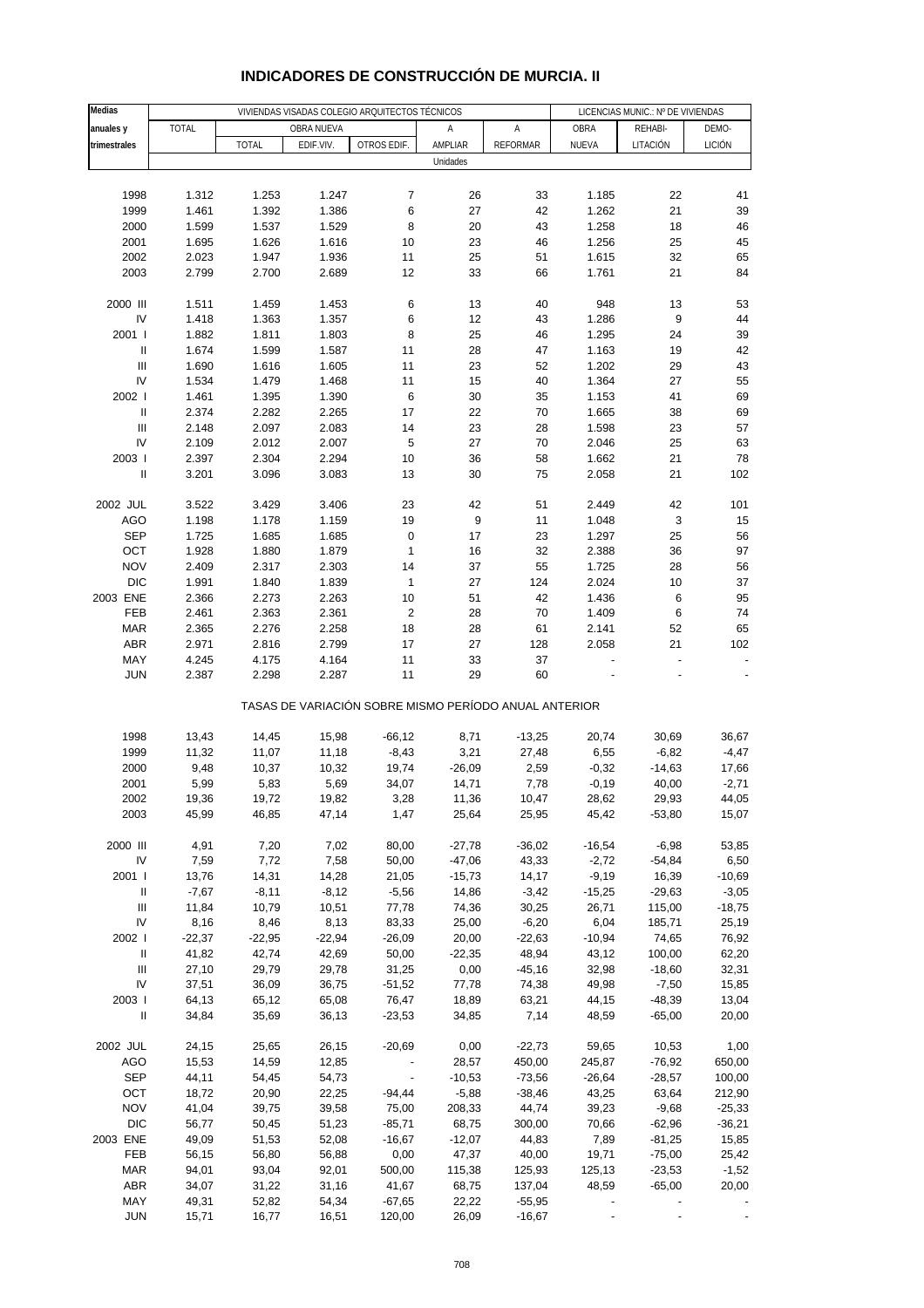# INDICADORES DE CONSTRUCCIÓN DE MURCIA. II

| Medias anuales y trimestrales | VIVIENDAS VISADAS COLEGIO ARQUITECTOS TÉCNICOS | | | | | | LICENCIAS MUNIC.: Nº DE VIVIENDAS | | |
|---|---|---|---|---|---|---|---|---|---|
| | TOTAL | OBRA NUEVA | | | A AMPLIAR | A REFORMAR | OBRA NUEVA | REHABI-LITACIÓN | DEMO-LICIÓN |
| | | TOTAL | EDIF.VIV. | OTROS EDIF. | | | | | |
| | Unidades | | | | | | | | |
| 1998 | 1.312 | 1.253 | 1.247 | 7 | 26 | 33 | 1.185 | 22 | 41 |
| 1999 | 1.461 | 1.392 | 1.386 | 6 | 27 | 42 | 1.262 | 21 | 39 |
| 2000 | 1.599 | 1.537 | 1.529 | 8 | 20 | 43 | 1.258 | 18 | 46 |
| 2001 | 1.695 | 1.626 | 1.616 | 10 | 23 | 46 | 1.256 | 25 | 45 |
| 2002 | 2.023 | 1.947 | 1.936 | 11 | 25 | 51 | 1.615 | 32 | 65 |
| 2003 | 2.799 | 2.700 | 2.689 | 12 | 33 | 66 | 1.761 | 21 | 84 |
| 2000 III | 1.511 | 1.459 | 1.453 | 6 | 13 | 40 | 948 | 13 | 53 |
| IV | 1.418 | 1.363 | 1.357 | 6 | 12 | 43 | 1.286 | 9 | 44 |
| 2001 I | 1.882 | 1.811 | 1.803 | 8 | 25 | 46 | 1.295 | 24 | 39 |
| II | 1.674 | 1.599 | 1.587 | 11 | 28 | 47 | 1.163 | 19 | 42 |
| III | 1.690 | 1.616 | 1.605 | 11 | 23 | 52 | 1.202 | 29 | 43 |
| IV | 1.534 | 1.479 | 1.468 | 11 | 15 | 40 | 1.364 | 27 | 55 |
| 2002 I | 1.461 | 1.395 | 1.390 | 6 | 30 | 35 | 1.153 | 41 | 69 |
| II | 2.374 | 2.282 | 2.265 | 17 | 22 | 70 | 1.665 | 38 | 69 |
| III | 2.148 | 2.097 | 2.083 | 14 | 23 | 28 | 1.598 | 23 | 57 |
| IV | 2.109 | 2.012 | 2.007 | 5 | 27 | 70 | 2.046 | 25 | 63 |
| 2003 I | 2.397 | 2.304 | 2.294 | 10 | 36 | 58 | 1.662 | 21 | 78 |
| II | 3.201 | 3.096 | 3.083 | 13 | 30 | 75 | 2.058 | 21 | 102 |
| 2002 JUL | 3.522 | 3.429 | 3.406 | 23 | 42 | 51 | 2.449 | 42 | 101 |
| AGO | 1.198 | 1.178 | 1.159 | 19 | 9 | 11 | 1.048 | 3 | 15 |
| SEP | 1.725 | 1.685 | 1.685 | 0 | 17 | 23 | 1.297 | 25 | 56 |
| OCT | 1.928 | 1.880 | 1.879 | 1 | 16 | 32 | 2.388 | 36 | 97 |
| NOV | 2.409 | 2.317 | 2.303 | 14 | 37 | 55 | 1.725 | 28 | 56 |
| DIC | 1.991 | 1.840 | 1.839 | 1 | 27 | 124 | 2.024 | 10 | 37 |
| 2003 ENE | 2.366 | 2.273 | 2.263 | 10 | 51 | 42 | 1.436 | 6 | 95 |
| FEB | 2.461 | 2.363 | 2.361 | 2 | 28 | 70 | 1.409 | 6 | 74 |
| MAR | 2.365 | 2.276 | 2.258 | 18 | 28 | 61 | 2.141 | 52 | 65 |
| ABR | 2.971 | 2.816 | 2.799 | 17 | 27 | 128 | 2.058 | 21 | 102 |
| MAY | 4.245 | 4.175 | 4.164 | 11 | 33 | 37 | - | - | - |
| JUN | 2.387 | 2.298 | 2.287 | 11 | 29 | 60 | - | - | - |
| | TASAS DE VARIACIÓN SOBRE MISMO PERÍODO ANUAL ANTERIOR | | | | | | | | |
| 1998 | 13,43 | 14,45 | 15,98 | -66,12 | 8,71 | -13,25 | 20,74 | 30,69 | 36,67 |
| 1999 | 11,32 | 11,07 | 11,18 | -8,43 | 3,21 | 27,48 | 6,55 | -6,82 | -4,47 |
| 2000 | 9,48 | 10,37 | 10,32 | 19,74 | -26,09 | 2,59 | -0,32 | -14,63 | 17,66 |
| 2001 | 5,99 | 5,83 | 5,69 | 34,07 | 14,71 | 7,78 | -0,19 | 40,00 | -2,71 |
| 2002 | 19,36 | 19,72 | 19,82 | 3,28 | 11,36 | 10,47 | 28,62 | 29,93 | 44,05 |
| 2003 | 45,99 | 46,85 | 47,14 | 1,47 | 25,64 | 25,95 | 45,42 | -53,80 | 15,07 |
| 2000 III | 4,91 | 7,20 | 7,02 | 80,00 | -27,78 | -36,02 | -16,54 | -6,98 | 53,85 |
| IV | 7,59 | 7,72 | 7,58 | 50,00 | -47,06 | 43,33 | -2,72 | -54,84 | 6,50 |
| 2001 I | 13,76 | 14,31 | 14,28 | 21,05 | -15,73 | 14,17 | -9,19 | 16,39 | -10,69 |
| II | -7,67 | -8,11 | -8,12 | -5,56 | 14,86 | -3,42 | -15,25 | -29,63 | -3,05 |
| III | 11,84 | 10,79 | 10,51 | 77,78 | 74,36 | 30,25 | 26,71 | 115,00 | -18,75 |
| IV | 8,16 | 8,46 | 8,13 | 83,33 | 25,00 | -6,20 | 6,04 | 185,71 | 25,19 |
| 2002 I | -22,37 | -22,95 | -22,94 | -26,09 | 20,00 | -22,63 | -10,94 | 74,65 | 76,92 |
| II | 41,82 | 42,74 | 42,69 | 50,00 | -22,35 | 48,94 | 43,12 | 100,00 | 62,20 |
| III | 27,10 | 29,79 | 29,78 | 31,25 | 0,00 | -45,16 | 32,98 | -18,60 | 32,31 |
| IV | 37,51 | 36,09 | 36,75 | -51,52 | 77,78 | 74,38 | 49,98 | -7,50 | 15,85 |
| 2003 I | 64,13 | 65,12 | 65,08 | 76,47 | 18,89 | 63,21 | 44,15 | -48,39 | 13,04 |
| II | 34,84 | 35,69 | 36,13 | -23,53 | 34,85 | 7,14 | 48,59 | -65,00 | 20,00 |
| 2002 JUL | 24,15 | 25,65 | 26,15 | -20,69 | 0,00 | -22,73 | 59,65 | 10,53 | 1,00 |
| AGO | 15,53 | 14,59 | 12,85 | - | 28,57 | 450,00 | 245,87 | -76,92 | 650,00 |
| SEP | 44,11 | 54,45 | 54,73 | - | -10,53 | -73,56 | -26,64 | -28,57 | 100,00 |
| OCT | 18,72 | 20,90 | 22,25 | -94,44 | -5,88 | -38,46 | 43,25 | 63,64 | 212,90 |
| NOV | 41,04 | 39,75 | 39,58 | 75,00 | 208,33 | 44,74 | 39,23 | -9,68 | -25,33 |
| DIC | 56,77 | 50,45 | 51,23 | -85,71 | 68,75 | 300,00 | 70,66 | -62,96 | -36,21 |
| 2003 ENE | 49,09 | 51,53 | 52,08 | -16,67 | -12,07 | 44,83 | 7,89 | -81,25 | 15,85 |
| FEB | 56,15 | 56,80 | 56,88 | 0,00 | 47,37 | 40,00 | 19,71 | -75,00 | 25,42 |
| MAR | 94,01 | 93,04 | 92,01 | 500,00 | 115,38 | 125,93 | 125,13 | -23,53 | -1,52 |
| ABR | 34,07 | 31,22 | 31,16 | 41,67 | 68,75 | 137,04 | 48,59 | -65,00 | 20,00 |
| MAY | 49,31 | 52,82 | 54,34 | -67,65 | 22,22 | -55,95 | - | - | - |
| JUN | 15,71 | 16,77 | 16,51 | 120,00 | 26,09 | -16,67 | - | - | - |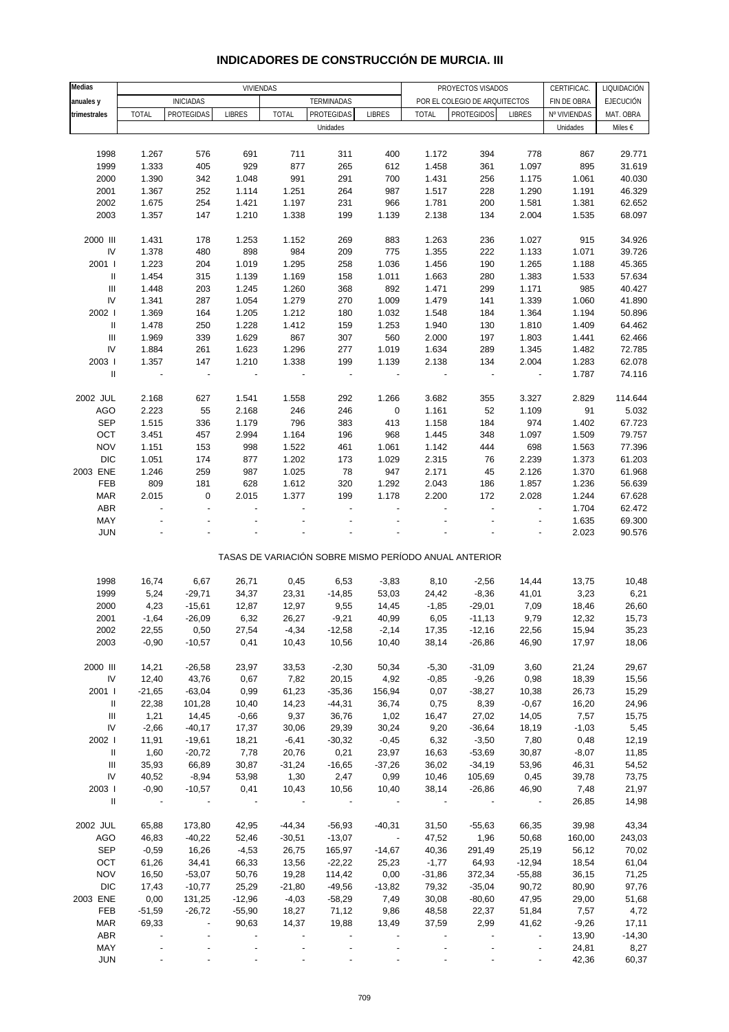# INDICADORES DE CONSTRUCCIÓN DE MURCIA. III

| Medias anuales y trimestrales | VIVIENDAS | | | | | | PROYECTOS VISADOS | | | CERTIFICAC. | LIQUIDACIÓN |
|---|---|---|---|---|---|---|---|---|---|---|---|
| | INICIADAS | | | TERMINADAS | | | POR EL COLEGIO DE ARQUITECTOS | | | FIN DE OBRA | EJECUCIÓN |
| | TOTAL | PROTEGIDAS | LIBRES | TOTAL | PROTEGIDAS | LIBRES | TOTAL | PROTEGIDOS | LIBRES | Nº VIVIENDAS | MAT. OBRA |
| | Unidades | | | | | | | | | Unidades | Miles € |
| 1998 | 1.267 | 576 | 691 | 711 | 311 | 400 | 1.172 | 394 | 778 | 867 | 29.771 |
| 1999 | 1.333 | 405 | 929 | 877 | 265 | 612 | 1.458 | 361 | 1.097 | 895 | 31.619 |
| 2000 | 1.390 | 342 | 1.048 | 991 | 291 | 700 | 1.431 | 256 | 1.175 | 1.061 | 40.030 |
| 2001 | 1.367 | 252 | 1.114 | 1.251 | 264 | 987 | 1.517 | 228 | 1.290 | 1.191 | 46.329 |
| 2002 | 1.675 | 254 | 1.421 | 1.197 | 231 | 966 | 1.781 | 200 | 1.581 | 1.381 | 62.652 |
| 2003 | 1.357 | 147 | 1.210 | 1.338 | 199 | 1.139 | 2.138 | 134 | 2.004 | 1.535 | 68.097 |
| 2000 III | 1.431 | 178 | 1.253 | 1.152 | 269 | 883 | 1.263 | 236 | 1.027 | 915 | 34.926 |
| IV | 1.378 | 480 | 898 | 984 | 209 | 775 | 1.355 | 222 | 1.133 | 1.071 | 39.726 |
| 2001 I | 1.223 | 204 | 1.019 | 1.295 | 258 | 1.036 | 1.456 | 190 | 1.265 | 1.188 | 45.365 |
| II | 1.454 | 315 | 1.139 | 1.169 | 158 | 1.011 | 1.663 | 280 | 1.383 | 1.533 | 57.634 |
| III | 1.448 | 203 | 1.245 | 1.260 | 368 | 892 | 1.471 | 299 | 1.171 | 985 | 40.427 |
| IV | 1.341 | 287 | 1.054 | 1.279 | 270 | 1.009 | 1.479 | 141 | 1.339 | 1.060 | 41.890 |
| 2002 I | 1.369 | 164 | 1.205 | 1.212 | 180 | 1.032 | 1.548 | 184 | 1.364 | 1.194 | 50.896 |
| II | 1.478 | 250 | 1.228 | 1.412 | 159 | 1.253 | 1.940 | 130 | 1.810 | 1.409 | 64.462 |
| III | 1.969 | 339 | 1.629 | 867 | 307 | 560 | 2.000 | 197 | 1.803 | 1.441 | 62.466 |
| IV | 1.884 | 261 | 1.623 | 1.296 | 277 | 1.019 | 1.634 | 289 | 1.345 | 1.482 | 72.785 |
| 2003 I | 1.357 | 147 | 1.210 | 1.338 | 199 | 1.139 | 2.138 | 134 | 2.004 | 1.283 | 62.078 |
| II | - | - | - | - | - | - | - | - | - | 1.787 | 74.116 |
| 2002 JUL | 2.168 | 627 | 1.541 | 1.558 | 292 | 1.266 | 3.682 | 355 | 3.327 | 2.829 | 114.644 |
| AGO | 2.223 | 55 | 2.168 | 246 | 246 | 0 | 1.161 | 52 | 1.109 | 91 | 5.032 |
| SEP | 1.515 | 336 | 1.179 | 796 | 383 | 413 | 1.158 | 184 | 974 | 1.402 | 67.723 |
| OCT | 3.451 | 457 | 2.994 | 1.164 | 196 | 968 | 1.445 | 348 | 1.097 | 1.509 | 79.757 |
| NOV | 1.151 | 153 | 998 | 1.522 | 461 | 1.061 | 1.142 | 444 | 698 | 1.563 | 77.396 |
| DIC | 1.051 | 174 | 877 | 1.202 | 173 | 1.029 | 2.315 | 76 | 2.239 | 1.373 | 61.203 |
| 2003 ENE | 1.246 | 259 | 987 | 1.025 | 78 | 947 | 2.171 | 45 | 2.126 | 1.370 | 61.968 |
| FEB | 809 | 181 | 628 | 1.612 | 320 | 1.292 | 2.043 | 186 | 1.857 | 1.236 | 56.639 |
| MAR | 2.015 | 0 | 2.015 | 1.377 | 199 | 1.178 | 2.200 | 172 | 2.028 | 1.244 | 67.628 |
| ABR | - | - | - | - | - | - | - | - | - | 1.704 | 62.472 |
| MAY | - | - | - | - | - | - | - | - | - | 1.635 | 69.300 |
| JUN | - | - | - | - | - | - | - | - | - | 2.023 | 90.576 |
| | TASAS DE VARIACIÓN SOBRE MISMO PERÍODO ANUAL ANTERIOR | | | | | | | | | | |
| 1998 | 16,74 | 6,67 | 26,71 | 0,45 | 6,53 | -3,83 | 8,10 | -2,56 | 14,44 | 13,75 | 10,48 |
| 1999 | 5,24 | -29,71 | 34,37 | 23,31 | -14,85 | 53,03 | 24,42 | -8,36 | 41,01 | 3,23 | 6,21 |
| 2000 | 4,23 | -15,61 | 12,87 | 12,97 | 9,55 | 14,45 | -1,85 | -29,01 | 7,09 | 18,46 | 26,60 |
| 2001 | -1,64 | -26,09 | 6,32 | 26,27 | -9,21 | 40,99 | 6,05 | -11,13 | 9,79 | 12,32 | 15,73 |
| 2002 | 22,55 | 0,50 | 27,54 | -4,34 | -12,58 | -2,14 | 17,35 | -12,16 | 22,56 | 15,94 | 35,23 |
| 2003 | -0,90 | -10,57 | 0,41 | 10,43 | 10,56 | 10,40 | 38,14 | -26,86 | 46,90 | 17,97 | 18,06 |
| 2000 III | 14,21 | -26,58 | 23,97 | 33,53 | -2,30 | 50,34 | -5,30 | -31,09 | 3,60 | 21,24 | 29,67 |
| IV | 12,40 | 43,76 | 0,67 | 7,82 | 20,15 | 4,92 | -0,85 | -9,26 | 0,98 | 18,39 | 15,56 |
| 2001 I | -21,65 | -63,04 | 0,99 | 61,23 | -35,36 | 156,94 | 0,07 | -38,27 | 10,38 | 26,73 | 15,29 |
| II | 22,38 | 101,28 | 10,40 | 14,23 | -44,31 | 36,74 | 0,75 | 8,39 | -0,67 | 16,20 | 24,96 |
| III | 1,21 | 14,45 | -0,66 | 9,37 | 36,76 | 1,02 | 16,47 | 27,02 | 14,05 | 7,57 | 15,75 |
| IV | -2,66 | -40,17 | 17,37 | 30,06 | 29,39 | 30,24 | 9,20 | -36,64 | 18,19 | -1,03 | 5,45 |
| 2002 I | 11,91 | -19,61 | 18,21 | -6,41 | -30,32 | -0,45 | 6,32 | -3,50 | 7,80 | 0,48 | 12,19 |
| II | 1,60 | -20,72 | 7,78 | 20,76 | 0,21 | 23,97 | 16,63 | -53,69 | 30,87 | -8,07 | 11,85 |
| III | 35,93 | 66,89 | 30,87 | -31,24 | -16,65 | -37,26 | 36,02 | -34,19 | 53,96 | 46,31 | 54,52 |
| IV | 40,52 | -8,94 | 53,98 | 1,30 | 2,47 | 0,99 | 10,46 | 105,69 | 0,45 | 39,78 | 73,75 |
| 2003 I | -0,90 | -10,57 | 0,41 | 10,43 | 10,56 | 10,40 | 38,14 | -26,86 | 46,90 | 7,48 | 21,97 |
| II | - | - | - | - | - | - | - | - | - | 26,85 | 14,98 |
| 2002 JUL | 65,88 | 173,80 | 42,95 | -44,34 | -56,93 | -40,31 | 31,50 | -55,63 | 66,35 | 39,98 | 43,34 |
| AGO | 46,83 | -40,22 | 52,46 | -30,51 | -13,07 | - | 47,52 | 1,96 | 50,68 | 160,00 | 243,03 |
| SEP | -0,59 | 16,26 | -4,53 | 26,75 | 165,97 | -14,67 | 40,36 | 291,49 | 25,19 | 56,12 | 70,02 |
| OCT | 61,26 | 34,41 | 66,33 | 13,56 | -22,22 | 25,23 | -1,77 | 64,93 | -12,94 | 18,54 | 61,04 |
| NOV | 16,50 | -53,07 | 50,76 | 19,28 | 114,42 | 0,00 | -31,86 | 372,34 | -55,88 | 36,15 | 71,25 |
| DIC | 17,43 | -10,77 | 25,29 | -21,80 | -49,56 | -13,82 | 79,32 | -35,04 | 90,72 | 80,90 | 97,76 |
| 2003 ENE | 0,00 | 131,25 | -12,96 | -4,03 | -58,29 | 7,49 | 30,08 | -80,60 | 47,95 | 29,00 | 51,68 |
| FEB | -51,59 | -26,72 | -55,90 | 18,27 | 71,12 | 9,86 | 48,58 | 22,37 | 51,84 | 7,57 | 4,72 |
| MAR | 69,33 | - | 90,63 | 14,37 | 19,88 | 13,49 | 37,59 | 2,99 | 41,62 | -9,26 | 17,11 |
| ABR | - | - | - | - | - | - | - | - | - | 13,90 | -14,30 |
| MAY | - | - | - | - | - | - | - | - | - | 24,81 | 8,27 |
| JUN | - | - | - | - | - | - | - | - | - | 42,36 | 60,37 |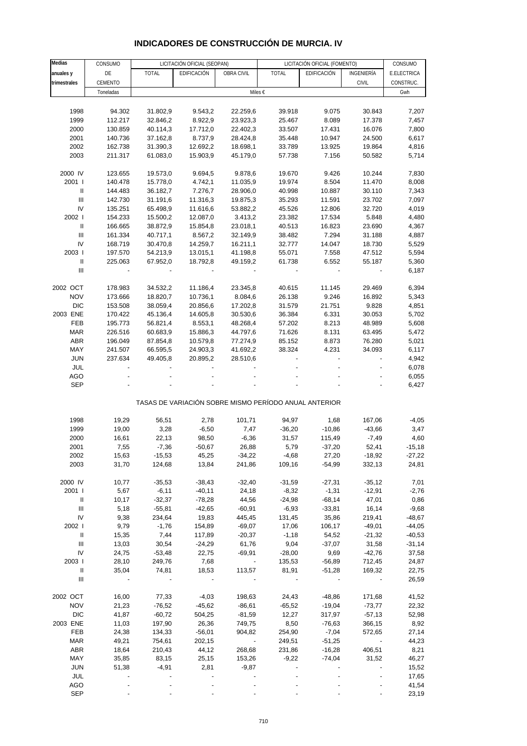# INDICADORES DE CONSTRUCCIÓN DE MURCIA. IV

| Medias anuales y trimestrales | CONSUMO DE CEMENTO | LICITACIÓN OFICIAL (SEOPAN) | | | LICITACIÓN OFICIAL (FOMENTO) | | | CONSUMO E.ELECTRICA CONSTRUC. |
|---|---|---|---|---|---|---|---|---|
| | | TOTAL | EDIFICACIÓN | OBRA CIVIL | TOTAL | EDIFICACIÓN | INGENIERÍA CIVIL | |
| | Toneladas | Miles € | | | | | | Gwh |
| 1998 | 94.302 | 31.802,9 | 9.543,2 | 22.259,6 | 39.918 | 9.075 | 30.843 | 7,207 |
| 1999 | 112.217 | 32.846,2 | 8.922,9 | 23.923,3 | 25.467 | 8.089 | 17.378 | 7,457 |
| 2000 | 130.859 | 40.114,3 | 17.712,0 | 22.402,3 | 33.507 | 17.431 | 16.076 | 7,800 |
| 2001 | 140.736 | 37.162,8 | 8.737,9 | 28.424,8 | 35.448 | 10.947 | 24.500 | 6,617 |
| 2002 | 162.738 | 31.390,3 | 12.692,2 | 18.698,1 | 33.789 | 13.925 | 19.864 | 4,816 |
| 2003 | 211.317 | 61.083,0 | 15.903,9 | 45.179,0 | 57.738 | 7.156 | 50.582 | 5,714 |
| 2000 IV | 123.655 | 19.573,0 | 9.694,5 | 9.878,6 | 19.670 | 9.426 | 10.244 | 7,830 |
| 2001 I | 140.478 | 15.778,0 | 4.742,1 | 11.035,9 | 19.974 | 8.504 | 11.470 | 8,008 |
| II | 144.483 | 36.182,7 | 7.276,7 | 28.906,0 | 40.998 | 10.887 | 30.110 | 7,343 |
| III | 142.730 | 31.191,6 | 11.316,3 | 19.875,3 | 35.293 | 11.591 | 23.702 | 7,097 |
| IV | 135.251 | 65.498,9 | 11.616,6 | 53.882,2 | 45.526 | 12.806 | 32.720 | 4,019 |
| 2002 I | 154.233 | 15.500,2 | 12.087,0 | 3.413,2 | 23.382 | 17.534 | 5.848 | 4,480 |
| II | 166.665 | 38.872,9 | 15.854,8 | 23.018,1 | 40.513 | 16.823 | 23.690 | 4,367 |
| III | 161.334 | 40.717,1 | 8.567,2 | 32.149,9 | 38.482 | 7.294 | 31.188 | 4,887 |
| IV | 168.719 | 30.470,8 | 14.259,7 | 16.211,1 | 32.777 | 14.047 | 18.730 | 5,529 |
| 2003 I | 197.570 | 54.213,9 | 13.015,1 | 41.198,8 | 55.071 | 7.558 | 47.512 | 5,594 |
| II | 225.063 | 67.952,0 | 18.792,8 | 49.159,2 | 61.738 | 6.552 | 55.187 | 5,360 |
| III | - | - | - | - | - | - | - | 6,187 |
| 2002 OCT | 178.983 | 34.532,2 | 11.186,4 | 23.345,8 | 40.615 | 11.145 | 29.469 | 6,394 |
| NOV | 173.666 | 18.820,7 | 10.736,1 | 8.084,6 | 26.138 | 9.246 | 16.892 | 5,343 |
| DIC | 153.508 | 38.059,4 | 20.856,6 | 17.202,8 | 31.579 | 21.751 | 9.828 | 4,851 |
| 2003 ENE | 170.422 | 45.136,4 | 14.605,8 | 30.530,6 | 36.384 | 6.331 | 30.053 | 5,702 |
| FEB | 195.773 | 56.821,4 | 8.553,1 | 48.268,4 | 57.202 | 8.213 | 48.989 | 5,608 |
| MAR | 226.516 | 60.683,9 | 15.886,3 | 44.797,6 | 71.626 | 8.131 | 63.495 | 5,472 |
| ABR | 196.049 | 87.854,8 | 10.579,8 | 77.274,9 | 85.152 | 8.873 | 76.280 | 5,021 |
| MAY | 241.507 | 66.595,5 | 24.903,3 | 41.692,2 | 38.324 | 4.231 | 34.093 | 6,117 |
| JUN | 237.634 | 49.405,8 | 20.895,2 | 28.510,6 | - | - | - | 4,942 |
| JUL | - | - | - | - | - | - | - | 6,078 |
| AGO | - | - | - | - | - | - | - | 6,055 |
| SEP | - | - | - | - | - | - | - | 6,427 |
| | | | | | | | | |
| TASAS DE VARIACIÓN SOBRE MISMO PERÍODO ANUAL ANTERIOR | | | | | | | | |
| 1998 | 19,29 | 56,51 | 2,78 | 101,71 | 94,97 | 1,68 | 167,06 | -4,05 |
| 1999 | 19,00 | 3,28 | -6,50 | 7,47 | -36,20 | -10,86 | -43,66 | 3,47 |
| 2000 | 16,61 | 22,13 | 98,50 | -6,36 | 31,57 | 115,49 | -7,49 | 4,60 |
| 2001 | 7,55 | -7,36 | -50,67 | 26,88 | 5,79 | -37,20 | 52,41 | -15,18 |
| 2002 | 15,63 | -15,53 | 45,25 | -34,22 | -4,68 | 27,20 | -18,92 | -27,22 |
| 2003 | 31,70 | 124,68 | 13,84 | 241,86 | 109,16 | -54,99 | 332,13 | 24,81 |
| 2000 IV | 10,77 | -35,53 | -38,43 | -32,40 | -31,59 | -27,31 | -35,12 | 7,01 |
| 2001 I | 5,67 | -6,11 | -40,11 | 24,18 | -8,32 | -1,31 | -12,91 | -2,76 |
| II | 10,17 | -32,37 | -78,28 | 44,56 | -24,98 | -68,14 | 47,01 | 0,86 |
| III | 5,18 | -55,81 | -42,65 | -60,91 | -6,93 | -33,81 | 16,14 | -9,68 |
| IV | 9,38 | 234,64 | 19,83 | 445,45 | 131,45 | 35,86 | 219,41 | -48,67 |
| 2002 I | 9,79 | -1,76 | 154,89 | -69,07 | 17,06 | 106,17 | -49,01 | -44,05 |
| II | 15,35 | 7,44 | 117,89 | -20,37 | -1,18 | 54,52 | -21,32 | -40,53 |
| III | 13,03 | 30,54 | -24,29 | 61,76 | 9,04 | -37,07 | 31,58 | -31,14 |
| IV | 24,75 | -53,48 | 22,75 | -69,91 | -28,00 | 9,69 | -42,76 | 37,58 |
| 2003 I | 28,10 | 249,76 | 7,68 | - | 135,53 | -56,89 | 712,45 | 24,87 |
| II | 35,04 | 74,81 | 18,53 | 113,57 | 81,91 | -51,28 | 169,32 | 22,75 |
| III | - | - | - | - | - | - | - | 26,59 |
| 2002 OCT | 16,00 | 77,33 | -4,03 | 198,63 | 24,43 | -48,86 | 171,68 | 41,52 |
| NOV | 21,23 | -76,52 | -45,62 | -86,61 | -65,52 | -19,04 | -73,77 | 22,32 |
| DIC | 41,87 | -60,72 | 504,25 | -81,59 | 12,27 | 317,97 | -57,13 | 52,98 |
| 2003 ENE | 11,03 | 197,90 | 26,36 | 749,75 | 8,50 | -76,63 | 366,15 | 8,92 |
| FEB | 24,38 | 134,33 | -56,01 | 904,82 | 254,90 | -7,04 | 572,65 | 27,14 |
| MAR | 49,21 | 754,61 | 202,15 | - | 249,51 | -51,25 | - | 44,23 |
| ABR | 18,64 | 210,43 | 44,12 | 268,68 | 231,86 | -16,28 | 406,51 | 8,21 |
| MAY | 35,85 | 83,15 | 25,15 | 153,26 | -9,22 | -74,04 | 31,52 | 46,27 |
| JUN | 51,38 | -4,91 | 2,81 | -9,87 | - | - | - | 15,52 |
| JUL | - | - | - | - | - | - | - | 17,65 |
| AGO | - | - | - | - | - | - | - | 41,54 |
| SEP | - | - | - | - | - | - | - | 23,19 |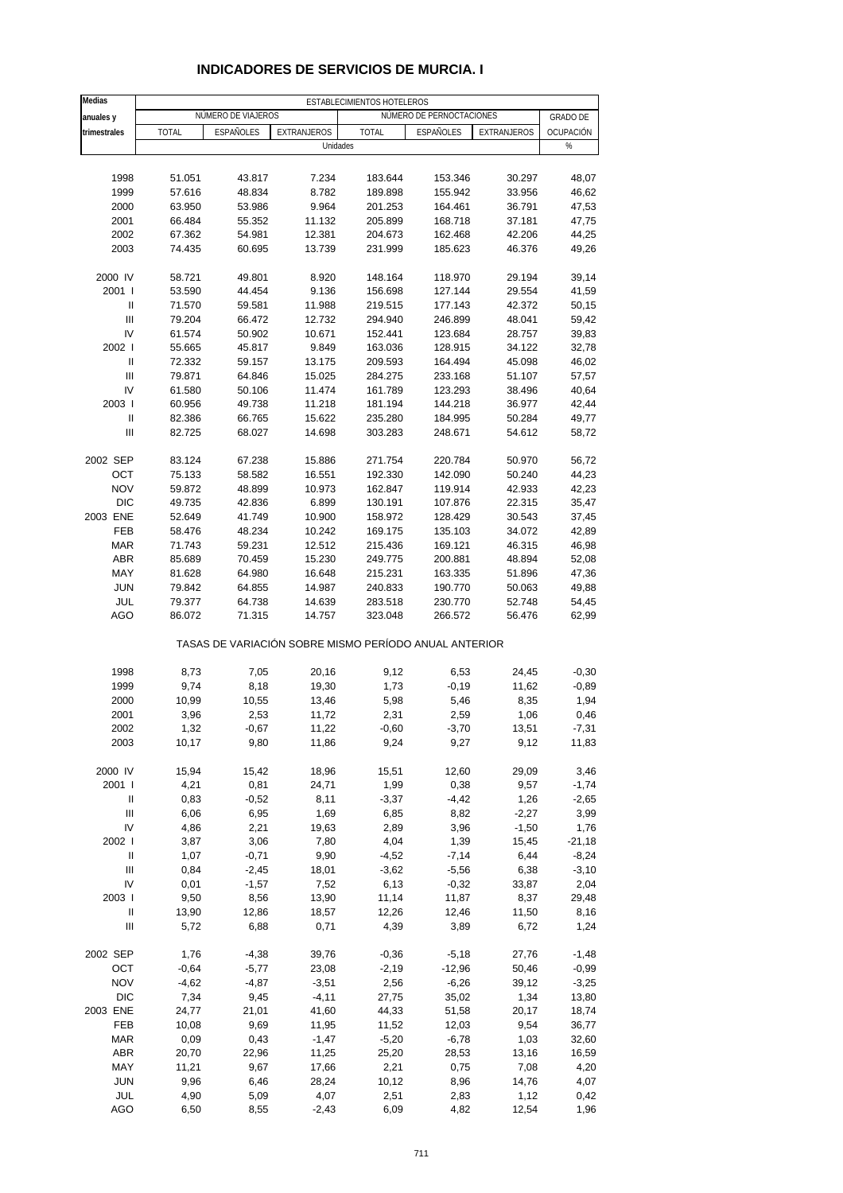# INDICADORES DE SERVICIOS DE MURCIA. I

| Medias anuales y trimestrales | ESTABLECIMIENTOS HOTELEROS | | | | | | |
|---|---|---|---|---|---|---|---|
| | NÚMERO DE VIAJEROS | | | NÚMERO DE PERNOCTACIONES | | | GRADO DE OCUPACIÓN |
| | TOTAL | ESPAÑOLES | EXTRANJEROS | TOTAL | ESPAÑOLES | EXTRANJEROS | |
| | Unidades | | | | | | % |
| 1998 | 51.051 | 43.817 | 7.234 | 183.644 | 153.346 | 30.297 | 48,07 |
| 1999 | 57.616 | 48.834 | 8.782 | 189.898 | 155.942 | 33.956 | 46,62 |
| 2000 | 63.950 | 53.986 | 9.964 | 201.253 | 164.461 | 36.791 | 47,53 |
| 2001 | 66.484 | 55.352 | 11.132 | 205.899 | 168.718 | 37.181 | 47,75 |
| 2002 | 67.362 | 54.981 | 12.381 | 204.673 | 162.468 | 42.206 | 44,25 |
| 2003 | 74.435 | 60.695 | 13.739 | 231.999 | 185.623 | 46.376 | 49,26 |
| 2000 IV | 58.721 | 49.801 | 8.920 | 148.164 | 118.970 | 29.194 | 39,14 |
| 2001 I | 53.590 | 44.454 | 9.136 | 156.698 | 127.144 | 29.554 | 41,59 |
| II | 71.570 | 59.581 | 11.988 | 219.515 | 177.143 | 42.372 | 50,15 |
| III | 79.204 | 66.472 | 12.732 | 294.940 | 246.899 | 48.041 | 59,42 |
| IV | 61.574 | 50.902 | 10.671 | 152.441 | 123.684 | 28.757 | 39,83 |
| 2002 I | 55.665 | 45.817 | 9.849 | 163.036 | 128.915 | 34.122 | 32,78 |
| II | 72.332 | 59.157 | 13.175 | 209.593 | 164.494 | 45.098 | 46,02 |
| III | 79.871 | 64.846 | 15.025 | 284.275 | 233.168 | 51.107 | 57,57 |
| IV | 61.580 | 50.106 | 11.474 | 161.789 | 123.293 | 38.496 | 40,64 |
| 2003 I | 60.956 | 49.738 | 11.218 | 181.194 | 144.218 | 36.977 | 42,44 |
| II | 82.386 | 66.765 | 15.622 | 235.280 | 184.995 | 50.284 | 49,77 |
| III | 82.725 | 68.027 | 14.698 | 303.283 | 248.671 | 54.612 | 58,72 |
| 2002 SEP | 83.124 | 67.238 | 15.886 | 271.754 | 220.784 | 50.970 | 56,72 |
| OCT | 75.133 | 58.582 | 16.551 | 192.330 | 142.090 | 50.240 | 44,23 |
| NOV | 59.872 | 48.899 | 10.973 | 162.847 | 119.914 | 42.933 | 42,23 |
| DIC | 49.735 | 42.836 | 6.899 | 130.191 | 107.876 | 22.315 | 35,47 |
| 2003 ENE | 52.649 | 41.749 | 10.900 | 158.972 | 128.429 | 30.543 | 37,45 |
| FEB | 58.476 | 48.234 | 10.242 | 169.175 | 135.103 | 34.072 | 42,89 |
| MAR | 71.743 | 59.231 | 12.512 | 215.436 | 169.121 | 46.315 | 46,98 |
| ABR | 85.689 | 70.459 | 15.230 | 249.775 | 200.881 | 48.894 | 52,08 |
| MAY | 81.628 | 64.980 | 16.648 | 215.231 | 163.335 | 51.896 | 47,36 |
| JUN | 79.842 | 64.855 | 14.987 | 240.833 | 190.770 | 50.063 | 49,88 |
| JUL | 79.377 | 64.738 | 14.639 | 283.518 | 230.770 | 52.748 | 54,45 |
| AGO | 86.072 | 71.315 | 14.757 | 323.048 | 266.572 | 56.476 | 62,99 |
| | TASAS DE VARIACIÓN SOBRE MISMO PERÍODO ANUAL ANTERIOR | | | | | | |
| 1998 | 8,73 | 7,05 | 20,16 | 9,12 | 6,53 | 24,45 | -0,30 |
| 1999 | 9,74 | 8,18 | 19,30 | 1,73 | -0,19 | 11,62 | -0,89 |
| 2000 | 10,99 | 10,55 | 13,46 | 5,98 | 5,46 | 8,35 | 1,94 |
| 2001 | 3,96 | 2,53 | 11,72 | 2,31 | 2,59 | 1,06 | 0,46 |
| 2002 | 1,32 | -0,67 | 11,22 | -0,60 | -3,70 | 13,51 | -7,31 |
| 2003 | 10,17 | 9,80 | 11,86 | 9,24 | 9,27 | 9,12 | 11,83 |
| 2000 IV | 15,94 | 15,42 | 18,96 | 15,51 | 12,60 | 29,09 | 3,46 |
| 2001 I | 4,21 | 0,81 | 24,71 | 1,99 | 0,38 | 9,57 | -1,74 |
| II | 0,83 | -0,52 | 8,11 | -3,37 | -4,42 | 1,26 | -2,65 |
| III | 6,06 | 6,95 | 1,69 | 6,85 | 8,82 | -2,27 | 3,99 |
| IV | 4,86 | 2,21 | 19,63 | 2,89 | 3,96 | -1,50 | 1,76 |
| 2002 I | 3,87 | 3,06 | 7,80 | 4,04 | 1,39 | 15,45 | -21,18 |
| II | 1,07 | -0,71 | 9,90 | -4,52 | -7,14 | 6,44 | -8,24 |
| III | 0,84 | -2,45 | 18,01 | -3,62 | -5,56 | 6,38 | -3,10 |
| IV | 0,01 | -1,57 | 7,52 | 6,13 | -0,32 | 33,87 | 2,04 |
| 2003 I | 9,50 | 8,56 | 13,90 | 11,14 | 11,87 | 8,37 | 29,48 |
| II | 13,90 | 12,86 | 18,57 | 12,26 | 12,46 | 11,50 | 8,16 |
| III | 5,72 | 6,88 | 0,71 | 4,39 | 3,89 | 6,72 | 1,24 |
| 2002 SEP | 1,76 | -4,38 | 39,76 | -0,36 | -5,18 | 27,76 | -1,48 |
| OCT | -0,64 | -5,77 | 23,08 | -2,19 | -12,96 | 50,46 | -0,99 |
| NOV | -4,62 | -4,87 | -3,51 | 2,56 | -6,26 | 39,12 | -3,25 |
| DIC | 7,34 | 9,45 | -4,11 | 27,75 | 35,02 | 1,34 | 13,80 |
| 2003 ENE | 24,77 | 21,01 | 41,60 | 44,33 | 51,58 | 20,17 | 18,74 |
| FEB | 10,08 | 9,69 | 11,95 | 11,52 | 12,03 | 9,54 | 36,77 |
| MAR | 0,09 | 0,43 | -1,47 | -5,20 | -6,78 | 1,03 | 32,60 |
| ABR | 20,70 | 22,96 | 11,25 | 25,20 | 28,53 | 13,16 | 16,59 |
| MAY | 11,21 | 9,67 | 17,66 | 2,21 | 0,75 | 7,08 | 4,20 |
| JUN | 9,96 | 6,46 | 28,24 | 10,12 | 8,96 | 14,76 | 4,07 |
| JUL | 4,90 | 5,09 | 4,07 | 2,51 | 2,83 | 1,12 | 0,42 |
| AGO | 6,50 | 8,55 | -2,43 | 6,09 | 4,82 | 12,54 | 1,96 |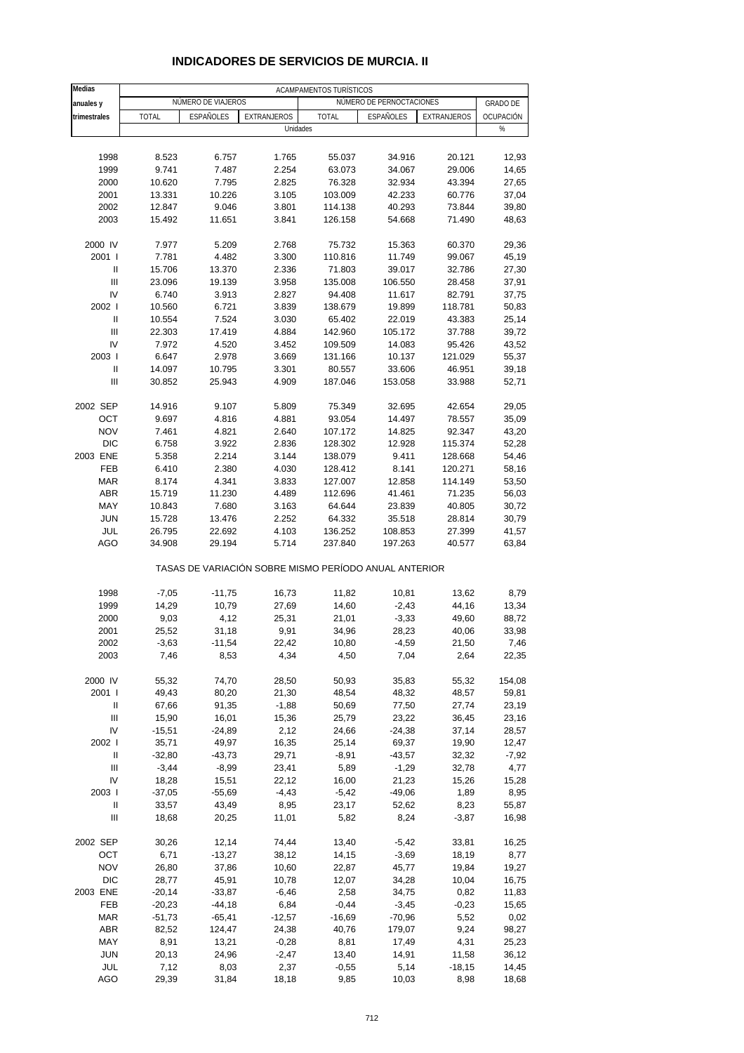# INDICADORES DE SERVICIOS DE MURCIA. II

| Medias anuales y trimestrales | ACAMPAMENTOS TURÍSTICOS | | | | | | |
|---|---|---|---|---|---|---|---|
| | NÚMERO DE VIAJEROS | | | NÚMERO DE PERNOCTACIONES | | | GRADO DE OCUPACIÓN |
| | TOTAL | ESPAÑOLES | EXTRANJEROS | TOTAL | ESPAÑOLES | EXTRANJEROS | |
| | Unidades | | | | | | % |
| 1998 | 8.523 | 6.757 | 1.765 | 55.037 | 34.916 | 20.121 | 12,93 |
| 1999 | 9.741 | 7.487 | 2.254 | 63.073 | 34.067 | 29.006 | 14,65 |
| 2000 | 10.620 | 7.795 | 2.825 | 76.328 | 32.934 | 43.394 | 27,65 |
| 2001 | 13.331 | 10.226 | 3.105 | 103.009 | 42.233 | 60.776 | 37,04 |
| 2002 | 12.847 | 9.046 | 3.801 | 114.138 | 40.293 | 73.844 | 39,80 |
| 2003 | 15.492 | 11.651 | 3.841 | 126.158 | 54.668 | 71.490 | 48,63 |
| 2000 IV | 7.977 | 5.209 | 2.768 | 75.732 | 15.363 | 60.370 | 29,36 |
| 2001 I | 7.781 | 4.482 | 3.300 | 110.816 | 11.749 | 99.067 | 45,19 |
| II | 15.706 | 13.370 | 2.336 | 71.803 | 39.017 | 32.786 | 27,30 |
| III | 23.096 | 19.139 | 3.958 | 135.008 | 106.550 | 28.458 | 37,91 |
| IV | 6.740 | 3.913 | 2.827 | 94.408 | 11.617 | 82.791 | 37,75 |
| 2002 I | 10.560 | 6.721 | 3.839 | 138.679 | 19.899 | 118.781 | 50,83 |
| II | 10.554 | 7.524 | 3.030 | 65.402 | 22.019 | 43.383 | 25,14 |
| III | 22.303 | 17.419 | 4.884 | 142.960 | 105.172 | 37.788 | 39,72 |
| IV | 7.972 | 4.520 | 3.452 | 109.509 | 14.083 | 95.426 | 43,52 |
| 2003 I | 6.647 | 2.978 | 3.669 | 131.166 | 10.137 | 121.029 | 55,37 |
| II | 14.097 | 10.795 | 3.301 | 80.557 | 33.606 | 46.951 | 39,18 |
| III | 30.852 | 25.943 | 4.909 | 187.046 | 153.058 | 33.988 | 52,71 |
| 2002 SEP | 14.916 | 9.107 | 5.809 | 75.349 | 32.695 | 42.654 | 29,05 |
| OCT | 9.697 | 4.816 | 4.881 | 93.054 | 14.497 | 78.557 | 35,09 |
| NOV | 7.461 | 4.821 | 2.640 | 107.172 | 14.825 | 92.347 | 43,20 |
| DIC | 6.758 | 3.922 | 2.836 | 128.302 | 12.928 | 115.374 | 52,28 |
| 2003 ENE | 5.358 | 2.214 | 3.144 | 138.079 | 9.411 | 128.668 | 54,46 |
| FEB | 6.410 | 2.380 | 4.030 | 128.412 | 8.141 | 120.271 | 58,16 |
| MAR | 8.174 | 4.341 | 3.833 | 127.007 | 12.858 | 114.149 | 53,50 |
| ABR | 15.719 | 11.230 | 4.489 | 112.696 | 41.461 | 71.235 | 56,03 |
| MAY | 10.843 | 7.680 | 3.163 | 64.644 | 23.839 | 40.805 | 30,72 |
| JUN | 15.728 | 13.476 | 2.252 | 64.332 | 35.518 | 28.814 | 30,79 |
| JUL | 26.795 | 22.692 | 4.103 | 136.252 | 108.853 | 27.399 | 41,57 |
| AGO | 34.908 | 29.194 | 5.714 | 237.840 | 197.263 | 40.577 | 63,84 |
| | TASAS DE VARIACIÓN SOBRE MISMO PERÍODO ANUAL ANTERIOR | | | | | | |
| 1998 | -7,05 | -11,75 | 16,73 | 11,82 | 10,81 | 13,62 | 8,79 |
| 1999 | 14,29 | 10,79 | 27,69 | 14,60 | -2,43 | 44,16 | 13,34 |
| 2000 | 9,03 | 4,12 | 25,31 | 21,01 | -3,33 | 49,60 | 88,72 |
| 2001 | 25,52 | 31,18 | 9,91 | 34,96 | 28,23 | 40,06 | 33,98 |
| 2002 | -3,63 | -11,54 | 22,42 | 10,80 | -4,59 | 21,50 | 7,46 |
| 2003 | 7,46 | 8,53 | 4,34 | 4,50 | 7,04 | 2,64 | 22,35 |
| 2000 IV | 55,32 | 74,70 | 28,50 | 50,93 | 35,83 | 55,32 | 154,08 |
| 2001 I | 49,43 | 80,20 | 21,30 | 48,54 | 48,32 | 48,57 | 59,81 |
| II | 67,66 | 91,35 | -1,88 | 50,69 | 77,50 | 27,74 | 23,19 |
| III | 15,90 | 16,01 | 15,36 | 25,79 | 23,22 | 36,45 | 23,16 |
| IV | -15,51 | -24,89 | 2,12 | 24,66 | -24,38 | 37,14 | 28,57 |
| 2002 I | 35,71 | 49,97 | 16,35 | 25,14 | 69,37 | 19,90 | 12,47 |
| II | -32,80 | -43,73 | 29,71 | -8,91 | -43,57 | 32,32 | -7,92 |
| III | -3,44 | -8,99 | 23,41 | 5,89 | -1,29 | 32,78 | 4,77 |
| IV | 18,28 | 15,51 | 22,12 | 16,00 | 21,23 | 15,26 | 15,28 |
| 2003 I | -37,05 | -55,69 | -4,43 | -5,42 | -49,06 | 1,89 | 8,95 |
| II | 33,57 | 43,49 | 8,95 | 23,17 | 52,62 | 8,23 | 55,87 |
| III | 18,68 | 20,25 | 11,01 | 5,82 | 8,24 | -3,87 | 16,98 |
| 2002 SEP | 30,26 | 12,14 | 74,44 | 13,40 | -5,42 | 33,81 | 16,25 |
| OCT | 6,71 | -13,27 | 38,12 | 14,15 | -3,69 | 18,19 | 8,77 |
| NOV | 26,80 | 37,86 | 10,60 | 22,87 | 45,77 | 19,84 | 19,27 |
| DIC | 28,77 | 45,91 | 10,78 | 12,07 | 34,28 | 10,04 | 16,75 |
| 2003 ENE | -20,14 | -33,87 | -6,46 | 2,58 | 34,75 | 0,82 | 11,83 |
| FEB | -20,23 | -44,18 | 6,84 | -0,44 | -3,45 | -0,23 | 15,65 |
| MAR | -51,73 | -65,41 | -12,57 | -16,69 | -70,96 | 5,52 | 0,02 |
| ABR | 82,52 | 124,47 | 24,38 | 40,76 | 179,07 | 9,24 | 98,27 |
| MAY | 8,91 | 13,21 | -0,28 | 8,81 | 17,49 | 4,31 | 25,23 |
| JUN | 20,13 | 24,96 | -2,47 | 13,40 | 14,91 | 11,58 | 36,12 |
| JUL | 7,12 | 8,03 | 2,37 | -0,55 | 5,14 | -18,15 | 14,45 |
| AGO | 29,39 | 31,84 | 18,18 | 9,85 | 10,03 | 8,98 | 18,68 |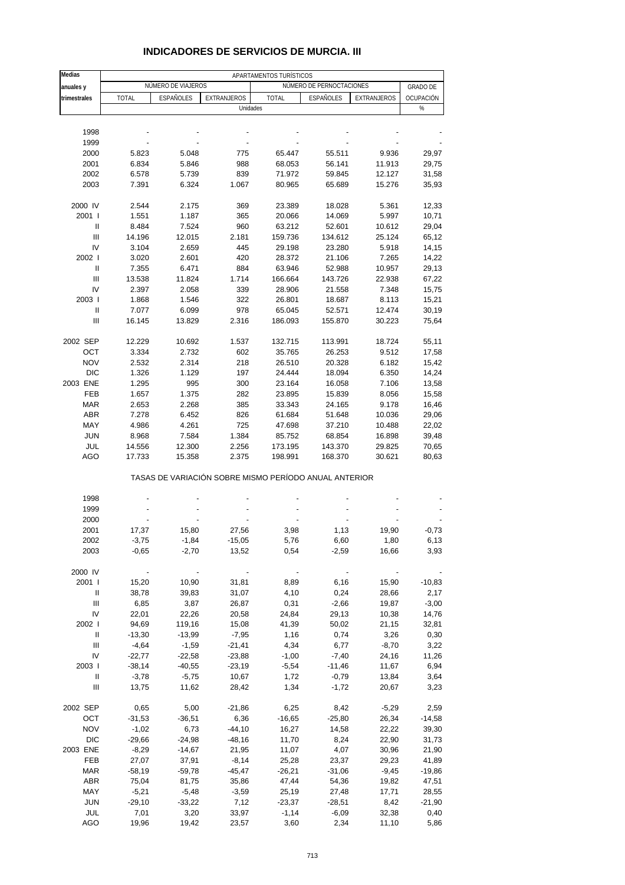# INDICADORES DE SERVICIOS DE MURCIA. III

| Medias anuales y trimestrales | APARTAMENTOS TURÍSTICOS | | | | | | |
|---|---|---|---|---|---|---|---|
| | NÚMERO DE VIAJEROS | | | NÚMERO DE PERNOCTACIONES | | | GRADO DE OCUPACIÓN |
| | TOTAL | ESPAÑOLES | EXTRANJEROS | TOTAL | ESPAÑOLES | EXTRANJEROS | |
| | Unidades | | | | | | % |
| 1998 | - | - | - | - | - | - | - |
| 1999 | - | - | - | - | - | - | - |
| 2000 | 5.823 | 5.048 | 775 | 65.447 | 55.511 | 9.936 | 29,97 |
| 2001 | 6.834 | 5.846 | 988 | 68.053 | 56.141 | 11.913 | 29,75 |
| 2002 | 6.578 | 5.739 | 839 | 71.972 | 59.845 | 12.127 | 31,58 |
| 2003 | 7.391 | 6.324 | 1.067 | 80.965 | 65.689 | 15.276 | 35,93 |
| 2000 IV | 2.544 | 2.175 | 369 | 23.389 | 18.028 | 5.361 | 12,33 |
| 2001 I | 1.551 | 1.187 | 365 | 20.066 | 14.069 | 5.997 | 10,71 |
| II | 8.484 | 7.524 | 960 | 63.212 | 52.601 | 10.612 | 29,04 |
| III | 14.196 | 12.015 | 2.181 | 159.736 | 134.612 | 25.124 | 65,12 |
| IV | 3.104 | 2.659 | 445 | 29.198 | 23.280 | 5.918 | 14,15 |
| 2002 I | 3.020 | 2.601 | 420 | 28.372 | 21.106 | 7.265 | 14,22 |
| II | 7.355 | 6.471 | 884 | 63.946 | 52.988 | 10.957 | 29,13 |
| III | 13.538 | 11.824 | 1.714 | 166.664 | 143.726 | 22.938 | 67,22 |
| IV | 2.397 | 2.058 | 339 | 28.906 | 21.558 | 7.348 | 15,75 |
| 2003 I | 1.868 | 1.546 | 322 | 26.801 | 18.687 | 8.113 | 15,21 |
| II | 7.077 | 6.099 | 978 | 65.045 | 52.571 | 12.474 | 30,19 |
| III | 16.145 | 13.829 | 2.316 | 186.093 | 155.870 | 30.223 | 75,64 |
| 2002 SEP | 12.229 | 10.692 | 1.537 | 132.715 | 113.991 | 18.724 | 55,11 |
| OCT | 3.334 | 2.732 | 602 | 35.765 | 26.253 | 9.512 | 17,58 |
| NOV | 2.532 | 2.314 | 218 | 26.510 | 20.328 | 6.182 | 15,42 |
| DIC | 1.326 | 1.129 | 197 | 24.444 | 18.094 | 6.350 | 14,24 |
| 2003 ENE | 1.295 | 995 | 300 | 23.164 | 16.058 | 7.106 | 13,58 |
| FEB | 1.657 | 1.375 | 282 | 23.895 | 15.839 | 8.056 | 15,58 |
| MAR | 2.653 | 2.268 | 385 | 33.343 | 24.165 | 9.178 | 16,46 |
| ABR | 7.278 | 6.452 | 826 | 61.684 | 51.648 | 10.036 | 29,06 |
| MAY | 4.986 | 4.261 | 725 | 47.698 | 37.210 | 10.488 | 22,02 |
| JUN | 8.968 | 7.584 | 1.384 | 85.752 | 68.854 | 16.898 | 39,48 |
| JUL | 14.556 | 12.300 | 2.256 | 173.195 | 143.370 | 29.825 | 70,65 |
| AGO | 17.733 | 15.358 | 2.375 | 198.991 | 168.370 | 30.621 | 80,63 |
| | TASAS DE VARIACIÓN SOBRE MISMO PERÍODO ANUAL ANTERIOR | | | | | | |
| 1998 | - | - | - | - | - | - | - |
| 1999 | - | - | - | - | - | - | - |
| 2000 | - | - | - | - | - | - | - |
| 2001 | 17,37 | 15,80 | 27,56 | 3,98 | 1,13 | 19,90 | -0,73 |
| 2002 | -3,75 | -1,84 | -15,05 | 5,76 | 6,60 | 1,80 | 6,13 |
| 2003 | -0,65 | -2,70 | 13,52 | 0,54 | -2,59 | 16,66 | 3,93 |
| 2000 IV | - | - | - | - | - | - | - |
| 2001 I | 15,20 | 10,90 | 31,81 | 8,89 | 6,16 | 15,90 | -10,83 |
| II | 38,78 | 39,83 | 31,07 | 4,10 | 0,24 | 28,66 | 2,17 |
| III | 6,85 | 3,87 | 26,87 | 0,31 | -2,66 | 19,87 | -3,00 |
| IV | 22,01 | 22,26 | 20,58 | 24,84 | 29,13 | 10,38 | 14,76 |
| 2002 I | 94,69 | 119,16 | 15,08 | 41,39 | 50,02 | 21,15 | 32,81 |
| II | -13,30 | -13,99 | -7,95 | 1,16 | 0,74 | 3,26 | 0,30 |
| III | -4,64 | -1,59 | -21,41 | 4,34 | 6,77 | -8,70 | 3,22 |
| IV | -22,77 | -22,58 | -23,88 | -1,00 | -7,40 | 24,16 | 11,26 |
| 2003 I | -38,14 | -40,55 | -23,19 | -5,54 | -11,46 | 11,67 | 6,94 |
| II | -3,78 | -5,75 | 10,67 | 1,72 | -0,79 | 13,84 | 3,64 |
| III | 13,75 | 11,62 | 28,42 | 1,34 | -1,72 | 20,67 | 3,23 |
| 2002 SEP | 0,65 | 5,00 | -21,86 | 6,25 | 8,42 | -5,29 | 2,59 |
| OCT | -31,53 | -36,51 | 6,36 | -16,65 | -25,80 | 26,34 | -14,58 |
| NOV | -1,02 | 6,73 | -44,10 | 16,27 | 14,58 | 22,22 | 39,30 |
| DIC | -29,66 | -24,98 | -48,16 | 11,70 | 8,24 | 22,90 | 31,73 |
| 2003 ENE | -8,29 | -14,67 | 21,95 | 11,07 | 4,07 | 30,96 | 21,90 |
| FEB | 27,07 | 37,91 | -8,14 | 25,28 | 23,37 | 29,23 | 41,89 |
| MAR | -58,19 | -59,78 | -45,47 | -26,21 | -31,06 | -9,45 | -19,86 |
| ABR | 75,04 | 81,75 | 35,86 | 47,44 | 54,36 | 19,82 | 47,51 |
| MAY | -5,21 | -5,48 | -3,59 | 25,19 | 27,48 | 17,71 | 28,55 |
| JUN | -29,10 | -33,22 | 7,12 | -23,37 | -28,51 | 8,42 | -21,90 |
| JUL | 7,01 | 3,20 | 33,97 | -1,14 | -6,09 | 32,38 | 0,40 |
| AGO | 19,96 | 19,42 | 23,57 | 3,60 | 2,34 | 11,10 | 5,86 |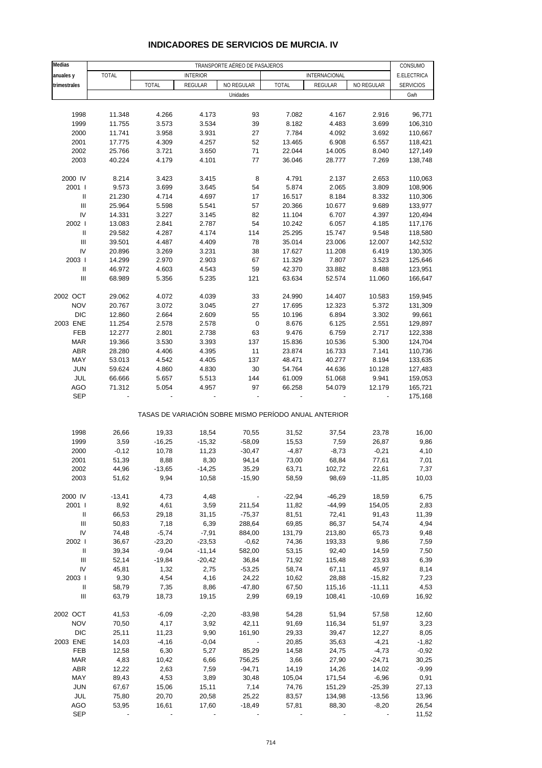# INDICADORES DE SERVICIOS DE MURCIA. IV

| Medias anuales y trimestrales | TRANSPORTE AÉREO DE PASAJEROS | | | | | | | CONSUMO E.ELECTRICA SERVICIOS |
|---|---|---|---|---|---|---|---|---|
| | TOTAL | INTERIOR | | | INTERNACIONAL | | | |
| | | TOTAL | REGULAR | NO REGULAR | TOTAL | REGULAR | NO REGULAR | |
| | Unidades | | | | | | | Gwh |
| 1998 | 11.348 | 4.266 | 4.173 | 93 | 7.082 | 4.167 | 2.916 | 96,771 |
| 1999 | 11.755 | 3.573 | 3.534 | 39 | 8.182 | 4.483 | 3.699 | 106,310 |
| 2000 | 11.741 | 3.958 | 3.931 | 27 | 7.784 | 4.092 | 3.692 | 110,667 |
| 2001 | 17.775 | 4.309 | 4.257 | 52 | 13.465 | 6.908 | 6.557 | 118,421 |
| 2002 | 25.766 | 3.721 | 3.650 | 71 | 22.044 | 14.005 | 8.040 | 127,149 |
| 2003 | 40.224 | 4.179 | 4.101 | 77 | 36.046 | 28.777 | 7.269 | 138,748 |
| 2000 IV | 8.214 | 3.423 | 3.415 | 8 | 4.791 | 2.137 | 2.653 | 110,063 |
| 2001 I | 9.573 | 3.699 | 3.645 | 54 | 5.874 | 2.065 | 3.809 | 108,906 |
| II | 21.230 | 4.714 | 4.697 | 17 | 16.517 | 8.184 | 8.332 | 110,306 |
| III | 25.964 | 5.598 | 5.541 | 57 | 20.366 | 10.677 | 9.689 | 133,977 |
| IV | 14.331 | 3.227 | 3.145 | 82 | 11.104 | 6.707 | 4.397 | 120,494 |
| 2002 I | 13.083 | 2.841 | 2.787 | 54 | 10.242 | 6.057 | 4.185 | 117,176 |
| II | 29.582 | 4.287 | 4.174 | 114 | 25.295 | 15.747 | 9.548 | 118,580 |
| III | 39.501 | 4.487 | 4.409 | 78 | 35.014 | 23.006 | 12.007 | 142,532 |
| IV | 20.896 | 3.269 | 3.231 | 38 | 17.627 | 11.208 | 6.419 | 130,305 |
| 2003 I | 14.299 | 2.970 | 2.903 | 67 | 11.329 | 7.807 | 3.523 | 125,646 |
| II | 46.972 | 4.603 | 4.543 | 59 | 42.370 | 33.882 | 8.488 | 123,951 |
| III | 68.989 | 5.356 | 5.235 | 121 | 63.634 | 52.574 | 11.060 | 166,647 |
| 2002 OCT | 29.062 | 4.072 | 4.039 | 33 | 24.990 | 14.407 | 10.583 | 159,945 |
| NOV | 20.767 | 3.072 | 3.045 | 27 | 17.695 | 12.323 | 5.372 | 131,309 |
| DIC | 12.860 | 2.664 | 2.609 | 55 | 10.196 | 6.894 | 3.302 | 99,661 |
| 2003 ENE | 11.254 | 2.578 | 2.578 | 0 | 8.676 | 6.125 | 2.551 | 129,897 |
| FEB | 12.277 | 2.801 | 2.738 | 63 | 9.476 | 6.759 | 2.717 | 122,338 |
| MAR | 19.366 | 3.530 | 3.393 | 137 | 15.836 | 10.536 | 5.300 | 124,704 |
| ABR | 28.280 | 4.406 | 4.395 | 11 | 23.874 | 16.733 | 7.141 | 110,736 |
| MAY | 53.013 | 4.542 | 4.405 | 137 | 48.471 | 40.277 | 8.194 | 133,635 |
| JUN | 59.624 | 4.860 | 4.830 | 30 | 54.764 | 44.636 | 10.128 | 127,483 |
| JUL | 66.666 | 5.657 | 5.513 | 144 | 61.009 | 51.068 | 9.941 | 159,053 |
| AGO | 71.312 | 5.054 | 4.957 | 97 | 66.258 | 54.079 | 12.179 | 165,721 |
| SEP | - | - | - | - | - | - | - | 175,168 |
| TASAS DE VARIACIÓN SOBRE MISMO PERÍODO ANUAL ANTERIOR | | | | | | | | |
| 1998 | 26,66 | 19,33 | 18,54 | 70,55 | 31,52 | 37,54 | 23,78 | 16,00 |
| 1999 | 3,59 | -16,25 | -15,32 | -58,09 | 15,53 | 7,59 | 26,87 | 9,86 |
| 2000 | -0,12 | 10,78 | 11,23 | -30,47 | -4,87 | -8,73 | -0,21 | 4,10 |
| 2001 | 51,39 | 8,88 | 8,30 | 94,14 | 73,00 | 68,84 | 77,61 | 7,01 |
| 2002 | 44,96 | -13,65 | -14,25 | 35,29 | 63,71 | 102,72 | 22,61 | 7,37 |
| 2003 | 51,62 | 9,94 | 10,58 | -15,90 | 58,59 | 98,69 | -11,85 | 10,03 |
| 2000 IV | -13,41 | 4,73 | 4,48 | - | -22,94 | -46,29 | 18,59 | 6,75 |
| 2001 I | 8,92 | 4,61 | 3,59 | 211,54 | 11,82 | -44,99 | 154,05 | 2,83 |
| II | 66,53 | 29,18 | 31,15 | -75,37 | 81,51 | 72,41 | 91,43 | 11,39 |
| III | 50,83 | 7,18 | 6,39 | 288,64 | 69,85 | 86,37 | 54,74 | 4,94 |
| IV | 74,48 | -5,74 | -7,91 | 884,00 | 131,79 | 213,80 | 65,73 | 9,48 |
| 2002 I | 36,67 | -23,20 | -23,53 | -0,62 | 74,36 | 193,33 | 9,86 | 7,59 |
| II | 39,34 | -9,04 | -11,14 | 582,00 | 53,15 | 92,40 | 14,59 | 7,50 |
| III | 52,14 | -19,84 | -20,42 | 36,84 | 71,92 | 115,48 | 23,93 | 6,39 |
| IV | 45,81 | 1,32 | 2,75 | -53,25 | 58,74 | 67,11 | 45,97 | 8,14 |
| 2003 I | 9,30 | 4,54 | 4,16 | 24,22 | 10,62 | 28,88 | -15,82 | 7,23 |
| II | 58,79 | 7,35 | 8,86 | -47,80 | 67,50 | 115,16 | -11,11 | 4,53 |
| III | 63,79 | 18,73 | 19,15 | 2,99 | 69,19 | 108,41 | -10,69 | 16,92 |
| 2002 OCT | 41,53 | -6,09 | -2,20 | -83,98 | 54,28 | 51,94 | 57,58 | 12,60 |
| NOV | 70,50 | 4,17 | 3,92 | 42,11 | 91,69 | 116,34 | 51,97 | 3,23 |
| DIC | 25,11 | 11,23 | 9,90 | 161,90 | 29,33 | 39,47 | 12,27 | 8,05 |
| 2003 ENE | 14,03 | -4,16 | -0,04 | - | 20,85 | 35,63 | -4,21 | -1,82 |
| FEB | 12,58 | 6,30 | 5,27 | 85,29 | 14,58 | 24,75 | -4,73 | -0,92 |
| MAR | 4,83 | 10,42 | 6,66 | 756,25 | 3,66 | 27,90 | -24,71 | 30,25 |
| ABR | 12,22 | 2,63 | 7,59 | -94,71 | 14,19 | 14,26 | 14,02 | -9,99 |
| MAY | 89,43 | 4,53 | 3,89 | 30,48 | 105,04 | 171,54 | -6,96 | 0,91 |
| JUN | 67,67 | 15,06 | 15,11 | 7,14 | 74,76 | 151,29 | -25,39 | 27,13 |
| JUL | 75,80 | 20,70 | 20,58 | 25,22 | 83,57 | 134,98 | -13,56 | 13,96 |
| AGO | 53,95 | 16,61 | 17,60 | -18,49 | 57,81 | 88,30 | -8,20 | 26,54 |
| SEP | - | - | - | - | - | - | - | 11,52 |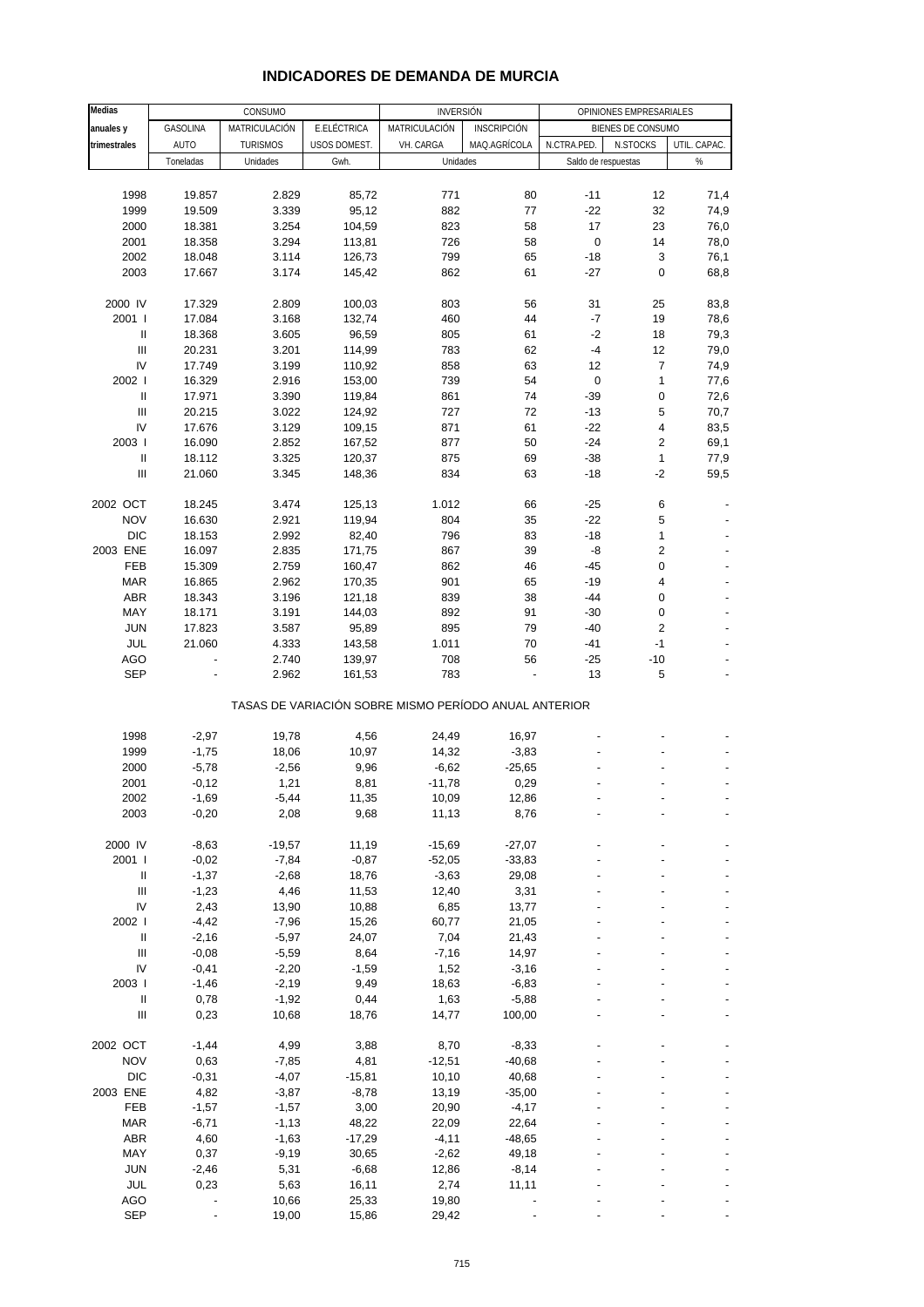# INDICADORES DE DEMANDA DE MURCIA

| Medias anuales y trimestrales | CONSUMO | | | INVERSIÓN | | OPINIONES EMPRESARIALES | | |
|---|---|---|---|---|---|---|---|---|
| | GASOLINA AUTO | MATRICULACIÓN TURISMOS | E.ELÉCTRICA USOS DOMEST. | MATRICULACIÓN VH. CARGA | INSCRIPCIÓN MAQ.AGRÍCOLA | BIENES DE CONSUMO N.CTRA.PED. | N.STOCKS | UTIL. CAPAC. |
| | Toneladas | Unidades | Gwh. | Unidades | | Saldo de respuestas | | % |
| 1998 | 19.857 | 2.829 | 85,72 | 771 | 80 | -11 | 12 | 71,4 |
| 1999 | 19.509 | 3.339 | 95,12 | 882 | 77 | -22 | 32 | 74,9 |
| 2000 | 18.381 | 3.254 | 104,59 | 823 | 58 | 17 | 23 | 76,0 |
| 2001 | 18.358 | 3.294 | 113,81 | 726 | 58 | 0 | 14 | 78,0 |
| 2002 | 18.048 | 3.114 | 126,73 | 799 | 65 | -18 | 3 | 76,1 |
| 2003 | 17.667 | 3.174 | 145,42 | 862 | 61 | -27 | 0 | 68,8 |
| 2000 IV | 17.329 | 2.809 | 100,03 | 803 | 56 | 31 | 25 | 83,8 |
| 2001 I | 17.084 | 3.168 | 132,74 | 460 | 44 | -7 | 19 | 78,6 |
| II | 18.368 | 3.605 | 96,59 | 805 | 61 | -2 | 18 | 79,3 |
| III | 20.231 | 3.201 | 114,99 | 783 | 62 | -4 | 12 | 79,0 |
| IV | 17.749 | 3.199 | 110,92 | 858 | 63 | 12 | 7 | 74,9 |
| 2002 I | 16.329 | 2.916 | 153,00 | 739 | 54 | 0 | 1 | 77,6 |
| II | 17.971 | 3.390 | 119,84 | 861 | 74 | -39 | 0 | 72,6 |
| III | 20.215 | 3.022 | 124,92 | 727 | 72 | -13 | 5 | 70,7 |
| IV | 17.676 | 3.129 | 109,15 | 871 | 61 | -22 | 4 | 83,5 |
| 2003 I | 16.090 | 2.852 | 167,52 | 877 | 50 | -24 | 2 | 69,1 |
| II | 18.112 | 3.325 | 120,37 | 875 | 69 | -38 | 1 | 77,9 |
| III | 21.060 | 3.345 | 148,36 | 834 | 63 | -18 | -2 | 59,5 |
| 2002 OCT | 18.245 | 3.474 | 125,13 | 1.012 | 66 | -25 | 6 | - |
| NOV | 16.630 | 2.921 | 119,94 | 804 | 35 | -22 | 5 | - |
| DIC | 18.153 | 2.992 | 82,40 | 796 | 83 | -18 | 1 | - |
| 2003 ENE | 16.097 | 2.835 | 171,75 | 867 | 39 | -8 | 2 | - |
| FEB | 15.309 | 2.759 | 160,47 | 862 | 46 | -45 | 0 | - |
| MAR | 16.865 | 2.962 | 170,35 | 901 | 65 | -19 | 4 | - |
| ABR | 18.343 | 3.196 | 121,18 | 839 | 38 | -44 | 0 | - |
| MAY | 18.171 | 3.191 | 144,03 | 892 | 91 | -30 | 0 | - |
| JUN | 17.823 | 3.587 | 95,89 | 895 | 79 | -40 | 2 | - |
| JUL | 21.060 | 4.333 | 143,58 | 1.011 | 70 | -41 | -1 | - |
| AGO | - | 2.740 | 139,97 | 708 | 56 | -25 | -10 | - |
| SEP | - | 2.962 | 161,53 | 783 | - | 13 | 5 | - |

TASAS DE VARIACIÓN SOBRE MISMO PERÍODO ANUAL ANTERIOR

| | GASOLINA AUTO | MATRICULACIÓN TURISMOS | E.ELÉCTRICA USOS DOMEST. | MATRICULACIÓN VH. CARGA | INSCRIPCIÓN MAQ.AGRÍCOLA | N.CTRA.PED. | N.STOCKS | UTIL. CAPAC. |
|---|---|---|---|---|---|---|---|---|
| 1998 | -2,97 | 19,78 | 4,56 | 24,49 | 16,97 | - | - | - |
| 1999 | -1,75 | 18,06 | 10,97 | 14,32 | -3,83 | - | - | - |
| 2000 | -5,78 | -2,56 | 9,96 | -6,62 | -25,65 | - | - | - |
| 2001 | -0,12 | 1,21 | 8,81 | -11,78 | 0,29 | - | - | - |
| 2002 | -1,69 | -5,44 | 11,35 | 10,09 | 12,86 | - | - | - |
| 2003 | -0,20 | 2,08 | 9,68 | 11,13 | 8,76 | - | - | - |
| 2000 IV | -8,63 | -19,57 | 11,19 | -15,69 | -27,07 | - | - | - |
| 2001 I | -0,02 | -7,84 | -0,87 | -52,05 | -33,83 | - | - | - |
| II | -1,37 | -2,68 | 18,76 | -3,63 | 29,08 | - | - | - |
| III | -1,23 | 4,46 | 11,53 | 12,40 | 3,31 | - | - | - |
| IV | 2,43 | 13,90 | 10,88 | 6,85 | 13,77 | - | - | - |
| 2002 I | -4,42 | -7,96 | 15,26 | 60,77 | 21,05 | - | - | - |
| II | -2,16 | -5,97 | 24,07 | 7,04 | 21,43 | - | - | - |
| III | -0,08 | -5,59 | 8,64 | -7,16 | 14,97 | - | - | - |
| IV | -0,41 | -2,20 | -1,59 | 1,52 | -3,16 | - | - | - |
| 2003 I | -1,46 | -2,19 | 9,49 | 18,63 | -6,83 | - | - | - |
| II | 0,78 | -1,92 | 0,44 | 1,63 | -5,88 | - | - | - |
| III | 0,23 | 10,68 | 18,76 | 14,77 | 100,00 | - | - | - |
| 2002 OCT | -1,44 | 4,99 | 3,88 | 8,70 | -8,33 | - | - | - |
| NOV | 0,63 | -7,85 | 4,81 | -12,51 | -40,68 | - | - | - |
| DIC | -0,31 | -4,07 | -15,81 | 10,10 | 40,68 | - | - | - |
| 2003 ENE | 4,82 | -3,87 | -8,78 | 13,19 | -35,00 | - | - | - |
| FEB | -1,57 | -1,57 | 3,00 | 20,90 | -4,17 | - | - | - |
| MAR | -6,71 | -1,13 | 48,22 | 22,09 | 22,64 | - | - | - |
| ABR | 4,60 | -1,63 | -17,29 | -4,11 | -48,65 | - | - | - |
| MAY | 0,37 | -9,19 | 30,65 | -2,62 | 49,18 | - | - | - |
| JUN | -2,46 | 5,31 | -6,68 | 12,86 | -8,14 | - | - | - |
| JUL | 0,23 | 5,63 | 16,11 | 2,74 | 11,11 | - | - | - |
| AGO | - | 10,66 | 25,33 | 19,80 | - | - | - | - |
| SEP | - | 19,00 | 15,86 | 29,42 | - | - | - | - |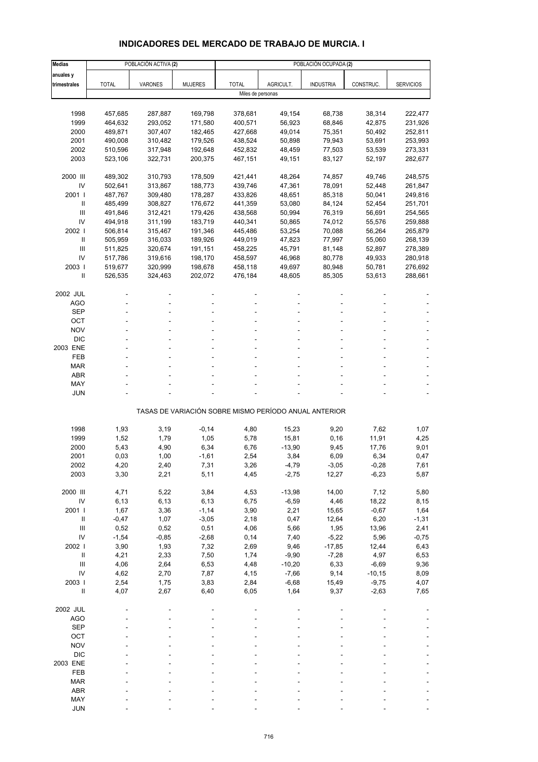## INDICADORES DEL MERCADO DE TRABAJO DE MURCIA. I

| Medias anuales y trimestrales | POBLACIÓN ACTIVA (2) | | | POBLACIÓN OCUPADA (2) | | | | |
|---|---|---|---|---|---|---|---|---|
| | TOTAL | VARONES | MUJERES | TOTAL | AGRICULT. | INDUSTRIA | CONSTRUC. | SERVICIOS |
| | Miles de personas | | | | | | | |
| 1998 | 457,685 | 287,887 | 169,798 | 378,681 | 49,154 | 68,738 | 38,314 | 222,477 |
| 1999 | 464,632 | 293,052 | 171,580 | 400,571 | 56,923 | 68,846 | 42,875 | 231,926 |
| 2000 | 489,871 | 307,407 | 182,465 | 427,668 | 49,014 | 75,351 | 50,492 | 252,811 |
| 2001 | 490,008 | 310,482 | 179,526 | 438,524 | 50,898 | 79,943 | 53,691 | 253,993 |
| 2002 | 510,596 | 317,948 | 192,648 | 452,832 | 48,459 | 77,503 | 53,539 | 273,331 |
| 2003 | 523,106 | 322,731 | 200,375 | 467,151 | 49,151 | 83,127 | 52,197 | 282,677 |
| 2000 III | 489,302 | 310,793 | 178,509 | 421,441 | 48,264 | 74,857 | 49,746 | 248,575 |
| IV | 502,641 | 313,867 | 188,773 | 439,746 | 47,361 | 78,091 | 52,448 | 261,847 |
| 2001 I | 487,767 | 309,480 | 178,287 | 433,826 | 48,651 | 85,318 | 50,041 | 249,816 |
| II | 485,499 | 308,827 | 176,672 | 441,359 | 53,080 | 84,124 | 52,454 | 251,701 |
| III | 491,846 | 312,421 | 179,426 | 438,568 | 50,994 | 76,319 | 56,691 | 254,565 |
| IV | 494,918 | 311,199 | 183,719 | 440,341 | 50,865 | 74,012 | 55,576 | 259,888 |
| 2002 I | 506,814 | 315,467 | 191,346 | 445,486 | 53,254 | 70,088 | 56,264 | 265,879 |
| II | 505,959 | 316,033 | 189,926 | 449,019 | 47,823 | 77,997 | 55,060 | 268,139 |
| III | 511,825 | 320,674 | 191,151 | 458,225 | 45,791 | 81,148 | 52,897 | 278,389 |
| IV | 517,786 | 319,616 | 198,170 | 458,597 | 46,968 | 80,778 | 49,933 | 280,918 |
| 2003 I | 519,677 | 320,999 | 198,678 | 458,118 | 49,697 | 80,948 | 50,781 | 276,692 |
| II | 526,535 | 324,463 | 202,072 | 476,184 | 48,605 | 85,305 | 53,613 | 288,661 |
| 2002 JUL | - | - | - | - | - | - | - | - |
| AGO | - | - | - | - | - | - | - | - |
| SEP | - | - | - | - | - | - | - | - |
| OCT | - | - | - | - | - | - | - | - |
| NOV | - | - | - | - | - | - | - | - |
| DIC | - | - | - | - | - | - | - | - |
| 2003 ENE | - | - | - | - | - | - | - | - |
| FEB | - | - | - | - | - | - | - | - |
| MAR | - | - | - | - | - | - | - | - |
| ABR | - | - | - | - | - | - | - | - |
| MAY | - | - | - | - | - | - | - | - |
| JUN | - | - | - | - | - | - | - | - |
| | TASAS DE VARIACIÓN SOBRE MISMO PERÍODO ANUAL ANTERIOR | | | | | | | |
| 1998 | 1,93 | 3,19 | -0,14 | 4,80 | 15,23 | 9,20 | 7,62 | 1,07 |
| 1999 | 1,52 | 1,79 | 1,05 | 5,78 | 15,81 | 0,16 | 11,91 | 4,25 |
| 2000 | 5,43 | 4,90 | 6,34 | 6,76 | -13,90 | 9,45 | 17,76 | 9,01 |
| 2001 | 0,03 | 1,00 | -1,61 | 2,54 | 3,84 | 6,09 | 6,34 | 0,47 |
| 2002 | 4,20 | 2,40 | 7,31 | 3,26 | -4,79 | -3,05 | -0,28 | 7,61 |
| 2003 | 3,30 | 2,21 | 5,11 | 4,45 | -2,75 | 12,27 | -6,23 | 5,87 |
| 2000 III | 4,71 | 5,22 | 3,84 | 4,53 | -13,98 | 14,00 | 7,12 | 5,80 |
| IV | 6,13 | 6,13 | 6,13 | 6,75 | -6,59 | 4,46 | 18,22 | 8,15 |
| 2001 I | 1,67 | 3,36 | -1,14 | 3,90 | 2,21 | 15,65 | -0,67 | 1,64 |
| II | -0,47 | 1,07 | -3,05 | 2,18 | 0,47 | 12,64 | 6,20 | -1,31 |
| III | 0,52 | 0,52 | 0,51 | 4,06 | 5,66 | 1,95 | 13,96 | 2,41 |
| IV | -1,54 | -0,85 | -2,68 | 0,14 | 7,40 | -5,22 | 5,96 | -0,75 |
| 2002 I | 3,90 | 1,93 | 7,32 | 2,69 | 9,46 | -17,85 | 12,44 | 6,43 |
| II | 4,21 | 2,33 | 7,50 | 1,74 | -9,90 | -7,28 | 4,97 | 6,53 |
| III | 4,06 | 2,64 | 6,53 | 4,48 | -10,20 | 6,33 | -6,69 | 9,36 |
| IV | 4,62 | 2,70 | 7,87 | 4,15 | -7,66 | 9,14 | -10,15 | 8,09 |
| 2003 I | 2,54 | 1,75 | 3,83 | 2,84 | -6,68 | 15,49 | -9,75 | 4,07 |
| II | 4,07 | 2,67 | 6,40 | 6,05 | 1,64 | 9,37 | -2,63 | 7,65 |
| 2002 JUL | - | - | - | - | - | - | - | - |
| AGO | - | - | - | - | - | - | - | - |
| SEP | - | - | - | - | - | - | - | - |
| OCT | - | - | - | - | - | - | - | - |
| NOV | - | - | - | - | - | - | - | - |
| DIC | - | - | - | - | - | - | - | - |
| 2003 ENE | - | - | - | - | - | - | - | - |
| FEB | - | - | - | - | - | - | - | - |
| MAR | - | - | - | - | - | - | - | - |
| ABR | - | - | - | - | - | - | - | - |
| MAY | - | - | - | - | - | - | - | - |
| JUN | - | - | - | - | - | - | - | - |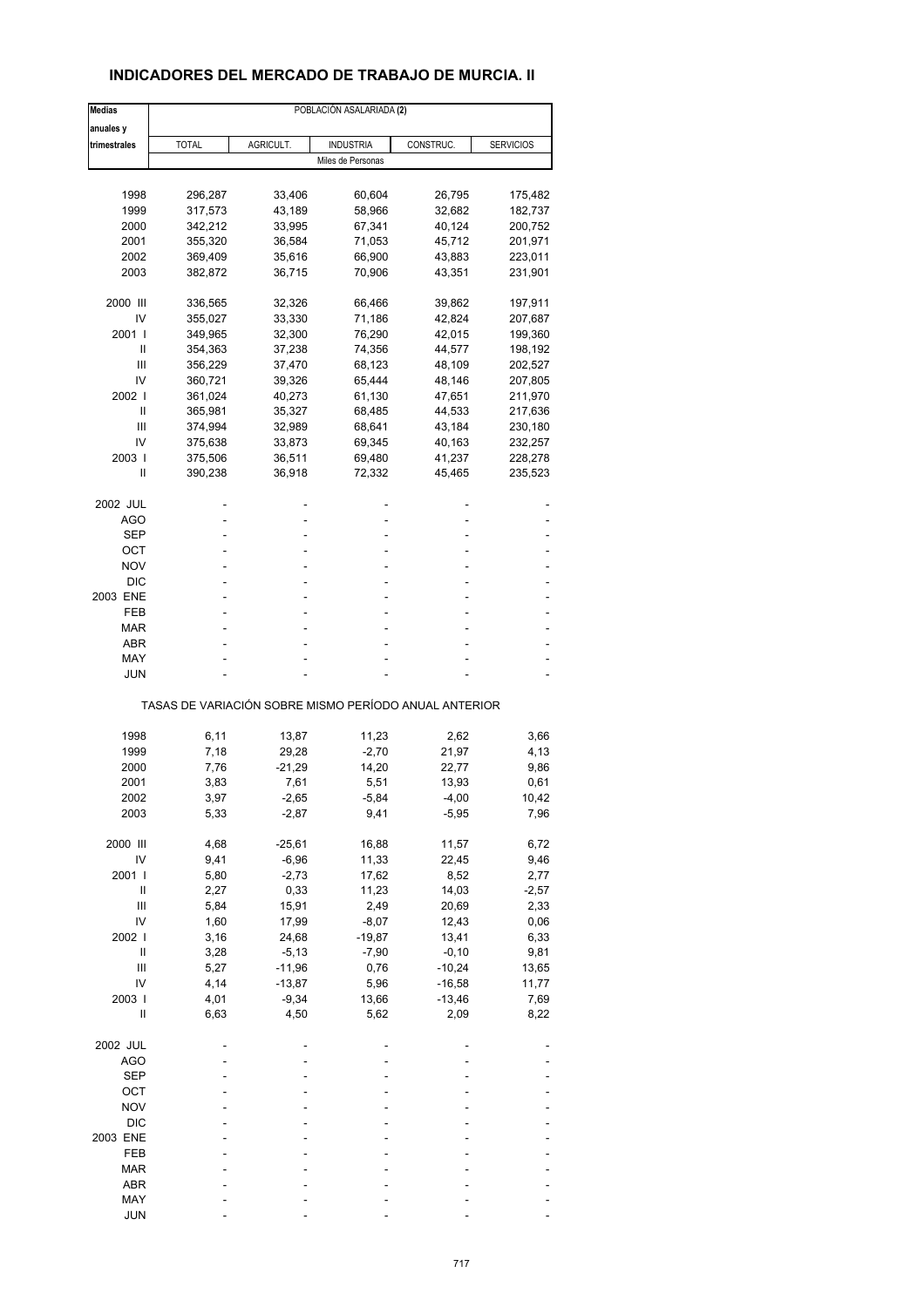## INDICADORES DEL MERCADO DE TRABAJO DE MURCIA. II

| Medias anuales y trimestrales | POBLACIÓN ASALARIADA (2) | | | | |
|---|---|---|---|---|---|
| | TOTAL | AGRICULT. | INDUSTRIA | CONSTRUC. | SERVICIOS |
| | Miles de Personas | | | | |
| 1998 | 296,287 | 33,406 | 60,604 | 26,795 | 175,482 |
| 1999 | 317,573 | 43,189 | 58,966 | 32,682 | 182,737 |
| 2000 | 342,212 | 33,995 | 67,341 | 40,124 | 200,752 |
| 2001 | 355,320 | 36,584 | 71,053 | 45,712 | 201,971 |
| 2002 | 369,409 | 35,616 | 66,900 | 43,883 | 223,011 |
| 2003 | 382,872 | 36,715 | 70,906 | 43,351 | 231,901 |
| 2000 III | 336,565 | 32,326 | 66,466 | 39,862 | 197,911 |
| IV | 355,027 | 33,330 | 71,186 | 42,824 | 207,687 |
| 2001 I | 349,965 | 32,300 | 76,290 | 42,015 | 199,360 |
| II | 354,363 | 37,238 | 74,356 | 44,577 | 198,192 |
| III | 356,229 | 37,470 | 68,123 | 48,109 | 202,527 |
| IV | 360,721 | 39,326 | 65,444 | 48,146 | 207,805 |
| 2002 I | 361,024 | 40,273 | 61,130 | 47,651 | 211,970 |
| II | 365,981 | 35,327 | 68,485 | 44,533 | 217,636 |
| III | 374,994 | 32,989 | 68,641 | 43,184 | 230,180 |
| IV | 375,638 | 33,873 | 69,345 | 40,163 | 232,257 |
| 2003 I | 375,506 | 36,511 | 69,480 | 41,237 | 228,278 |
| II | 390,238 | 36,918 | 72,332 | 45,465 | 235,523 |
| 2002 JUL | - | - | - | - | - |
| AGO | - | - | - | - | - |
| SEP | - | - | - | - | - |
| OCT | - | - | - | - | - |
| NOV | - | - | - | - | - |
| DIC | - | - | - | - | - |
| 2003 ENE | - | - | - | - | - |
| FEB | - | - | - | - | - |
| MAR | - | - | - | - | - |
| ABR | - | - | - | - | - |
| MAY | - | - | - | - | - |
| JUN | - | - | - | - | - |
| | TASAS DE VARIACIÓN SOBRE MISMO PERÍODO ANUAL ANTERIOR | | | | |
| 1998 | 6,11 | 13,87 | 11,23 | 2,62 | 3,66 |
| 1999 | 7,18 | 29,28 | -2,70 | 21,97 | 4,13 |
| 2000 | 7,76 | -21,29 | 14,20 | 22,77 | 9,86 |
| 2001 | 3,83 | 7,61 | 5,51 | 13,93 | 0,61 |
| 2002 | 3,97 | -2,65 | -5,84 | -4,00 | 10,42 |
| 2003 | 5,33 | -2,87 | 9,41 | -5,95 | 7,96 |
| 2000 III | 4,68 | -25,61 | 16,88 | 11,57 | 6,72 |
| IV | 9,41 | -6,96 | 11,33 | 22,45 | 9,46 |
| 2001 I | 5,80 | -2,73 | 17,62 | 8,52 | 2,77 |
| II | 2,27 | 0,33 | 11,23 | 14,03 | -2,57 |
| III | 5,84 | 15,91 | 2,49 | 20,69 | 2,33 |
| IV | 1,60 | 17,99 | -8,07 | 12,43 | 0,06 |
| 2002 I | 3,16 | 24,68 | -19,87 | 13,41 | 6,33 |
| II | 3,28 | -5,13 | -7,90 | -0,10 | 9,81 |
| III | 5,27 | -11,96 | 0,76 | -10,24 | 13,65 |
| IV | 4,14 | -13,87 | 5,96 | -16,58 | 11,77 |
| 2003 I | 4,01 | -9,34 | 13,66 | -13,46 | 7,69 |
| II | 6,63 | 4,50 | 5,62 | 2,09 | 8,22 |
| 2002 JUL | - | - | - | - | - |
| AGO | - | - | - | - | - |
| SEP | - | - | - | - | - |
| OCT | - | - | - | - | - |
| NOV | - | - | - | - | - |
| DIC | - | - | - | - | - |
| 2003 ENE | - | - | - | - | - |
| FEB | - | - | - | - | - |
| MAR | - | - | - | - | - |
| ABR | - | - | - | - | - |
| MAY | - | - | - | - | - |
| JUN | - | - | - | - | - |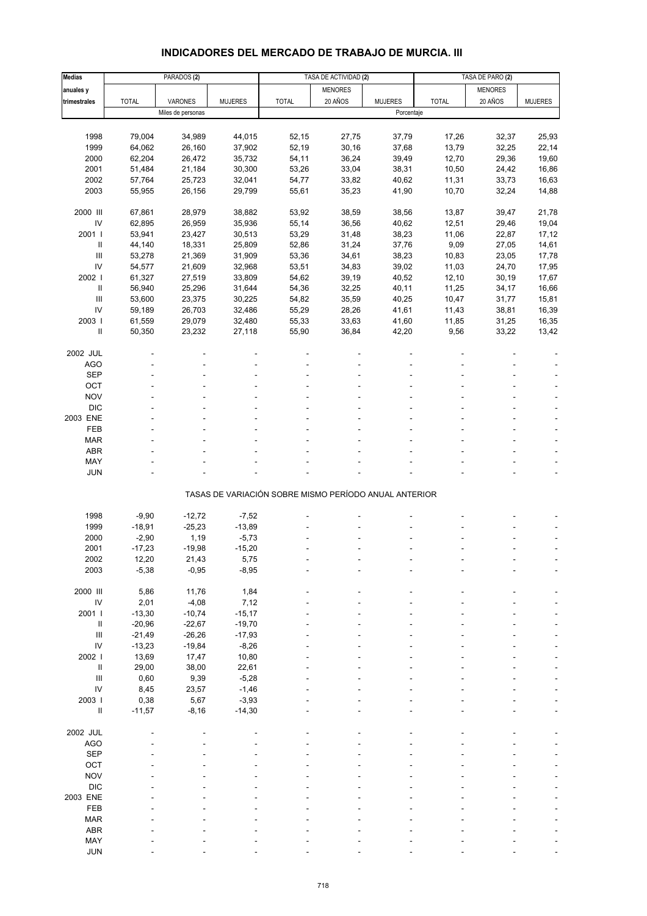## INDICADORES DEL MERCADO DE TRABAJO DE MURCIA. III

| Medias anuales y trimestrales | PARADOS (2) | | | TASA DE ACTIVIDAD (2) | | | TASA DE PARO (2) | | |
|---|---|---|---|---|---|---|---|---|---|
| | TOTAL | VARONES | MUJERES | TOTAL | MENORES 20 AÑOS | MUJERES | TOTAL | MENORES 20 AÑOS | MUJERES |
| | Miles de personas | | | Porcentaje | | | | | |
| 1998 | 79,004 | 34,989 | 44,015 | 52,15 | 27,75 | 37,79 | 17,26 | 32,37 | 25,93 |
| 1999 | 64,062 | 26,160 | 37,902 | 52,19 | 30,16 | 37,68 | 13,79 | 32,25 | 22,14 |
| 2000 | 62,204 | 26,472 | 35,732 | 54,11 | 36,24 | 39,49 | 12,70 | 29,36 | 19,60 |
| 2001 | 51,484 | 21,184 | 30,300 | 53,26 | 33,04 | 38,31 | 10,50 | 24,42 | 16,86 |
| 2002 | 57,764 | 25,723 | 32,041 | 54,77 | 33,82 | 40,62 | 11,31 | 33,73 | 16,63 |
| 2003 | 55,955 | 26,156 | 29,799 | 55,61 | 35,23 | 41,90 | 10,70 | 32,24 | 14,88 |
| 2000 III | 67,861 | 28,979 | 38,882 | 53,92 | 38,59 | 38,56 | 13,87 | 39,47 | 21,78 |
| IV | 62,895 | 26,959 | 35,936 | 55,14 | 36,56 | 40,62 | 12,51 | 29,46 | 19,04 |
| 2001 I | 53,941 | 23,427 | 30,513 | 53,29 | 31,48 | 38,23 | 11,06 | 22,87 | 17,12 |
| II | 44,140 | 18,331 | 25,809 | 52,86 | 31,24 | 37,76 | 9,09 | 27,05 | 14,61 |
| III | 53,278 | 21,369 | 31,909 | 53,36 | 34,61 | 38,23 | 10,83 | 23,05 | 17,78 |
| IV | 54,577 | 21,609 | 32,968 | 53,51 | 34,83 | 39,02 | 11,03 | 24,70 | 17,95 |
| 2002 I | 61,327 | 27,519 | 33,809 | 54,62 | 39,19 | 40,52 | 12,10 | 30,19 | 17,67 |
| II | 56,940 | 25,296 | 31,644 | 54,36 | 32,25 | 40,11 | 11,25 | 34,17 | 16,66 |
| III | 53,600 | 23,375 | 30,225 | 54,82 | 35,59 | 40,25 | 10,47 | 31,77 | 15,81 |
| IV | 59,189 | 26,703 | 32,486 | 55,29 | 28,26 | 41,61 | 11,43 | 38,81 | 16,39 |
| 2003 I | 61,559 | 29,079 | 32,480 | 55,33 | 33,63 | 41,60 | 11,85 | 31,25 | 16,35 |
| II | 50,350 | 23,232 | 27,118 | 55,90 | 36,84 | 42,20 | 9,56 | 33,22 | 13,42 |
| 2002 JUL | - | - | - | - | - | - | - | - | - |
| AGO | - | - | - | - | - | - | - | - | - |
| SEP | - | - | - | - | - | - | - | - | - |
| OCT | - | - | - | - | - | - | - | - | - |
| NOV | - | - | - | - | - | - | - | - | - |
| DIC | - | - | - | - | - | - | - | - | - |
| 2003 ENE | - | - | - | - | - | - | - | - | - |
| FEB | - | - | - | - | - | - | - | - | - |
| MAR | - | - | - | - | - | - | - | - | - |
| ABR | - | - | - | - | - | - | - | - | - |
| MAY | - | - | - | - | - | - | - | - | - |
| JUN | - | - | - | - | - | - | - | - | - |
| | TASAS DE VARIACIÓN SOBRE MISMO PERÍODO ANUAL ANTERIOR | | | | | | | | |
| 1998 | -9,90 | -12,72 | -7,52 | - | - | - | - | - | - |
| 1999 | -18,91 | -25,23 | -13,89 | - | - | - | - | - | - |
| 2000 | -2,90 | 1,19 | -5,73 | - | - | - | - | - | - |
| 2001 | -17,23 | -19,98 | -15,20 | - | - | - | - | - | - |
| 2002 | 12,20 | 21,43 | 5,75 | - | - | - | - | - | - |
| 2003 | -5,38 | -0,95 | -8,95 | - | - | - | - | - | - |
| 2000 III | 5,86 | 11,76 | 1,84 | - | - | - | - | - | - |
| IV | 2,01 | -4,08 | 7,12 | - | - | - | - | - | - |
| 2001 I | -13,30 | -10,74 | -15,17 | - | - | - | - | - | - |
| II | -20,96 | -22,67 | -19,70 | - | - | - | - | - | - |
| III | -21,49 | -26,26 | -17,93 | - | - | - | - | - | - |
| IV | -13,23 | -19,84 | -8,26 | - | - | - | - | - | - |
| 2002 I | 13,69 | 17,47 | 10,80 | - | - | - | - | - | - |
| II | 29,00 | 38,00 | 22,61 | - | - | - | - | - | - |
| III | 0,60 | 9,39 | -5,28 | - | - | - | - | - | - |
| IV | 8,45 | 23,57 | -1,46 | - | - | - | - | - | - |
| 2003 I | 0,38 | 5,67 | -3,93 | - | - | - | - | - | - |
| II | -11,57 | -8,16 | -14,30 | - | - | - | - | - | - |
| 2002 JUL | - | - | - | - | - | - | - | - | - |
| AGO | - | - | - | - | - | - | - | - | - |
| SEP | - | - | - | - | - | - | - | - | - |
| OCT | - | - | - | - | - | - | - | - | - |
| NOV | - | - | - | - | - | - | - | - | - |
| DIC | - | - | - | - | - | - | - | - | - |
| 2003 ENE | - | - | - | - | - | - | - | - | - |
| FEB | - | - | - | - | - | - | - | - | - |
| MAR | - | - | - | - | - | - | - | - | - |
| ABR | - | - | - | - | - | - | - | - | - |
| MAY | - | - | - | - | - | - | - | - | - |
| JUN | - | - | - | - | - | - | - | - | - |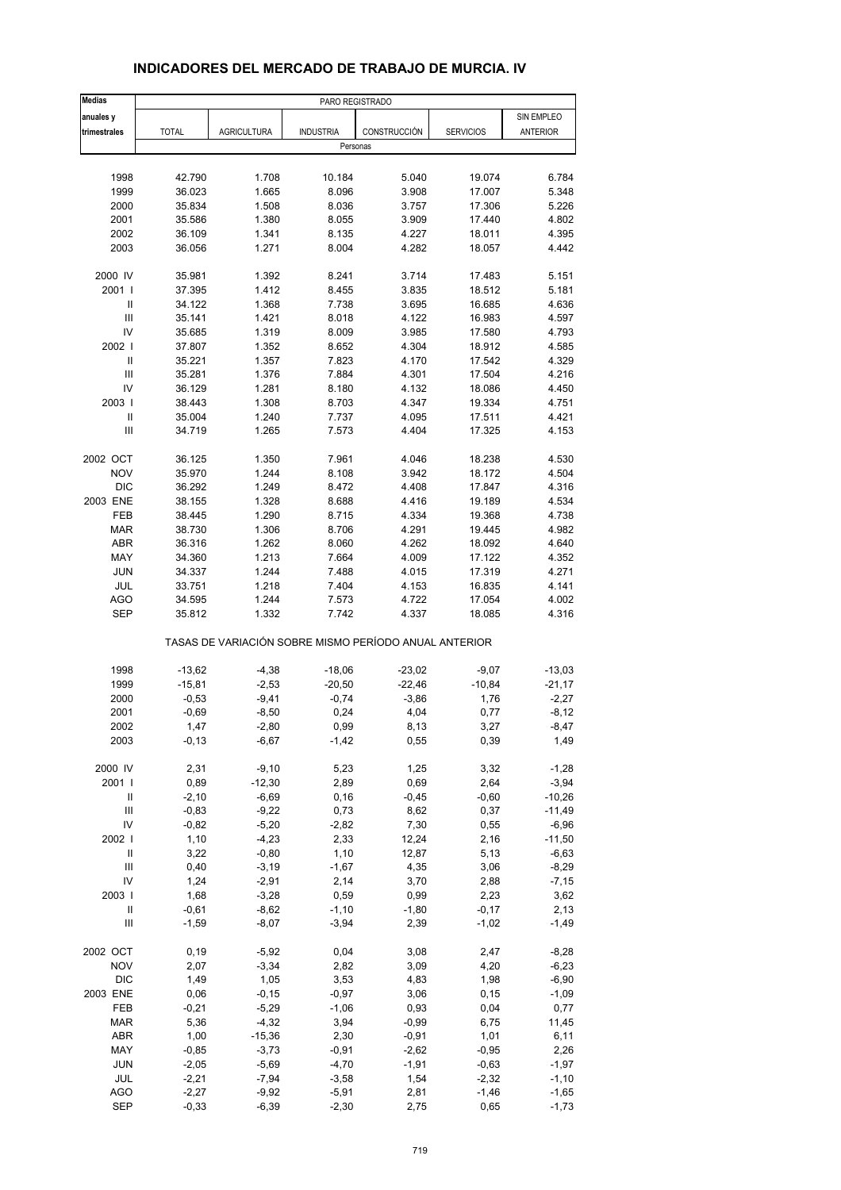# INDICADORES DEL MERCADO DE TRABAJO DE MURCIA. IV

| Medias anuales y trimestrales | PARO REGISTRADO | | | | | |
|---|---|---|---|---|---|---|
| | TOTAL | AGRICULTURA | INDUSTRIA | CONSTRUCCIÓN | SERVICIOS | SIN EMPLEO ANTERIOR |
| | Personas | | | | | |
| 1998 | 42.790 | 1.708 | 10.184 | 5.040 | 19.074 | 6.784 |
| 1999 | 36.023 | 1.665 | 8.096 | 3.908 | 17.007 | 5.348 |
| 2000 | 35.834 | 1.508 | 8.036 | 3.757 | 17.306 | 5.226 |
| 2001 | 35.586 | 1.380 | 8.055 | 3.909 | 17.440 | 4.802 |
| 2002 | 36.109 | 1.341 | 8.135 | 4.227 | 18.011 | 4.395 |
| 2003 | 36.056 | 1.271 | 8.004 | 4.282 | 18.057 | 4.442 |
| 2000 IV | 35.981 | 1.392 | 8.241 | 3.714 | 17.483 | 5.151 |
| 2001 I | 37.395 | 1.412 | 8.455 | 3.835 | 18.512 | 5.181 |
| II | 34.122 | 1.368 | 7.738 | 3.695 | 16.685 | 4.636 |
| III | 35.141 | 1.421 | 8.018 | 4.122 | 16.983 | 4.597 |
| IV | 35.685 | 1.319 | 8.009 | 3.985 | 17.580 | 4.793 |
| 2002 I | 37.807 | 1.352 | 8.652 | 4.304 | 18.912 | 4.585 |
| II | 35.221 | 1.357 | 7.823 | 4.170 | 17.542 | 4.329 |
| III | 35.281 | 1.376 | 7.884 | 4.301 | 17.504 | 4.216 |
| IV | 36.129 | 1.281 | 8.180 | 4.132 | 18.086 | 4.450 |
| 2003 I | 38.443 | 1.308 | 8.703 | 4.347 | 19.334 | 4.751 |
| II | 35.004 | 1.240 | 7.737 | 4.095 | 17.511 | 4.421 |
| III | 34.719 | 1.265 | 7.573 | 4.404 | 17.325 | 4.153 |
| 2002 OCT | 36.125 | 1.350 | 7.961 | 4.046 | 18.238 | 4.530 |
| NOV | 35.970 | 1.244 | 8.108 | 3.942 | 18.172 | 4.504 |
| DIC | 36.292 | 1.249 | 8.472 | 4.408 | 17.847 | 4.316 |
| 2003 ENE | 38.155 | 1.328 | 8.688 | 4.416 | 19.189 | 4.534 |
| FEB | 38.445 | 1.290 | 8.715 | 4.334 | 19.368 | 4.738 |
| MAR | 38.730 | 1.306 | 8.706 | 4.291 | 19.445 | 4.982 |
| ABR | 36.316 | 1.262 | 8.060 | 4.262 | 18.092 | 4.640 |
| MAY | 34.360 | 1.213 | 7.664 | 4.009 | 17.122 | 4.352 |
| JUN | 34.337 | 1.244 | 7.488 | 4.015 | 17.319 | 4.271 |
| JUL | 33.751 | 1.218 | 7.404 | 4.153 | 16.835 | 4.141 |
| AGO | 34.595 | 1.244 | 7.573 | 4.722 | 17.054 | 4.002 |
| SEP | 35.812 | 1.332 | 7.742 | 4.337 | 18.085 | 4.316 |
| | TASAS DE VARIACIÓN SOBRE MISMO PERÍODO ANUAL ANTERIOR | | | | | |
| 1998 | -13,62 | -4,38 | -18,06 | -23,02 | -9,07 | -13,03 |
| 1999 | -15,81 | -2,53 | -20,50 | -22,46 | -10,84 | -21,17 |
| 2000 | -0,53 | -9,41 | -0,74 | -3,86 | 1,76 | -2,27 |
| 2001 | -0,69 | -8,50 | 0,24 | 4,04 | 0,77 | -8,12 |
| 2002 | 1,47 | -2,80 | 0,99 | 8,13 | 3,27 | -8,47 |
| 2003 | -0,13 | -6,67 | -1,42 | 0,55 | 0,39 | 1,49 |
| 2000 IV | 2,31 | -9,10 | 5,23 | 1,25 | 3,32 | -1,28 |
| 2001 I | 0,89 | -12,30 | 2,89 | 0,69 | 2,64 | -3,94 |
| II | -2,10 | -6,69 | 0,16 | -0,45 | -0,60 | -10,26 |
| III | -0,83 | -9,22 | 0,73 | 8,62 | 0,37 | -11,49 |
| IV | -0,82 | -5,20 | -2,82 | 7,30 | 0,55 | -6,96 |
| 2002 I | 1,10 | -4,23 | 2,33 | 12,24 | 2,16 | -11,50 |
| II | 3,22 | -0,80 | 1,10 | 12,87 | 5,13 | -6,63 |
| III | 0,40 | -3,19 | -1,67 | 4,35 | 3,06 | -8,29 |
| IV | 1,24 | -2,91 | 2,14 | 3,70 | 2,88 | -7,15 |
| 2003 I | 1,68 | -3,28 | 0,59 | 0,99 | 2,23 | 3,62 |
| II | -0,61 | -8,62 | -1,10 | -1,80 | -0,17 | 2,13 |
| III | -1,59 | -8,07 | -3,94 | 2,39 | -1,02 | -1,49 |
| 2002 OCT | 0,19 | -5,92 | 0,04 | 3,08 | 2,47 | -8,28 |
| NOV | 2,07 | -3,34 | 2,82 | 3,09 | 4,20 | -6,23 |
| DIC | 1,49 | 1,05 | 3,53 | 4,83 | 1,98 | -6,90 |
| 2003 ENE | 0,06 | -0,15 | -0,97 | 3,06 | 0,15 | -1,09 |
| FEB | -0,21 | -5,29 | -1,06 | 0,93 | 0,04 | 0,77 |
| MAR | 5,36 | -4,32 | 3,94 | -0,99 | 6,75 | 11,45 |
| ABR | 1,00 | -15,36 | 2,30 | -0,91 | 1,01 | 6,11 |
| MAY | -0,85 | -3,73 | -0,91 | -2,62 | -0,95 | 2,26 |
| JUN | -2,05 | -5,69 | -4,70 | -1,91 | -0,63 | -1,97 |
| JUL | -2,21 | -7,94 | -3,58 | 1,54 | -2,32 | -1,10 |
| AGO | -2,27 | -9,92 | -5,91 | 2,81 | -1,46 | -1,65 |
| SEP | -0,33 | -6,39 | -2,30 | 2,75 | 0,65 | -1,73 |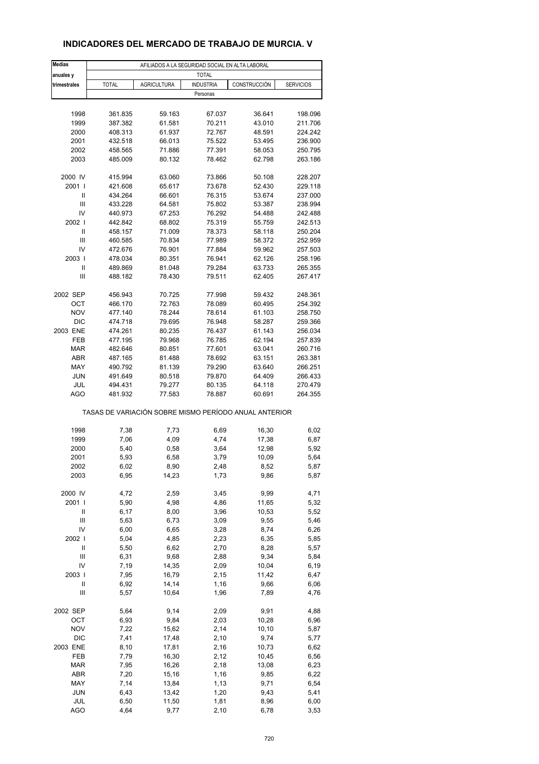## INDICADORES DEL MERCADO DE TRABAJO DE MURCIA. V

| Medias anuales y trimestrales | AFILIADOS A LA SEGURIDAD SOCIAL EN ALTA LABORAL | | | | |
|---|---|---|---|---|---|
| | TOTAL | | | | |
| | TOTAL | AGRICULTURA | INDUSTRIA | CONSTRUCCIÓN | SERVICIOS |
| | Personas | | | | |
| 1998 | 361.835 | 59.163 | 67.037 | 36.641 | 198.096 |
| 1999 | 387.382 | 61.581 | 70.211 | 43.010 | 211.706 |
| 2000 | 408.313 | 61.937 | 72.767 | 48.591 | 224.242 |
| 2001 | 432.518 | 66.013 | 75.522 | 53.495 | 236.900 |
| 2002 | 458.565 | 71.886 | 77.391 | 58.053 | 250.795 |
| 2003 | 485.009 | 80.132 | 78.462 | 62.798 | 263.186 |
| 2000 IV | 415.994 | 63.060 | 73.866 | 50.108 | 228.207 |
| 2001 I | 421.608 | 65.617 | 73.678 | 52.430 | 229.118 |
| II | 434.264 | 66.601 | 76.315 | 53.674 | 237.000 |
| III | 433.228 | 64.581 | 75.802 | 53.387 | 238.994 |
| IV | 440.973 | 67.253 | 76.292 | 54.488 | 242.488 |
| 2002 I | 442.842 | 68.802 | 75.319 | 55.759 | 242.513 |
| II | 458.157 | 71.009 | 78.373 | 58.118 | 250.204 |
| III | 460.585 | 70.834 | 77.989 | 58.372 | 252.959 |
| IV | 472.676 | 76.901 | 77.884 | 59.962 | 257.503 |
| 2003 I | 478.034 | 80.351 | 76.941 | 62.126 | 258.196 |
| II | 489.869 | 81.048 | 79.284 | 63.733 | 265.355 |
| III | 488.182 | 78.430 | 79.511 | 62.405 | 267.417 |
| 2002 SEP | 456.943 | 70.725 | 77.998 | 59.432 | 248.361 |
| OCT | 466.170 | 72.763 | 78.089 | 60.495 | 254.392 |
| NOV | 477.140 | 78.244 | 78.614 | 61.103 | 258.750 |
| DIC | 474.718 | 79.695 | 76.948 | 58.287 | 259.366 |
| 2003 ENE | 474.261 | 80.235 | 76.437 | 61.143 | 256.034 |
| FEB | 477.195 | 79.968 | 76.785 | 62.194 | 257.839 |
| MAR | 482.646 | 80.851 | 77.601 | 63.041 | 260.716 |
| ABR | 487.165 | 81.488 | 78.692 | 63.151 | 263.381 |
| MAY | 490.792 | 81.139 | 79.290 | 63.640 | 266.251 |
| JUN | 491.649 | 80.518 | 79.870 | 64.409 | 266.433 |
| JUL | 494.431 | 79.277 | 80.135 | 64.118 | 270.479 |
| AGO | 481.932 | 77.583 | 78.887 | 60.691 | 264.355 |
| | TASAS DE VARIACIÓN SOBRE MISMO PERÍODO ANUAL ANTERIOR | | | | |
| 1998 | 7,38 | 7,73 | 6,69 | 16,30 | 6,02 |
| 1999 | 7,06 | 4,09 | 4,74 | 17,38 | 6,87 |
| 2000 | 5,40 | 0,58 | 3,64 | 12,98 | 5,92 |
| 2001 | 5,93 | 6,58 | 3,79 | 10,09 | 5,64 |
| 2002 | 6,02 | 8,90 | 2,48 | 8,52 | 5,87 |
| 2003 | 6,95 | 14,23 | 1,73 | 9,86 | 5,87 |
| 2000 IV | 4,72 | 2,59 | 3,45 | 9,99 | 4,71 |
| 2001 I | 5,90 | 4,98 | 4,86 | 11,65 | 5,32 |
| II | 6,17 | 8,00 | 3,96 | 10,53 | 5,52 |
| III | 5,63 | 6,73 | 3,09 | 9,55 | 5,46 |
| IV | 6,00 | 6,65 | 3,28 | 8,74 | 6,26 |
| 2002 I | 5,04 | 4,85 | 2,23 | 6,35 | 5,85 |
| II | 5,50 | 6,62 | 2,70 | 8,28 | 5,57 |
| III | 6,31 | 9,68 | 2,88 | 9,34 | 5,84 |
| IV | 7,19 | 14,35 | 2,09 | 10,04 | 6,19 |
| 2003 I | 7,95 | 16,79 | 2,15 | 11,42 | 6,47 |
| II | 6,92 | 14,14 | 1,16 | 9,66 | 6,06 |
| III | 5,57 | 10,64 | 1,96 | 7,89 | 4,76 |
| 2002 SEP | 5,64 | 9,14 | 2,09 | 9,91 | 4,88 |
| OCT | 6,93 | 9,84 | 2,03 | 10,28 | 6,96 |
| NOV | 7,22 | 15,62 | 2,14 | 10,10 | 5,87 |
| DIC | 7,41 | 17,48 | 2,10 | 9,74 | 5,77 |
| 2003 ENE | 8,10 | 17,81 | 2,16 | 10,73 | 6,62 |
| FEB | 7,79 | 16,30 | 2,12 | 10,45 | 6,56 |
| MAR | 7,95 | 16,26 | 2,18 | 13,08 | 6,23 |
| ABR | 7,20 | 15,16 | 1,16 | 9,85 | 6,22 |
| MAY | 7,14 | 13,84 | 1,13 | 9,71 | 6,54 |
| JUN | 6,43 | 13,42 | 1,20 | 9,43 | 5,41 |
| JUL | 6,50 | 11,50 | 1,81 | 8,96 | 6,00 |
| AGO | 4,64 | 9,77 | 2,10 | 6,78 | 3,53 |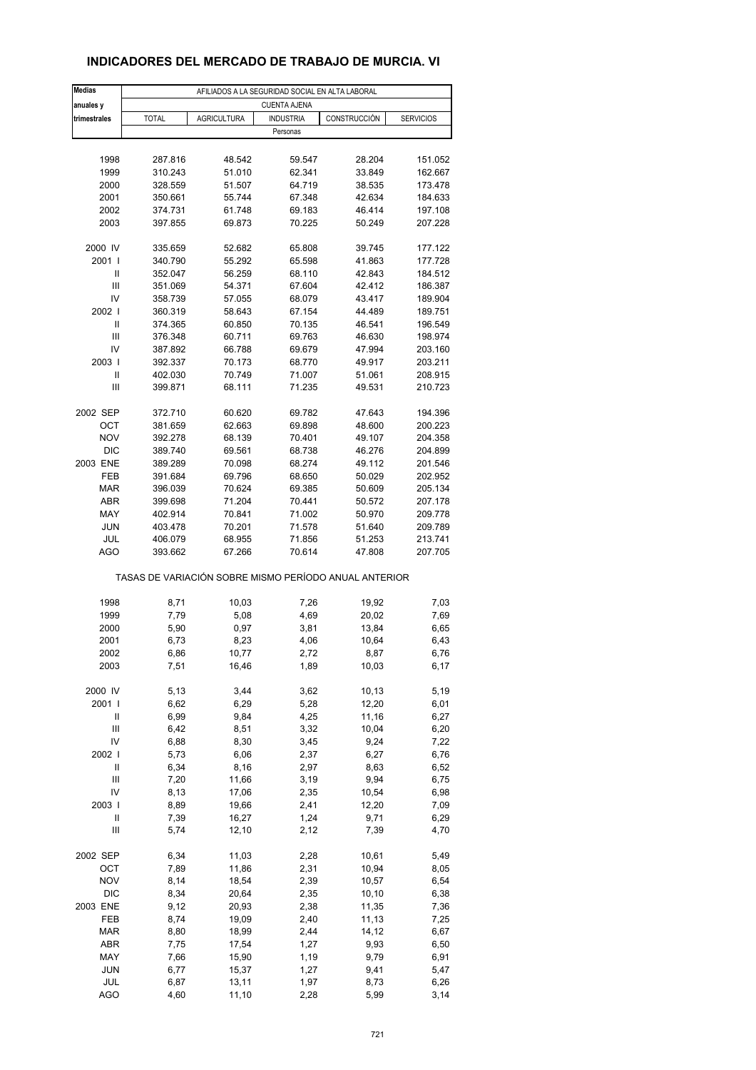## INDICADORES DEL MERCADO DE TRABAJO DE MURCIA. VI

| Medias anuales y trimestrales | AFILIADOS A LA SEGURIDAD SOCIAL EN ALTA LABORAL | | | | |
|---|---|---|---|---|---|
| | CUENTA AJENA | | | | |
| | TOTAL | AGRICULTURA | INDUSTRIA | CONSTRUCCIÓN | SERVICIOS |
| | Personas | | | | |
| 1998 | 287.816 | 48.542 | 59.547 | 28.204 | 151.052 |
| 1999 | 310.243 | 51.010 | 62.341 | 33.849 | 162.667 |
| 2000 | 328.559 | 51.507 | 64.719 | 38.535 | 173.478 |
| 2001 | 350.661 | 55.744 | 67.348 | 42.634 | 184.633 |
| 2002 | 374.731 | 61.748 | 69.183 | 46.414 | 197.108 |
| 2003 | 397.855 | 69.873 | 70.225 | 50.249 | 207.228 |
| 2000 IV | 335.659 | 52.682 | 65.808 | 39.745 | 177.122 |
| 2001 I | 340.790 | 55.292 | 65.598 | 41.863 | 177.728 |
| II | 352.047 | 56.259 | 68.110 | 42.843 | 184.512 |
| III | 351.069 | 54.371 | 67.604 | 42.412 | 186.387 |
| IV | 358.739 | 57.055 | 68.079 | 43.417 | 189.904 |
| 2002 I | 360.319 | 58.643 | 67.154 | 44.489 | 189.751 |
| II | 374.365 | 60.850 | 70.135 | 46.541 | 196.549 |
| III | 376.348 | 60.711 | 69.763 | 46.630 | 198.974 |
| IV | 387.892 | 66.788 | 69.679 | 47.994 | 203.160 |
| 2003 I | 392.337 | 70.173 | 68.770 | 49.917 | 203.211 |
| II | 402.030 | 70.749 | 71.007 | 51.061 | 208.915 |
| III | 399.871 | 68.111 | 71.235 | 49.531 | 210.723 |
| 2002 SEP | 372.710 | 60.620 | 69.782 | 47.643 | 194.396 |
| OCT | 381.659 | 62.663 | 69.898 | 48.600 | 200.223 |
| NOV | 392.278 | 68.139 | 70.401 | 49.107 | 204.358 |
| DIC | 389.740 | 69.561 | 68.738 | 46.276 | 204.899 |
| 2003 ENE | 389.289 | 70.098 | 68.274 | 49.112 | 201.546 |
| FEB | 391.684 | 69.796 | 68.650 | 50.029 | 202.952 |
| MAR | 396.039 | 70.624 | 69.385 | 50.609 | 205.134 |
| ABR | 399.698 | 71.204 | 70.441 | 50.572 | 207.178 |
| MAY | 402.914 | 70.841 | 71.002 | 50.970 | 209.778 |
| JUN | 403.478 | 70.201 | 71.578 | 51.640 | 209.789 |
| JUL | 406.079 | 68.955 | 71.856 | 51.253 | 213.741 |
| AGO | 393.662 | 67.266 | 70.614 | 47.808 | 207.705 |
| | TASAS DE VARIACIÓN SOBRE MISMO PERÍODO ANUAL ANTERIOR | | | | |
| 1998 | 8,71 | 10,03 | 7,26 | 19,92 | 7,03 |
| 1999 | 7,79 | 5,08 | 4,69 | 20,02 | 7,69 |
| 2000 | 5,90 | 0,97 | 3,81 | 13,84 | 6,65 |
| 2001 | 6,73 | 8,23 | 4,06 | 10,64 | 6,43 |
| 2002 | 6,86 | 10,77 | 2,72 | 8,87 | 6,76 |
| 2003 | 7,51 | 16,46 | 1,89 | 10,03 | 6,17 |
| 2000 IV | 5,13 | 3,44 | 3,62 | 10,13 | 5,19 |
| 2001 I | 6,62 | 6,29 | 5,28 | 12,20 | 6,01 |
| II | 6,99 | 9,84 | 4,25 | 11,16 | 6,27 |
| III | 6,42 | 8,51 | 3,32 | 10,04 | 6,20 |
| IV | 6,88 | 8,30 | 3,45 | 9,24 | 7,22 |
| 2002 I | 5,73 | 6,06 | 2,37 | 6,27 | 6,76 |
| II | 6,34 | 8,16 | 2,97 | 8,63 | 6,52 |
| III | 7,20 | 11,66 | 3,19 | 9,94 | 6,75 |
| IV | 8,13 | 17,06 | 2,35 | 10,54 | 6,98 |
| 2003 I | 8,89 | 19,66 | 2,41 | 12,20 | 7,09 |
| II | 7,39 | 16,27 | 1,24 | 9,71 | 6,29 |
| III | 5,74 | 12,10 | 2,12 | 7,39 | 4,70 |
| 2002 SEP | 6,34 | 11,03 | 2,28 | 10,61 | 5,49 |
| OCT | 7,89 | 11,86 | 2,31 | 10,94 | 8,05 |
| NOV | 8,14 | 18,54 | 2,39 | 10,57 | 6,54 |
| DIC | 8,34 | 20,64 | 2,35 | 10,10 | 6,38 |
| 2003 ENE | 9,12 | 20,93 | 2,38 | 11,35 | 7,36 |
| FEB | 8,74 | 19,09 | 2,40 | 11,13 | 7,25 |
| MAR | 8,80 | 18,99 | 2,44 | 14,12 | 6,67 |
| ABR | 7,75 | 17,54 | 1,27 | 9,93 | 6,50 |
| MAY | 7,66 | 15,90 | 1,19 | 9,79 | 6,91 |
| JUN | 6,77 | 15,37 | 1,27 | 9,41 | 5,47 |
| JUL | 6,87 | 13,11 | 1,97 | 8,73 | 6,26 |
| AGO | 4,60 | 11,10 | 2,28 | 5,99 | 3,14 |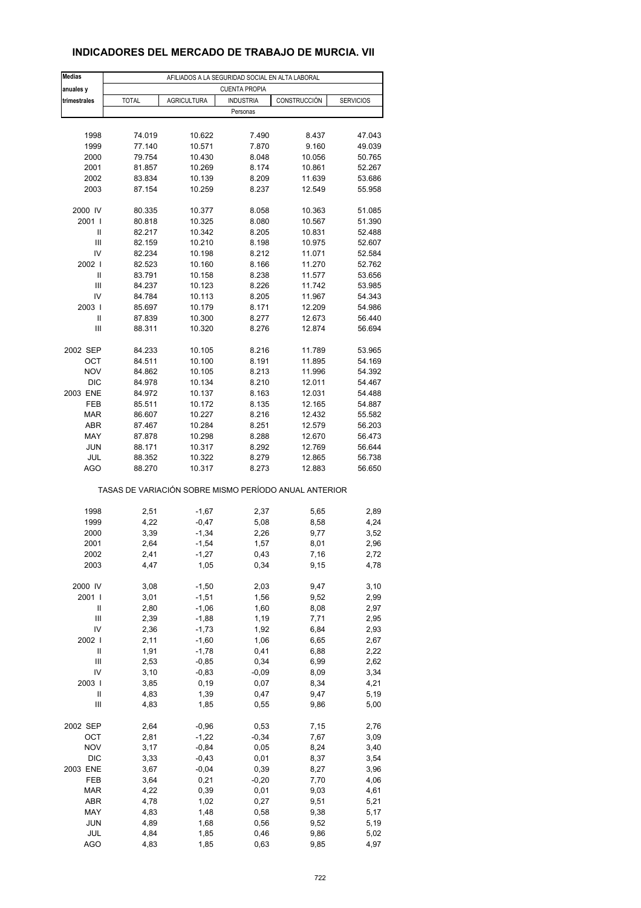# INDICADORES DEL MERCADO DE TRABAJO DE MURCIA. VII

| Medias anuales y trimestrales | AFILIADOS A LA SEGURIDAD SOCIAL EN ALTA LABORAL | | | | |
|---|---|---|---|---|---|
| | CUENTA PROPIA | | | | |
| | TOTAL | AGRICULTURA | INDUSTRIA | CONSTRUCCIÓN | SERVICIOS |
| | Personas | | | | |
| 1998 | 74.019 | 10.622 | 7.490 | 8.437 | 47.043 |
| 1999 | 77.140 | 10.571 | 7.870 | 9.160 | 49.039 |
| 2000 | 79.754 | 10.430 | 8.048 | 10.056 | 50.765 |
| 2001 | 81.857 | 10.269 | 8.174 | 10.861 | 52.267 |
| 2002 | 83.834 | 10.139 | 8.209 | 11.639 | 53.686 |
| 2003 | 87.154 | 10.259 | 8.237 | 12.549 | 55.958 |
| 2000 IV | 80.335 | 10.377 | 8.058 | 10.363 | 51.085 |
| 2001 I | 80.818 | 10.325 | 8.080 | 10.567 | 51.390 |
| II | 82.217 | 10.342 | 8.205 | 10.831 | 52.488 |
| III | 82.159 | 10.210 | 8.198 | 10.975 | 52.607 |
| IV | 82.234 | 10.198 | 8.212 | 11.071 | 52.584 |
| 2002 I | 82.523 | 10.160 | 8.166 | 11.270 | 52.762 |
| II | 83.791 | 10.158 | 8.238 | 11.577 | 53.656 |
| III | 84.237 | 10.123 | 8.226 | 11.742 | 53.985 |
| IV | 84.784 | 10.113 | 8.205 | 11.967 | 54.343 |
| 2003 I | 85.697 | 10.179 | 8.171 | 12.209 | 54.986 |
| II | 87.839 | 10.300 | 8.277 | 12.673 | 56.440 |
| III | 88.311 | 10.320 | 8.276 | 12.874 | 56.694 |
| 2002 SEP | 84.233 | 10.105 | 8.216 | 11.789 | 53.965 |
| OCT | 84.511 | 10.100 | 8.191 | 11.895 | 54.169 |
| NOV | 84.862 | 10.105 | 8.213 | 11.996 | 54.392 |
| DIC | 84.978 | 10.134 | 8.210 | 12.011 | 54.467 |
| 2003 ENE | 84.972 | 10.137 | 8.163 | 12.031 | 54.488 |
| FEB | 85.511 | 10.172 | 8.135 | 12.165 | 54.887 |
| MAR | 86.607 | 10.227 | 8.216 | 12.432 | 55.582 |
| ABR | 87.467 | 10.284 | 8.251 | 12.579 | 56.203 |
| MAY | 87.878 | 10.298 | 8.288 | 12.670 | 56.473 |
| JUN | 88.171 | 10.317 | 8.292 | 12.769 | 56.644 |
| JUL | 88.352 | 10.322 | 8.279 | 12.865 | 56.738 |
| AGO | 88.270 | 10.317 | 8.273 | 12.883 | 56.650 |
| | TASAS DE VARIACIÓN SOBRE MISMO PERÍODO ANUAL ANTERIOR | | | | |
| 1998 | 2,51 | -1,67 | 2,37 | 5,65 | 2,89 |
| 1999 | 4,22 | -0,47 | 5,08 | 8,58 | 4,24 |
| 2000 | 3,39 | -1,34 | 2,26 | 9,77 | 3,52 |
| 2001 | 2,64 | -1,54 | 1,57 | 8,01 | 2,96 |
| 2002 | 2,41 | -1,27 | 0,43 | 7,16 | 2,72 |
| 2003 | 4,47 | 1,05 | 0,34 | 9,15 | 4,78 |
| 2000 IV | 3,08 | -1,50 | 2,03 | 9,47 | 3,10 |
| 2001 I | 3,01 | -1,51 | 1,56 | 9,52 | 2,99 |
| II | 2,80 | -1,06 | 1,60 | 8,08 | 2,97 |
| III | 2,39 | -1,88 | 1,19 | 7,71 | 2,95 |
| IV | 2,36 | -1,73 | 1,92 | 6,84 | 2,93 |
| 2002 I | 2,11 | -1,60 | 1,06 | 6,65 | 2,67 |
| II | 1,91 | -1,78 | 0,41 | 6,88 | 2,22 |
| III | 2,53 | -0,85 | 0,34 | 6,99 | 2,62 |
| IV | 3,10 | -0,83 | -0,09 | 8,09 | 3,34 |
| 2003 I | 3,85 | 0,19 | 0,07 | 8,34 | 4,21 |
| II | 4,83 | 1,39 | 0,47 | 9,47 | 5,19 |
| III | 4,83 | 1,85 | 0,55 | 9,86 | 5,00 |
| 2002 SEP | 2,64 | -0,96 | 0,53 | 7,15 | 2,76 |
| OCT | 2,81 | -1,22 | -0,34 | 7,67 | 3,09 |
| NOV | 3,17 | -0,84 | 0,05 | 8,24 | 3,40 |
| DIC | 3,33 | -0,43 | 0,01 | 8,37 | 3,54 |
| 2003 ENE | 3,67 | -0,04 | 0,39 | 8,27 | 3,96 |
| FEB | 3,64 | 0,21 | -0,20 | 7,70 | 4,06 |
| MAR | 4,22 | 0,39 | 0,01 | 9,03 | 4,61 |
| ABR | 4,78 | 1,02 | 0,27 | 9,51 | 5,21 |
| MAY | 4,83 | 1,48 | 0,58 | 9,38 | 5,17 |
| JUN | 4,89 | 1,68 | 0,56 | 9,52 | 5,19 |
| JUL | 4,84 | 1,85 | 0,46 | 9,86 | 5,02 |
| AGO | 4,83 | 1,85 | 0,63 | 9,85 | 4,97 |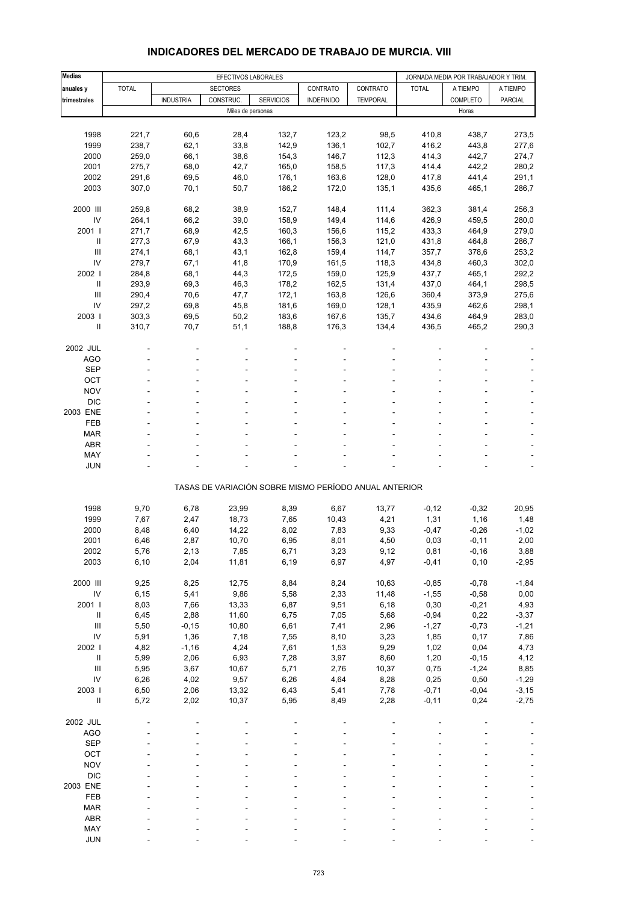# INDICADORES DEL MERCADO DE TRABAJO DE MURCIA. VIII

| Medias anuales y trimestrales | EFECTIVOS LABORALES | | | | | | JORNADA MEDIA POR TRABAJADOR Y TRIM. | | |
|---|---|---|---|---|---|---|---|---|---|
| | TOTAL | SECTORES | | | CONTRATO | CONTRATO | TOTAL | A TIEMPO | A TIEMPO |
| | | INDUSTRIA | CONSTRUC. | SERVICIOS | INDEFINIDO | TEMPORAL | | COMPLETO | PARCIAL |
| | Miles de personas | | | | | | Horas | | |
| 1998 | 221,7 | 60,6 | 28,4 | 132,7 | 123,2 | 98,5 | 410,8 | 438,7 | 273,5 |
| 1999 | 238,7 | 62,1 | 33,8 | 142,9 | 136,1 | 102,7 | 416,2 | 443,8 | 277,6 |
| 2000 | 259,0 | 66,1 | 38,6 | 154,3 | 146,7 | 112,3 | 414,3 | 442,7 | 274,7 |
| 2001 | 275,7 | 68,0 | 42,7 | 165,0 | 158,5 | 117,3 | 414,4 | 442,2 | 280,2 |
| 2002 | 291,6 | 69,5 | 46,0 | 176,1 | 163,6 | 128,0 | 417,8 | 441,4 | 291,1 |
| 2003 | 307,0 | 70,1 | 50,7 | 186,2 | 172,0 | 135,1 | 435,6 | 465,1 | 286,7 |
| 2000 III | 259,8 | 68,2 | 38,9 | 152,7 | 148,4 | 111,4 | 362,3 | 381,4 | 256,3 |
| IV | 264,1 | 66,2 | 39,0 | 158,9 | 149,4 | 114,6 | 426,9 | 459,5 | 280,0 |
| 2001 I | 271,7 | 68,9 | 42,5 | 160,3 | 156,6 | 115,2 | 433,3 | 464,9 | 279,0 |
| II | 277,3 | 67,9 | 43,3 | 166,1 | 156,3 | 121,0 | 431,8 | 464,8 | 286,7 |
| III | 274,1 | 68,1 | 43,1 | 162,8 | 159,4 | 114,7 | 357,7 | 378,6 | 253,2 |
| IV | 279,7 | 67,1 | 41,8 | 170,9 | 161,5 | 118,3 | 434,8 | 460,3 | 302,0 |
| 2002 I | 284,8 | 68,1 | 44,3 | 172,5 | 159,0 | 125,9 | 437,7 | 465,1 | 292,2 |
| II | 293,9 | 69,3 | 46,3 | 178,2 | 162,5 | 131,4 | 437,0 | 464,1 | 298,5 |
| III | 290,4 | 70,6 | 47,7 | 172,1 | 163,8 | 126,6 | 360,4 | 373,9 | 275,6 |
| IV | 297,2 | 69,8 | 45,8 | 181,6 | 169,0 | 128,1 | 435,9 | 462,6 | 298,1 |
| 2003 I | 303,3 | 69,5 | 50,2 | 183,6 | 167,6 | 135,7 | 434,6 | 464,9 | 283,0 |
| II | 310,7 | 70,7 | 51,1 | 188,8 | 176,3 | 134,4 | 436,5 | 465,2 | 290,3 |
| 2002 JUL | - | - | - | - | - | - | - | - | - |
| AGO | - | - | - | - | - | - | - | - | - |
| SEP | - | - | - | - | - | - | - | - | - |
| OCT | - | - | - | - | - | - | - | - | - |
| NOV | - | - | - | - | - | - | - | - | - |
| DIC | - | - | - | - | - | - | - | - | - |
| 2003 ENE | - | - | - | - | - | - | - | - | - |
| FEB | - | - | - | - | - | - | - | - | - |
| MAR | - | - | - | - | - | - | - | - | - |
| ABR | - | - | - | - | - | - | - | - | - |
| MAY | - | - | - | - | - | - | - | - | - |
| JUN | - | - | - | - | - | - | - | - | - |
| | TASAS DE VARIACIÓN SOBRE MISMO PERÍODO ANUAL ANTERIOR | | | | | | | | |
| 1998 | 9,70 | 6,78 | 23,99 | 8,39 | 6,67 | 13,77 | -0,12 | -0,32 | 20,95 |
| 1999 | 7,67 | 2,47 | 18,73 | 7,65 | 10,43 | 4,21 | 1,31 | 1,16 | 1,48 |
| 2000 | 8,48 | 6,40 | 14,22 | 8,02 | 7,83 | 9,33 | -0,47 | -0,26 | -1,02 |
| 2001 | 6,46 | 2,87 | 10,70 | 6,95 | 8,01 | 4,50 | 0,03 | -0,11 | 2,00 |
| 2002 | 5,76 | 2,13 | 7,85 | 6,71 | 3,23 | 9,12 | 0,81 | -0,16 | 3,88 |
| 2003 | 6,10 | 2,04 | 11,81 | 6,19 | 6,97 | 4,97 | -0,41 | 0,10 | -2,95 |
| 2000 III | 9,25 | 8,25 | 12,75 | 8,84 | 8,24 | 10,63 | -0,85 | -0,78 | -1,84 |
| IV | 6,15 | 5,41 | 9,86 | 5,58 | 2,33 | 11,48 | -1,55 | -0,58 | 0,00 |
| 2001 I | 8,03 | 7,66 | 13,33 | 6,87 | 9,51 | 6,18 | 0,30 | -0,21 | 4,93 |
| II | 6,45 | 2,88 | 11,60 | 6,75 | 7,05 | 5,68 | -0,94 | 0,22 | -3,37 |
| III | 5,50 | -0,15 | 10,80 | 6,61 | 7,41 | 2,96 | -1,27 | -0,73 | -1,21 |
| IV | 5,91 | 1,36 | 7,18 | 7,55 | 8,10 | 3,23 | 1,85 | 0,17 | 7,86 |
| 2002 I | 4,82 | -1,16 | 4,24 | 7,61 | 1,53 | 9,29 | 1,02 | 0,04 | 4,73 |
| II | 5,99 | 2,06 | 6,93 | 7,28 | 3,97 | 8,60 | 1,20 | -0,15 | 4,12 |
| III | 5,95 | 3,67 | 10,67 | 5,71 | 2,76 | 10,37 | 0,75 | -1,24 | 8,85 |
| IV | 6,26 | 4,02 | 9,57 | 6,26 | 4,64 | 8,28 | 0,25 | 0,50 | -1,29 |
| 2003 I | 6,50 | 2,06 | 13,32 | 6,43 | 5,41 | 7,78 | -0,71 | -0,04 | -3,15 |
| II | 5,72 | 2,02 | 10,37 | 5,95 | 8,49 | 2,28 | -0,11 | 0,24 | -2,75 |
| 2002 JUL | - | - | - | - | - | - | - | - | - |
| AGO | - | - | - | - | - | - | - | - | - |
| SEP | - | - | - | - | - | - | - | - | - |
| OCT | - | - | - | - | - | - | - | - | - |
| NOV | - | - | - | - | - | - | - | - | - |
| DIC | - | - | - | - | - | - | - | - | - |
| 2003 ENE | - | - | - | - | - | - | - | - | - |
| FEB | - | - | - | - | - | - | - | - | - |
| MAR | - | - | - | - | - | - | - | - | - |
| ABR | - | - | - | - | - | - | - | - | - |
| MAY | - | - | - | - | - | - | - | - | - |
| JUN | - | - | - | - | - | - | - | - | - |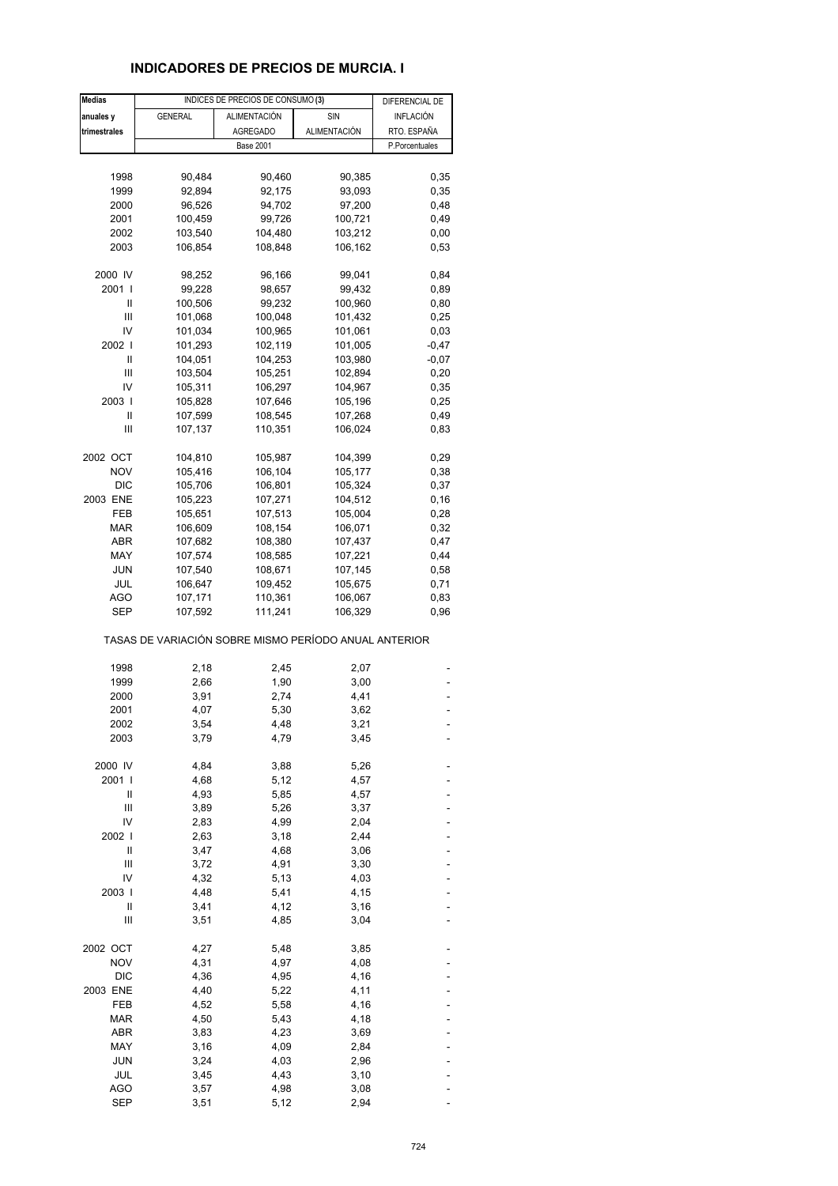## INDICADORES DE PRECIOS DE MURCIA. I

| Medias anuales y trimestrales | INDICES DE PRECIOS DE CONSUMO (3) | | | DIFERENCIAL DE INFLACIÓN RTO. ESPAÑA |
|---|---|---|---|---|
| | GENERAL | ALIMENTACIÓN AGREGADO | SIN ALIMENTACIÓN | |
| | Base 2001 | | | P.Porcentuales |
| 1998 | 90,484 | 90,460 | 90,385 | 0,35 |
| 1999 | 92,894 | 92,175 | 93,093 | 0,35 |
| 2000 | 96,526 | 94,702 | 97,200 | 0,48 |
| 2001 | 100,459 | 99,726 | 100,721 | 0,49 |
| 2002 | 103,540 | 104,480 | 103,212 | 0,00 |
| 2003 | 106,854 | 108,848 | 106,162 | 0,53 |
| 2000 IV | 98,252 | 96,166 | 99,041 | 0,84 |
| 2001 I | 99,228 | 98,657 | 99,432 | 0,89 |
| II | 100,506 | 99,232 | 100,960 | 0,80 |
| III | 101,068 | 100,048 | 101,432 | 0,25 |
| IV | 101,034 | 100,965 | 101,061 | 0,03 |
| 2002 I | 101,293 | 102,119 | 101,005 | -0,47 |
| II | 104,051 | 104,253 | 103,980 | -0,07 |
| III | 103,504 | 105,251 | 102,894 | 0,20 |
| IV | 105,311 | 106,297 | 104,967 | 0,35 |
| 2003 I | 105,828 | 107,646 | 105,196 | 0,25 |
| II | 107,599 | 108,545 | 107,268 | 0,49 |
| III | 107,137 | 110,351 | 106,024 | 0,83 |
| 2002 OCT | 104,810 | 105,987 | 104,399 | 0,29 |
| NOV | 105,416 | 106,104 | 105,177 | 0,38 |
| DIC | 105,706 | 106,801 | 105,324 | 0,37 |
| 2003 ENE | 105,223 | 107,271 | 104,512 | 0,16 |
| FEB | 105,651 | 107,513 | 105,004 | 0,28 |
| MAR | 106,609 | 108,154 | 106,071 | 0,32 |
| ABR | 107,682 | 108,380 | 107,437 | 0,47 |
| MAY | 107,574 | 108,585 | 107,221 | 0,44 |
| JUN | 107,540 | 108,671 | 107,145 | 0,58 |
| JUL | 106,647 | 109,452 | 105,675 | 0,71 |
| AGO | 107,171 | 110,361 | 106,067 | 0,83 |
| SEP | 107,592 | 111,241 | 106,329 | 0,96 |
| TASAS DE VARIACIÓN SOBRE MISMO PERÍODO ANUAL ANTERIOR | | | | |
| 1998 | 2,18 | 2,45 | 2,07 | - |
| 1999 | 2,66 | 1,90 | 3,00 | - |
| 2000 | 3,91 | 2,74 | 4,41 | - |
| 2001 | 4,07 | 5,30 | 3,62 | - |
| 2002 | 3,54 | 4,48 | 3,21 | - |
| 2003 | 3,79 | 4,79 | 3,45 | - |
| 2000 IV | 4,84 | 3,88 | 5,26 | - |
| 2001 I | 4,68 | 5,12 | 4,57 | - |
| II | 4,93 | 5,85 | 4,57 | - |
| III | 3,89 | 5,26 | 3,37 | - |
| IV | 2,83 | 4,99 | 2,04 | - |
| 2002 I | 2,63 | 3,18 | 2,44 | - |
| II | 3,47 | 4,68 | 3,06 | - |
| III | 3,72 | 4,91 | 3,30 | - |
| IV | 4,32 | 5,13 | 4,03 | - |
| 2003 I | 4,48 | 5,41 | 4,15 | - |
| II | 3,41 | 4,12 | 3,16 | - |
| III | 3,51 | 4,85 | 3,04 | - |
| 2002 OCT | 4,27 | 5,48 | 3,85 | - |
| NOV | 4,31 | 4,97 | 4,08 | - |
| DIC | 4,36 | 4,95 | 4,16 | - |
| 2003 ENE | 4,40 | 5,22 | 4,11 | - |
| FEB | 4,52 | 5,58 | 4,16 | - |
| MAR | 4,50 | 5,43 | 4,18 | - |
| ABR | 3,83 | 4,23 | 3,69 | - |
| MAY | 3,16 | 4,09 | 2,84 | - |
| JUN | 3,24 | 4,03 | 2,96 | - |
| JUL | 3,45 | 4,43 | 3,10 | - |
| AGO | 3,57 | 4,98 | 3,08 | - |
| SEP | 3,51 | 5,12 | 2,94 | - |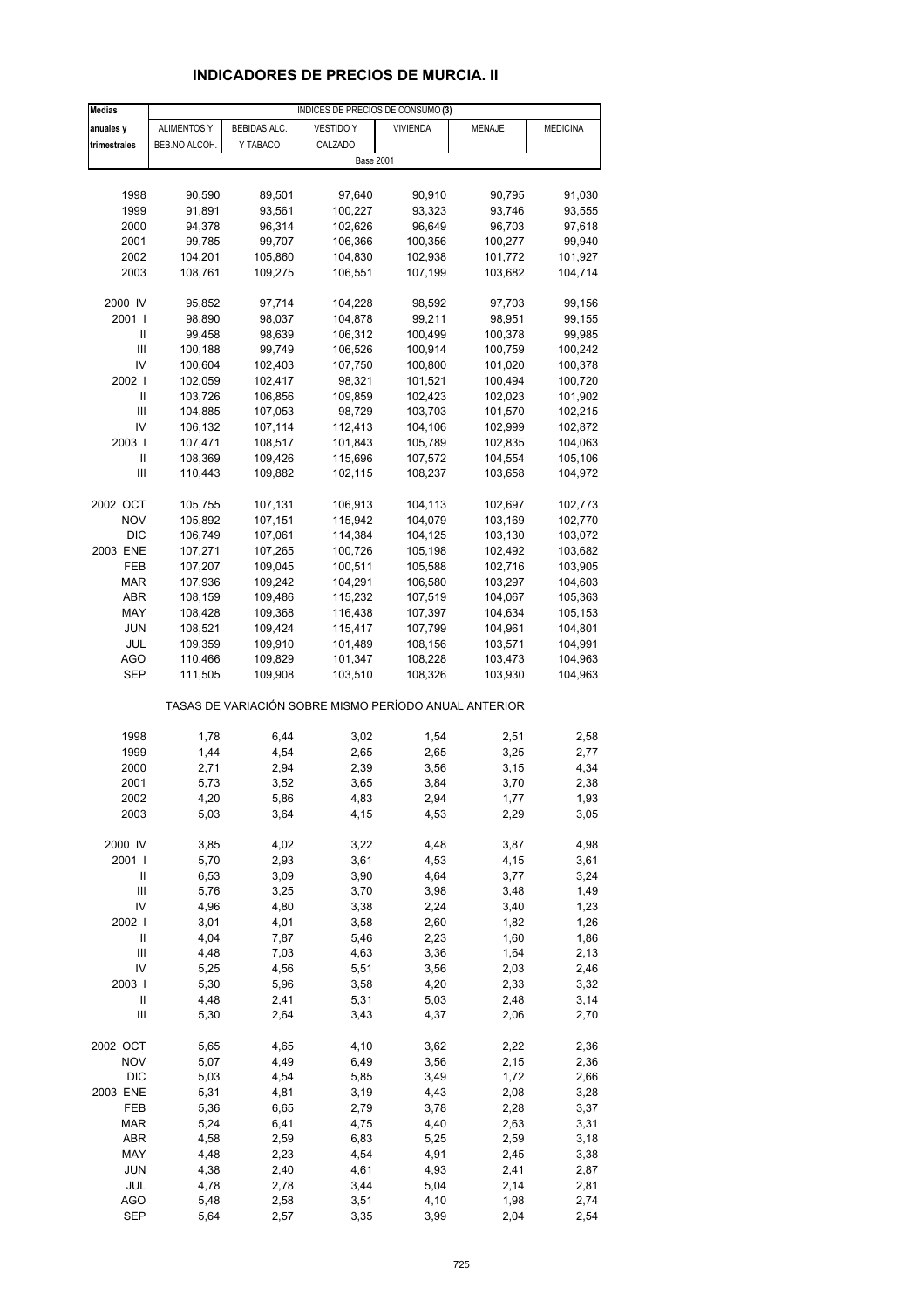## INDICADORES DE PRECIOS DE MURCIA. II

| Medias anuales y trimestrales | INDICES DE PRECIOS DE CONSUMO (3) | | | | | |
|---|---|---|---|---|---|---|
| | ALIMENTOS Y BEB.NO ALCOH. | BEBIDAS ALC. Y TABACO | VESTIDO Y CALZADO | VIVIENDA | MENAJE | MEDICINA |
| | Base 2001 | | | | | |
| 1998 | 90,590 | 89,501 | 97,640 | 90,910 | 90,795 | 91,030 |
| 1999 | 91,891 | 93,561 | 100,227 | 93,323 | 93,746 | 93,555 |
| 2000 | 94,378 | 96,314 | 102,626 | 96,649 | 96,703 | 97,618 |
| 2001 | 99,785 | 99,707 | 106,366 | 100,356 | 100,277 | 99,940 |
| 2002 | 104,201 | 105,860 | 104,830 | 102,938 | 101,772 | 101,927 |
| 2003 | 108,761 | 109,275 | 106,551 | 107,199 | 103,682 | 104,714 |
| 2000 IV | 95,852 | 97,714 | 104,228 | 98,592 | 97,703 | 99,156 |
| 2001 I | 98,890 | 98,037 | 104,878 | 99,211 | 98,951 | 99,155 |
| II | 99,458 | 98,639 | 106,312 | 100,499 | 100,378 | 99,985 |
| III | 100,188 | 99,749 | 106,526 | 100,914 | 100,759 | 100,242 |
| IV | 100,604 | 102,403 | 107,750 | 100,800 | 101,020 | 100,378 |
| 2002 I | 102,059 | 102,417 | 98,321 | 101,521 | 100,494 | 100,720 |
| II | 103,726 | 106,856 | 109,859 | 102,423 | 102,023 | 101,902 |
| III | 104,885 | 107,053 | 98,729 | 103,703 | 101,570 | 102,215 |
| IV | 106,132 | 107,114 | 112,413 | 104,106 | 102,999 | 102,872 |
| 2003 I | 107,471 | 108,517 | 101,843 | 105,789 | 102,835 | 104,063 |
| II | 108,369 | 109,426 | 115,696 | 107,572 | 104,554 | 105,106 |
| III | 110,443 | 109,882 | 102,115 | 108,237 | 103,658 | 104,972 |
| 2002 OCT | 105,755 | 107,131 | 106,913 | 104,113 | 102,697 | 102,773 |
| NOV | 105,892 | 107,151 | 115,942 | 104,079 | 103,169 | 102,770 |
| DIC | 106,749 | 107,061 | 114,384 | 104,125 | 103,130 | 103,072 |
| 2003 ENE | 107,271 | 107,265 | 100,726 | 105,198 | 102,492 | 103,682 |
| FEB | 107,207 | 109,045 | 100,511 | 105,588 | 102,716 | 103,905 |
| MAR | 107,936 | 109,242 | 104,291 | 106,580 | 103,297 | 104,603 |
| ABR | 108,159 | 109,486 | 115,232 | 107,519 | 104,067 | 105,363 |
| MAY | 108,428 | 109,368 | 116,438 | 107,397 | 104,634 | 105,153 |
| JUN | 108,521 | 109,424 | 115,417 | 107,799 | 104,961 | 104,801 |
| JUL | 109,359 | 109,910 | 101,489 | 108,156 | 103,571 | 104,991 |
| AGO | 110,466 | 109,829 | 101,347 | 108,228 | 103,473 | 104,963 |
| SEP | 111,505 | 109,908 | 103,510 | 108,326 | 103,930 | 104,963 |
| | TASAS DE VARIACIÓN SOBRE MISMO PERÍODO ANUAL ANTERIOR | | | | | |
| 1998 | 1,78 | 6,44 | 3,02 | 1,54 | 2,51 | 2,58 |
| 1999 | 1,44 | 4,54 | 2,65 | 2,65 | 3,25 | 2,77 |
| 2000 | 2,71 | 2,94 | 2,39 | 3,56 | 3,15 | 4,34 |
| 2001 | 5,73 | 3,52 | 3,65 | 3,84 | 3,70 | 2,38 |
| 2002 | 4,20 | 5,86 | 4,83 | 2,94 | 1,77 | 1,93 |
| 2003 | 5,03 | 3,64 | 4,15 | 4,53 | 2,29 | 3,05 |
| 2000 IV | 3,85 | 4,02 | 3,22 | 4,48 | 3,87 | 4,98 |
| 2001 I | 5,70 | 2,93 | 3,61 | 4,53 | 4,15 | 3,61 |
| II | 6,53 | 3,09 | 3,90 | 4,64 | 3,77 | 3,24 |
| III | 5,76 | 3,25 | 3,70 | 3,98 | 3,48 | 1,49 |
| IV | 4,96 | 4,80 | 3,38 | 2,24 | 3,40 | 1,23 |
| 2002 I | 3,01 | 4,01 | 3,58 | 2,60 | 1,82 | 1,26 |
| II | 4,04 | 7,87 | 5,46 | 2,23 | 1,60 | 1,86 |
| III | 4,48 | 7,03 | 4,63 | 3,36 | 1,64 | 2,13 |
| IV | 5,25 | 4,56 | 5,51 | 3,56 | 2,03 | 2,46 |
| 2003 I | 5,30 | 5,96 | 3,58 | 4,20 | 2,33 | 3,32 |
| II | 4,48 | 2,41 | 5,31 | 5,03 | 2,48 | 3,14 |
| III | 5,30 | 2,64 | 3,43 | 4,37 | 2,06 | 2,70 |
| 2002 OCT | 5,65 | 4,65 | 4,10 | 3,62 | 2,22 | 2,36 |
| NOV | 5,07 | 4,49 | 6,49 | 3,56 | 2,15 | 2,36 |
| DIC | 5,03 | 4,54 | 5,85 | 3,49 | 1,72 | 2,66 |
| 2003 ENE | 5,31 | 4,81 | 3,19 | 4,43 | 2,08 | 3,28 |
| FEB | 5,36 | 6,65 | 2,79 | 3,78 | 2,28 | 3,37 |
| MAR | 5,24 | 6,41 | 4,75 | 4,40 | 2,63 | 3,31 |
| ABR | 4,58 | 2,59 | 6,83 | 5,25 | 2,59 | 3,18 |
| MAY | 4,48 | 2,23 | 4,54 | 4,91 | 2,45 | 3,38 |
| JUN | 4,38 | 2,40 | 4,61 | 4,93 | 2,41 | 2,87 |
| JUL | 4,78 | 2,78 | 3,44 | 5,04 | 2,14 | 2,81 |
| AGO | 5,48 | 2,58 | 3,51 | 4,10 | 1,98 | 2,74 |
| SEP | 5,64 | 2,57 | 3,35 | 3,99 | 2,04 | 2,54 |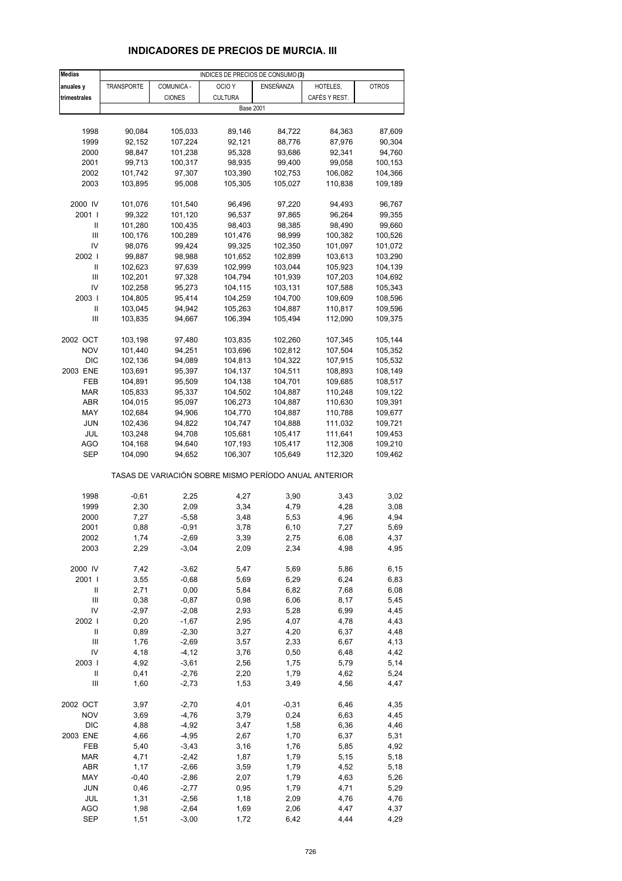# INDICADORES DE PRECIOS DE MURCIA. III

| Medias anuales y trimestrales | INDICES DE PRECIOS DE CONSUMO (3) | | | | | |
|---|---|---|---|---|---|---|
| | TRANSPORTE | COMUNICA - CIONES | OCIO Y CULTURA | ENSEÑANZA | HOTELES, CAFÉS Y REST. | OTROS |
| | Base 2001 | | | | | |
| 1998 | 90,084 | 105,033 | 89,146 | 84,722 | 84,363 | 87,609 |
| 1999 | 92,152 | 107,224 | 92,121 | 88,776 | 87,976 | 90,304 |
| 2000 | 98,847 | 101,238 | 95,328 | 93,686 | 92,341 | 94,760 |
| 2001 | 99,713 | 100,317 | 98,935 | 99,400 | 99,058 | 100,153 |
| 2002 | 101,742 | 97,307 | 103,390 | 102,753 | 106,082 | 104,366 |
| 2003 | 103,895 | 95,008 | 105,305 | 105,027 | 110,838 | 109,189 |
| 2000 IV | 101,076 | 101,540 | 96,496 | 97,220 | 94,493 | 96,767 |
| 2001 I | 99,322 | 101,120 | 96,537 | 97,865 | 96,264 | 99,355 |
| II | 101,280 | 100,435 | 98,403 | 98,385 | 98,490 | 99,660 |
| III | 100,176 | 100,289 | 101,476 | 98,999 | 100,382 | 100,526 |
| IV | 98,076 | 99,424 | 99,325 | 102,350 | 101,097 | 101,072 |
| 2002 I | 99,887 | 98,988 | 101,652 | 102,899 | 103,613 | 103,290 |
| II | 102,623 | 97,639 | 102,999 | 103,044 | 105,923 | 104,139 |
| III | 102,201 | 97,328 | 104,794 | 101,939 | 107,203 | 104,692 |
| IV | 102,258 | 95,273 | 104,115 | 103,131 | 107,588 | 105,343 |
| 2003 I | 104,805 | 95,414 | 104,259 | 104,700 | 109,609 | 108,596 |
| II | 103,045 | 94,942 | 105,263 | 104,887 | 110,817 | 109,596 |
| III | 103,835 | 94,667 | 106,394 | 105,494 | 112,090 | 109,375 |
| 2002 OCT | 103,198 | 97,480 | 103,835 | 102,260 | 107,345 | 105,144 |
| NOV | 101,440 | 94,251 | 103,696 | 102,812 | 107,504 | 105,352 |
| DIC | 102,136 | 94,089 | 104,813 | 104,322 | 107,915 | 105,532 |
| 2003 ENE | 103,691 | 95,397 | 104,137 | 104,511 | 108,893 | 108,149 |
| FEB | 104,891 | 95,509 | 104,138 | 104,701 | 109,685 | 108,517 |
| MAR | 105,833 | 95,337 | 104,502 | 104,887 | 110,248 | 109,122 |
| ABR | 104,015 | 95,097 | 106,273 | 104,887 | 110,630 | 109,391 |
| MAY | 102,684 | 94,906 | 104,770 | 104,887 | 110,788 | 109,677 |
| JUN | 102,436 | 94,822 | 104,747 | 104,888 | 111,032 | 109,721 |
| JUL | 103,248 | 94,708 | 105,681 | 105,417 | 111,641 | 109,453 |
| AGO | 104,168 | 94,640 | 107,193 | 105,417 | 112,308 | 109,210 |
| SEP | 104,090 | 94,652 | 106,307 | 105,649 | 112,320 | 109,462 |
| | TASAS DE VARIACIÓN SOBRE MISMO PERÍODO ANUAL ANTERIOR | | | | | |
| 1998 | -0,61 | 2,25 | 4,27 | 3,90 | 3,43 | 3,02 |
| 1999 | 2,30 | 2,09 | 3,34 | 4,79 | 4,28 | 3,08 |
| 2000 | 7,27 | -5,58 | 3,48 | 5,53 | 4,96 | 4,94 |
| 2001 | 0,88 | -0,91 | 3,78 | 6,10 | 7,27 | 5,69 |
| 2002 | 1,74 | -2,69 | 3,39 | 2,75 | 6,08 | 4,37 |
| 2003 | 2,29 | -3,04 | 2,09 | 2,34 | 4,98 | 4,95 |
| 2000 IV | 7,42 | -3,62 | 5,47 | 5,69 | 5,86 | 6,15 |
| 2001 I | 3,55 | -0,68 | 5,69 | 6,29 | 6,24 | 6,83 |
| II | 2,71 | 0,00 | 5,84 | 6,82 | 7,68 | 6,08 |
| III | 0,38 | -0,87 | 0,98 | 6,06 | 8,17 | 5,45 |
| IV | -2,97 | -2,08 | 2,93 | 5,28 | 6,99 | 4,45 |
| 2002 I | 0,20 | -1,67 | 2,95 | 4,07 | 4,78 | 4,43 |
| II | 0,89 | -2,30 | 3,27 | 4,20 | 6,37 | 4,48 |
| III | 1,76 | -2,69 | 3,57 | 2,33 | 6,67 | 4,13 |
| IV | 4,18 | -4,12 | 3,76 | 0,50 | 6,48 | 4,42 |
| 2003 I | 4,92 | -3,61 | 2,56 | 1,75 | 5,79 | 5,14 |
| II | 0,41 | -2,76 | 2,20 | 1,79 | 4,62 | 5,24 |
| III | 1,60 | -2,73 | 1,53 | 3,49 | 4,56 | 4,47 |
| 2002 OCT | 3,97 | -2,70 | 4,01 | -0,31 | 6,46 | 4,35 |
| NOV | 3,69 | -4,76 | 3,79 | 0,24 | 6,63 | 4,45 |
| DIC | 4,88 | -4,92 | 3,47 | 1,58 | 6,36 | 4,46 |
| 2003 ENE | 4,66 | -4,95 | 2,67 | 1,70 | 6,37 | 5,31 |
| FEB | 5,40 | -3,43 | 3,16 | 1,76 | 5,85 | 4,92 |
| MAR | 4,71 | -2,42 | 1,87 | 1,79 | 5,15 | 5,18 |
| ABR | 1,17 | -2,66 | 3,59 | 1,79 | 4,52 | 5,18 |
| MAY | -0,40 | -2,86 | 2,07 | 1,79 | 4,63 | 5,26 |
| JUN | 0,46 | -2,77 | 0,95 | 1,79 | 4,71 | 5,29 |
| JUL | 1,31 | -2,56 | 1,18 | 2,09 | 4,76 | 4,76 |
| AGO | 1,98 | -2,64 | 1,69 | 2,06 | 4,47 | 4,37 |
| SEP | 1,51 | -3,00 | 1,72 | 6,42 | 4,44 | 4,29 |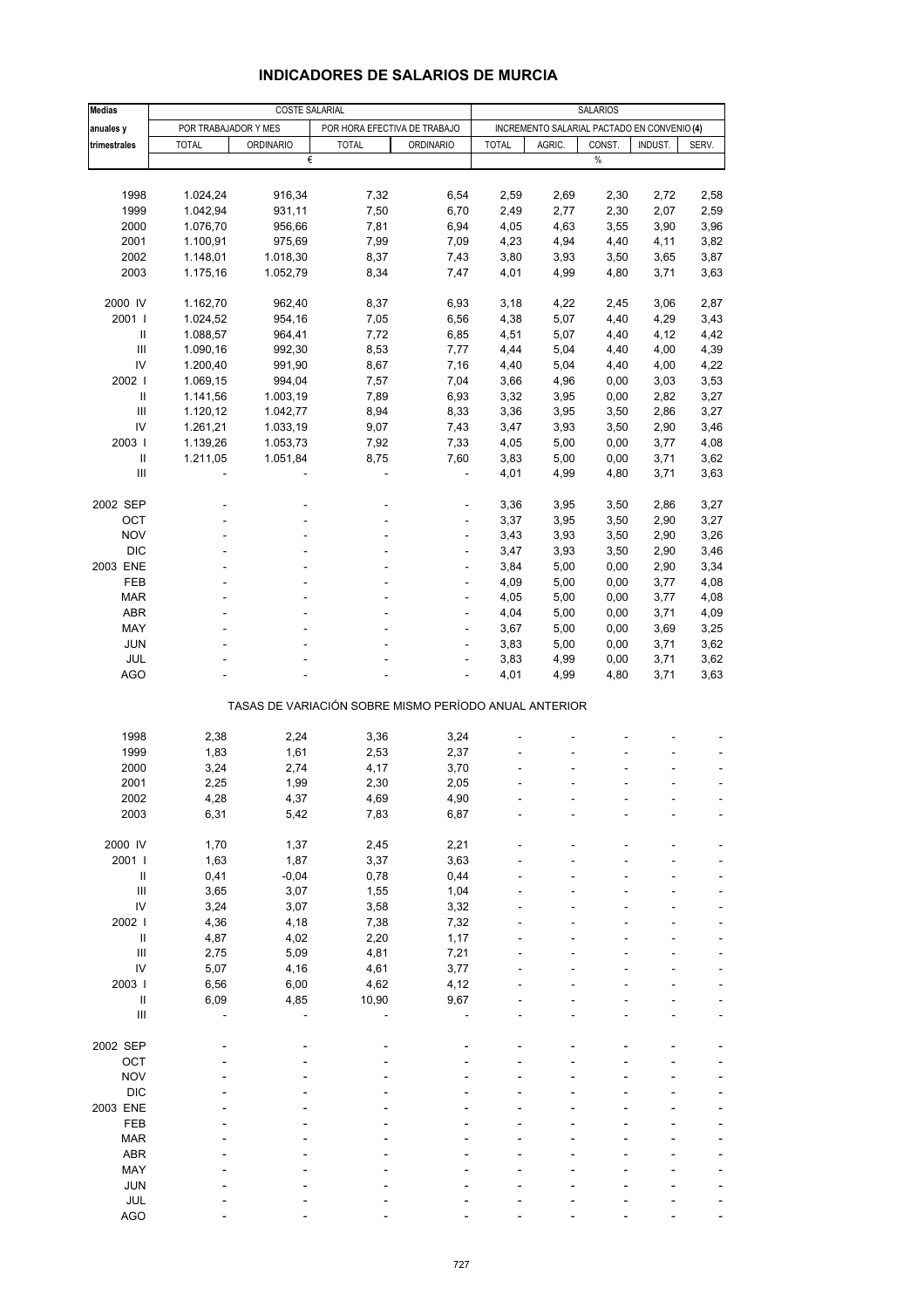# INDICADORES DE SALARIOS DE MURCIA

| Medias anuales y trimestrales | COSTE SALARIAL | | | | SALARIOS | | | | |
|---|---|---|---|---|---|---|---|---|---|
| | POR TRABAJADOR Y MES | | POR HORA EFECTIVA DE TRABAJO | | INCREMENTO SALARIAL PACTADO EN CONVENIO (4) | | | | |
| | TOTAL | ORDINARIO | TOTAL | ORDINARIO | TOTAL | AGRIC. | CONST. | INDUST. | SERV. |
| | € | | | | % | | | | |
| 1998 | 1.024,24 | 916,34 | 7,32 | 6,54 | 2,59 | 2,69 | 2,30 | 2,72 | 2,58 |
| 1999 | 1.042,94 | 931,11 | 7,50 | 6,70 | 2,49 | 2,77 | 2,30 | 2,07 | 2,59 |
| 2000 | 1.076,70 | 956,66 | 7,81 | 6,94 | 4,05 | 4,63 | 3,55 | 3,90 | 3,96 |
| 2001 | 1.100,91 | 975,69 | 7,99 | 7,09 | 4,23 | 4,94 | 4,40 | 4,11 | 3,82 |
| 2002 | 1.148,01 | 1.018,30 | 8,37 | 7,43 | 3,80 | 3,93 | 3,50 | 3,65 | 3,87 |
| 2003 | 1.175,16 | 1.052,79 | 8,34 | 7,47 | 4,01 | 4,99 | 4,80 | 3,71 | 3,63 |
| 2000 IV | 1.162,70 | 962,40 | 8,37 | 6,93 | 3,18 | 4,22 | 2,45 | 3,06 | 2,87 |
| 2001 I | 1.024,52 | 954,16 | 7,05 | 6,56 | 4,38 | 5,07 | 4,40 | 4,29 | 3,43 |
| II | 1.088,57 | 964,41 | 7,72 | 6,85 | 4,51 | 5,07 | 4,40 | 4,12 | 4,42 |
| III | 1.090,16 | 992,30 | 8,53 | 7,77 | 4,44 | 5,04 | 4,40 | 4,00 | 4,39 |
| IV | 1.200,40 | 991,90 | 8,67 | 7,16 | 4,40 | 5,04 | 4,40 | 4,00 | 4,22 |
| 2002 I | 1.069,15 | 994,04 | 7,57 | 7,04 | 3,66 | 4,96 | 0,00 | 3,03 | 3,53 |
| II | 1.141,56 | 1.003,19 | 7,89 | 6,93 | 3,32 | 3,95 | 0,00 | 2,82 | 3,27 |
| III | 1.120,12 | 1.042,77 | 8,94 | 8,33 | 3,36 | 3,95 | 3,50 | 2,86 | 3,27 |
| IV | 1.261,21 | 1.033,19 | 9,07 | 7,43 | 3,47 | 3,93 | 3,50 | 2,90 | 3,46 |
| 2003 I | 1.139,26 | 1.053,73 | 7,92 | 7,33 | 4,05 | 5,00 | 0,00 | 3,77 | 4,08 |
| II | 1.211,05 | 1.051,84 | 8,75 | 7,60 | 3,83 | 5,00 | 0,00 | 3,71 | 3,62 |
| III | - | - | - | - | 4,01 | 4,99 | 4,80 | 3,71 | 3,63 |
| 2002 SEP | - | - | - | - | 3,36 | 3,95 | 3,50 | 2,86 | 3,27 |
| OCT | - | - | - | - | 3,37 | 3,95 | 3,50 | 2,90 | 3,27 |
| NOV | - | - | - | - | 3,43 | 3,93 | 3,50 | 2,90 | 3,26 |
| DIC | - | - | - | - | 3,47 | 3,93 | 3,50 | 2,90 | 3,46 |
| 2003 ENE | - | - | - | - | 3,84 | 5,00 | 0,00 | 2,90 | 3,34 |
| FEB | - | - | - | - | 4,09 | 5,00 | 0,00 | 3,77 | 4,08 |
| MAR | - | - | - | - | 4,05 | 5,00 | 0,00 | 3,77 | 4,08 |
| ABR | - | - | - | - | 4,04 | 5,00 | 0,00 | 3,71 | 4,09 |
| MAY | - | - | - | - | 3,67 | 5,00 | 0,00 | 3,69 | 3,25 |
| JUN | - | - | - | - | 3,83 | 5,00 | 0,00 | 3,71 | 3,62 |
| JUL | - | - | - | - | 3,83 | 4,99 | 0,00 | 3,71 | 3,62 |
| AGO | - | - | - | - | 4,01 | 4,99 | 4,80 | 3,71 | 3,63 |
| TASAS DE VARIACIÓN SOBRE MISMO PERÍODO ANUAL ANTERIOR | | | | | | | | | |
| 1998 | 2,38 | 2,24 | 3,36 | 3,24 | - | - | - | - | - |
| 1999 | 1,83 | 1,61 | 2,53 | 2,37 | - | - | - | - | - |
| 2000 | 3,24 | 2,74 | 4,17 | 3,70 | - | - | - | - | - |
| 2001 | 2,25 | 1,99 | 2,30 | 2,05 | - | - | - | - | - |
| 2002 | 4,28 | 4,37 | 4,69 | 4,90 | - | - | - | - | - |
| 2003 | 6,31 | 5,42 | 7,83 | 6,87 | - | - | - | - | - |
| 2000 IV | 1,70 | 1,37 | 2,45 | 2,21 | - | - | - | - | - |
| 2001 I | 1,63 | 1,87 | 3,37 | 3,63 | - | - | - | - | - |
| II | 0,41 | -0,04 | 0,78 | 0,44 | - | - | - | - | - |
| III | 3,65 | 3,07 | 1,55 | 1,04 | - | - | - | - | - |
| IV | 3,24 | 3,07 | 3,58 | 3,32 | - | - | - | - | - |
| 2002 I | 4,36 | 4,18 | 7,38 | 7,32 | - | - | - | - | - |
| II | 4,87 | 4,02 | 2,20 | 1,17 | - | - | - | - | - |
| III | 2,75 | 5,09 | 4,81 | 7,21 | - | - | - | - | - |
| IV | 5,07 | 4,16 | 4,61 | 3,77 | - | - | - | - | - |
| 2003 I | 6,56 | 6,00 | 4,62 | 4,12 | - | - | - | - | - |
| II | 6,09 | 4,85 | 10,90 | 9,67 | - | - | - | - | - |
| III | - | - | - | - | - | - | - | - | - |
| 2002 SEP | - | - | - | - | - | - | - | - | - |
| OCT | - | - | - | - | - | - | - | - | - |
| NOV | - | - | - | - | - | - | - | - | - |
| DIC | - | - | - | - | - | - | - | - | - |
| 2003 ENE | - | - | - | - | - | - | - | - | - |
| FEB | - | - | - | - | - | - | - | - | - |
| MAR | - | - | - | - | - | - | - | - | - |
| ABR | - | - | - | - | - | - | - | - | - |
| MAY | - | - | - | - | - | - | - | - | - |
| JUN | - | - | - | - | - | - | - | - | - |
| JUL | - | - | - | - | - | - | - | - | - |
| AGO | - | - | - | - | - | - | - | - | - |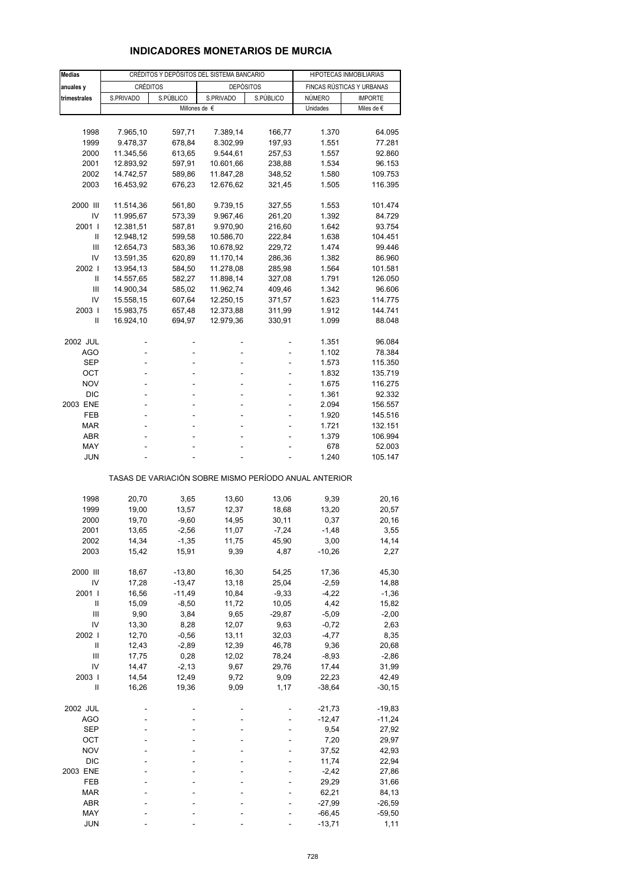# INDICADORES MONETARIOS DE MURCIA

| Medias anuales y trimestrales | CRÉDITOS Y DEPÓSITOS DEL SISTEMA BANCARIO | | | | HIPOTECAS INMOBILIARIAS | |
|---|---|---|---|---|---|---|
| | CRÉDITOS | | DEPÓSITOS | | FINCAS RÚSTICAS Y URBANAS | |
| | S.PRIVADO | S.PÚBLICO | S.PRIVADO | S.PÚBLICO | NÚMERO | IMPORTE |
| | Millones de € | | | | Unidades | Miles de € |
| 1998 | 7.965,10 | 597,71 | 7.389,14 | 166,77 | 1.370 | 64.095 |
| 1999 | 9.478,37 | 678,84 | 8.302,99 | 197,93 | 1.551 | 77.281 |
| 2000 | 11.345,56 | 613,65 | 9.544,61 | 257,53 | 1.557 | 92.860 |
| 2001 | 12.893,92 | 597,91 | 10.601,66 | 238,88 | 1.534 | 96.153 |
| 2002 | 14.742,57 | 589,86 | 11.847,28 | 348,52 | 1.580 | 109.753 |
| 2003 | 16.453,92 | 676,23 | 12.676,62 | 321,45 | 1.505 | 116.395 |
| 2000 III | 11.514,36 | 561,80 | 9.739,15 | 327,55 | 1.553 | 101.474 |
| IV | 11.995,67 | 573,39 | 9.967,46 | 261,20 | 1.392 | 84.729 |
| 2001 I | 12.381,51 | 587,81 | 9.970,90 | 216,60 | 1.642 | 93.754 |
| II | 12.948,12 | 599,58 | 10.586,70 | 222,84 | 1.638 | 104.451 |
| III | 12.654,73 | 583,36 | 10.678,92 | 229,72 | 1.474 | 99.446 |
| IV | 13.591,35 | 620,89 | 11.170,14 | 286,36 | 1.382 | 86.960 |
| 2002 I | 13.954,13 | 584,50 | 11.278,08 | 285,98 | 1.564 | 101.581 |
| II | 14.557,65 | 582,27 | 11.898,14 | 327,08 | 1.791 | 126.050 |
| III | 14.900,34 | 585,02 | 11.962,74 | 409,46 | 1.342 | 96.606 |
| IV | 15.558,15 | 607,64 | 12.250,15 | 371,57 | 1.623 | 114.775 |
| 2003 I | 15.983,75 | 657,48 | 12.373,88 | 311,99 | 1.912 | 144.741 |
| II | 16.924,10 | 694,97 | 12.979,36 | 330,91 | 1.099 | 88.048 |
| 2002 JUL | - | - | - | - | 1.351 | 96.084 |
| AGO | - | - | - | - | 1.102 | 78.384 |
| SEP | - | - | - | - | 1.573 | 115.350 |
| OCT | - | - | - | - | 1.832 | 135.719 |
| NOV | - | - | - | - | 1.675 | 116.275 |
| DIC | - | - | - | - | 1.361 | 92.332 |
| 2003 ENE | - | - | - | - | 2.094 | 156.557 |
| FEB | - | - | - | - | 1.920 | 145.516 |
| MAR | - | - | - | - | 1.721 | 132.151 |
| ABR | - | - | - | - | 1.379 | 106.994 |
| MAY | - | - | - | - | 678 | 52.003 |
| JUN | - | - | - | - | 1.240 | 105.147 |
| TASAS DE VARIACIÓN SOBRE MISMO PERÍODO ANUAL ANTERIOR | | | | | | |
| 1998 | 20,70 | 3,65 | 13,60 | 13,06 | 9,39 | 20,16 |
| 1999 | 19,00 | 13,57 | 12,37 | 18,68 | 13,20 | 20,57 |
| 2000 | 19,70 | -9,60 | 14,95 | 30,11 | 0,37 | 20,16 |
| 2001 | 13,65 | -2,56 | 11,07 | -7,24 | -1,48 | 3,55 |
| 2002 | 14,34 | -1,35 | 11,75 | 45,90 | 3,00 | 14,14 |
| 2003 | 15,42 | 15,91 | 9,39 | 4,87 | -10,26 | 2,27 |
| 2000 III | 18,67 | -13,80 | 16,30 | 54,25 | 17,36 | 45,30 |
| IV | 17,28 | -13,47 | 13,18 | 25,04 | -2,59 | 14,88 |
| 2001 I | 16,56 | -11,49 | 10,84 | -9,33 | -4,22 | -1,36 |
| II | 15,09 | -8,50 | 11,72 | 10,05 | 4,42 | 15,82 |
| III | 9,90 | 3,84 | 9,65 | -29,87 | -5,09 | -2,00 |
| IV | 13,30 | 8,28 | 12,07 | 9,63 | -0,72 | 2,63 |
| 2002 I | 12,70 | -0,56 | 13,11 | 32,03 | -4,77 | 8,35 |
| II | 12,43 | -2,89 | 12,39 | 46,78 | 9,36 | 20,68 |
| III | 17,75 | 0,28 | 12,02 | 78,24 | -8,93 | -2,86 |
| IV | 14,47 | -2,13 | 9,67 | 29,76 | 17,44 | 31,99 |
| 2003 I | 14,54 | 12,49 | 9,72 | 9,09 | 22,23 | 42,49 |
| II | 16,26 | 19,36 | 9,09 | 1,17 | -38,64 | -30,15 |
| 2002 JUL | - | - | - | - | -21,73 | -19,83 |
| AGO | - | - | - | - | -12,47 | -11,24 |
| SEP | - | - | - | - | 9,54 | 27,92 |
| OCT | - | - | - | - | 7,20 | 29,97 |
| NOV | - | - | - | - | 37,52 | 42,93 |
| DIC | - | - | - | - | 11,74 | 22,94 |
| 2003 ENE | - | - | - | - | -2,42 | 27,86 |
| FEB | - | - | - | - | 29,29 | 31,66 |
| MAR | - | - | - | - | 62,21 | 84,13 |
| ABR | - | - | - | - | -27,99 | -26,59 |
| MAY | - | - | - | - | -66,45 | -59,50 |
| JUN | - | - | - | - | -13,71 | 1,11 |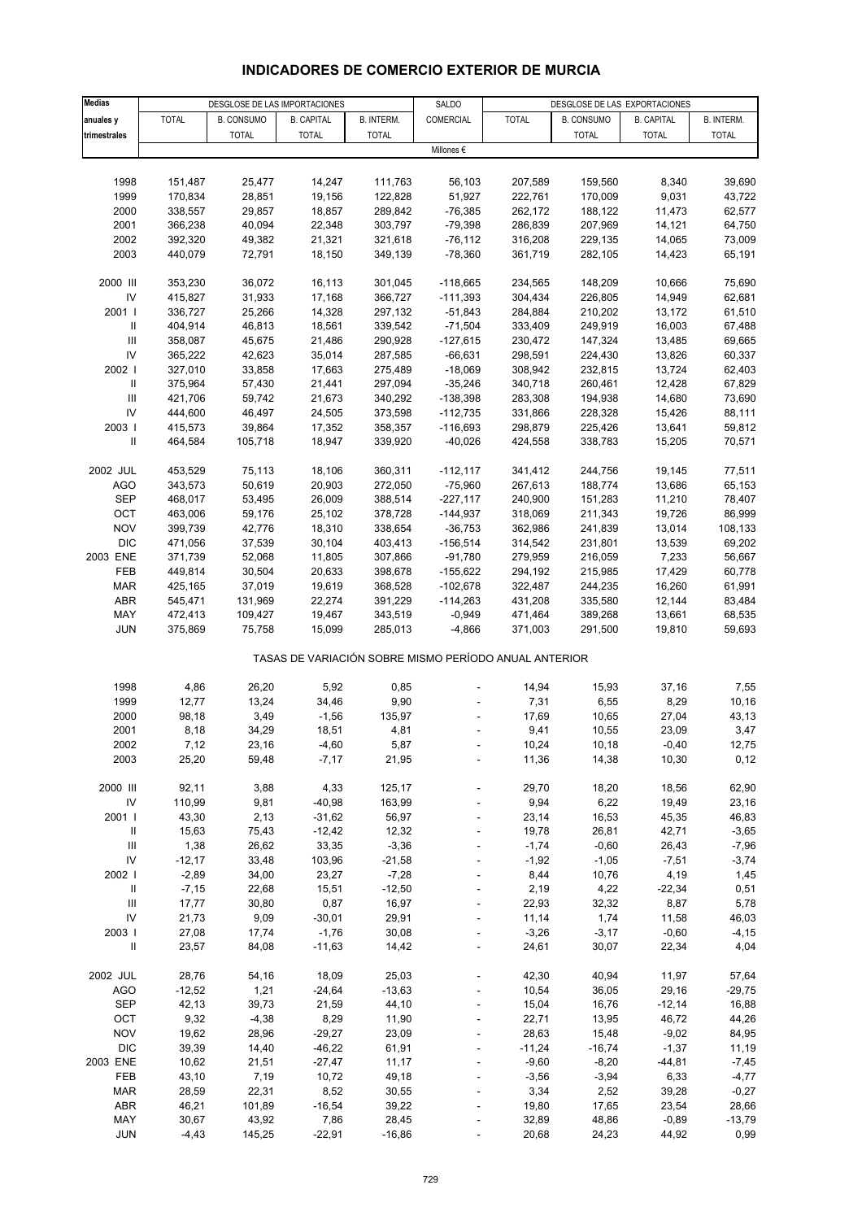# INDICADORES DE COMERCIO EXTERIOR DE MURCIA

| Medias anuales y trimestrales | DESGLOSE DE LAS IMPORTACIONES | | | | SALDO COMERCIAL | DESGLOSE DE LAS EXPORTACIONES | | | |
|---|---|---|---|---|---|---|---|---|---|
| | TOTAL | B. CONSUMO TOTAL | B. CAPITAL TOTAL | B. INTERM. TOTAL | | TOTAL | B. CONSUMO TOTAL | B. CAPITAL TOTAL | B. INTERM. TOTAL |
| | | | | | Millones € | | | | |
| 1998 | 151,487 | 25,477 | 14,247 | 111,763 | 56,103 | 207,589 | 159,560 | 8,340 | 39,690 |
| 1999 | 170,834 | 28,851 | 19,156 | 122,828 | 51,927 | 222,761 | 170,009 | 9,031 | 43,722 |
| 2000 | 338,557 | 29,857 | 18,857 | 289,842 | -76,385 | 262,172 | 188,122 | 11,473 | 62,577 |
| 2001 | 366,238 | 40,094 | 22,348 | 303,797 | -79,398 | 286,839 | 207,969 | 14,121 | 64,750 |
| 2002 | 392,320 | 49,382 | 21,321 | 321,618 | -76,112 | 316,208 | 229,135 | 14,065 | 73,009 |
| 2003 | 440,079 | 72,791 | 18,150 | 349,139 | -78,360 | 361,719 | 282,105 | 14,423 | 65,191 |
| 2000 III | 353,230 | 36,072 | 16,113 | 301,045 | -118,665 | 234,565 | 148,209 | 10,666 | 75,690 |
| IV | 415,827 | 31,933 | 17,168 | 366,727 | -111,393 | 304,434 | 226,805 | 14,949 | 62,681 |
| 2001 I | 336,727 | 25,266 | 14,328 | 297,132 | -51,843 | 284,884 | 210,202 | 13,172 | 61,510 |
| II | 404,914 | 46,813 | 18,561 | 339,542 | -71,504 | 333,409 | 249,919 | 16,003 | 67,488 |
| III | 358,087 | 45,675 | 21,486 | 290,928 | -127,615 | 230,472 | 147,324 | 13,485 | 69,665 |
| IV | 365,222 | 42,623 | 35,014 | 287,585 | -66,631 | 298,591 | 224,430 | 13,826 | 60,337 |
| 2002 I | 327,010 | 33,858 | 17,663 | 275,489 | -18,069 | 308,942 | 232,815 | 13,724 | 62,403 |
| II | 375,964 | 57,430 | 21,441 | 297,094 | -35,246 | 340,718 | 260,461 | 12,428 | 67,829 |
| III | 421,706 | 59,742 | 21,673 | 340,292 | -138,398 | 283,308 | 194,938 | 14,680 | 73,690 |
| IV | 444,600 | 46,497 | 24,505 | 373,598 | -112,735 | 331,866 | 228,328 | 15,426 | 88,111 |
| 2003 I | 415,573 | 39,864 | 17,352 | 358,357 | -116,693 | 298,879 | 225,426 | 13,641 | 59,812 |
| II | 464,584 | 105,718 | 18,947 | 339,920 | -40,026 | 424,558 | 338,783 | 15,205 | 70,571 |
| 2002 JUL | 453,529 | 75,113 | 18,106 | 360,311 | -112,117 | 341,412 | 244,756 | 19,145 | 77,511 |
| AGO | 343,573 | 50,619 | 20,903 | 272,050 | -75,960 | 267,613 | 188,774 | 13,686 | 65,153 |
| SEP | 468,017 | 53,495 | 26,009 | 388,514 | -227,117 | 240,900 | 151,283 | 11,210 | 78,407 |
| OCT | 463,006 | 59,176 | 25,102 | 378,728 | -144,937 | 318,069 | 211,343 | 19,726 | 86,999 |
| NOV | 399,739 | 42,776 | 18,310 | 338,654 | -36,753 | 362,986 | 241,839 | 13,014 | 108,133 |
| DIC | 471,056 | 37,539 | 30,104 | 403,413 | -156,514 | 314,542 | 231,801 | 13,539 | 69,202 |
| 2003 ENE | 371,739 | 52,068 | 11,805 | 307,866 | -91,780 | 279,959 | 216,059 | 7,233 | 56,667 |
| FEB | 449,814 | 30,504 | 20,633 | 398,678 | -155,622 | 294,192 | 215,985 | 17,429 | 60,778 |
| MAR | 425,165 | 37,019 | 19,619 | 368,528 | -102,678 | 322,487 | 244,235 | 16,260 | 61,991 |
| ABR | 545,471 | 131,969 | 22,274 | 391,229 | -114,263 | 431,208 | 335,580 | 12,144 | 83,484 |
| MAY | 472,413 | 109,427 | 19,467 | 343,519 | -0,949 | 471,464 | 389,268 | 13,661 | 68,535 |
| JUN | 375,869 | 75,758 | 15,099 | 285,013 | -4,866 | 371,003 | 291,500 | 19,810 | 59,693 |
| | TASAS DE VARIACIÓN SOBRE MISMO PERÍODO ANUAL ANTERIOR | | | | | | | | |
| 1998 | 4,86 | 26,20 | 5,92 | 0,85 | - | 14,94 | 15,93 | 37,16 | 7,55 |
| 1999 | 12,77 | 13,24 | 34,46 | 9,90 | - | 7,31 | 6,55 | 8,29 | 10,16 |
| 2000 | 98,18 | 3,49 | -1,56 | 135,97 | - | 17,69 | 10,65 | 27,04 | 43,13 |
| 2001 | 8,18 | 34,29 | 18,51 | 4,81 | - | 9,41 | 10,55 | 23,09 | 3,47 |
| 2002 | 7,12 | 23,16 | -4,60 | 5,87 | - | 10,24 | 10,18 | -0,40 | 12,75 |
| 2003 | 25,20 | 59,48 | -7,17 | 21,95 | - | 11,36 | 14,38 | 10,30 | 0,12 |
| 2000 III | 92,11 | 3,88 | 4,33 | 125,17 | - | 29,70 | 18,20 | 18,56 | 62,90 |
| IV | 110,99 | 9,81 | -40,98 | 163,99 | - | 9,94 | 6,22 | 19,49 | 23,16 |
| 2001 I | 43,30 | 2,13 | -31,62 | 56,97 | - | 23,14 | 16,53 | 45,35 | 46,83 |
| II | 15,63 | 75,43 | -12,42 | 12,32 | - | 19,78 | 26,81 | 42,71 | -3,65 |
| III | 1,38 | 26,62 | 33,35 | -3,36 | - | -1,74 | -0,60 | 26,43 | -7,96 |
| IV | -12,17 | 33,48 | 103,96 | -21,58 | - | -1,92 | -1,05 | -7,51 | -3,74 |
| 2002 I | -2,89 | 34,00 | 23,27 | -7,28 | - | 8,44 | 10,76 | 4,19 | 1,45 |
| II | -7,15 | 22,68 | 15,51 | -12,50 | - | 2,19 | 4,22 | -22,34 | 0,51 |
| III | 17,77 | 30,80 | 0,87 | 16,97 | - | 22,93 | 32,32 | 8,87 | 5,78 |
| IV | 21,73 | 9,09 | -30,01 | 29,91 | - | 11,14 | 1,74 | 11,58 | 46,03 |
| 2003 I | 27,08 | 17,74 | -1,76 | 30,08 | - | -3,26 | -3,17 | -0,60 | -4,15 |
| II | 23,57 | 84,08 | -11,63 | 14,42 | - | 24,61 | 30,07 | 22,34 | 4,04 |
| 2002 JUL | 28,76 | 54,16 | 18,09 | 25,03 | - | 42,30 | 40,94 | 11,97 | 57,64 |
| AGO | -12,52 | 1,21 | -24,64 | -13,63 | - | 10,54 | 36,05 | 29,16 | -29,75 |
| SEP | 42,13 | 39,73 | 21,59 | 44,10 | - | 15,04 | 16,76 | -12,14 | 16,88 |
| OCT | 9,32 | -4,38 | 8,29 | 11,90 | - | 22,71 | 13,95 | 46,72 | 44,26 |
| NOV | 19,62 | 28,96 | -29,27 | 23,09 | - | 28,63 | 15,48 | -9,02 | 84,95 |
| DIC | 39,39 | 14,40 | -46,22 | 61,91 | - | -11,24 | -16,74 | -1,37 | 11,19 |
| 2003 ENE | 10,62 | 21,51 | -27,47 | 11,17 | - | -9,60 | -8,20 | -44,81 | -7,45 |
| FEB | 43,10 | 7,19 | 10,72 | 49,18 | - | -3,56 | -3,94 | 6,33 | -4,77 |
| MAR | 28,59 | 22,31 | 8,52 | 30,55 | - | 3,34 | 2,52 | 39,28 | -0,27 |
| ABR | 46,21 | 101,89 | -16,54 | 39,22 | - | 19,80 | 17,65 | 23,54 | 28,66 |
| MAY | 30,67 | 43,92 | 7,86 | 28,45 | - | 32,89 | 48,86 | -0,89 | -13,79 |
| JUN | -4,43 | 145,25 | -22,91 | -16,86 | - | 20,68 | 24,23 | 44,92 | 0,99 |